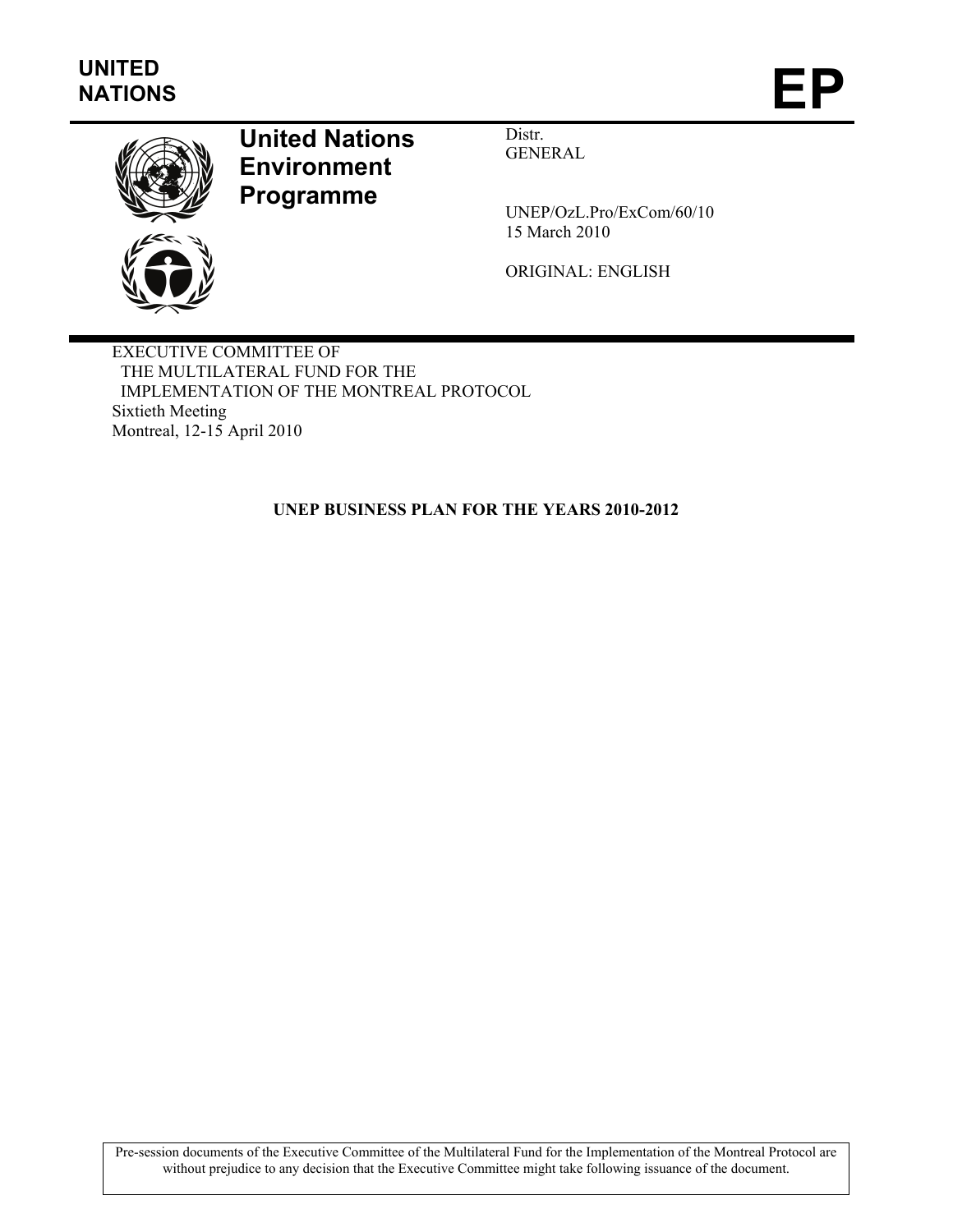UNITED NATIONS

# EP

**United Nations Environment Programme**

Distr.
GENERAL

UNEP/OzL.Pro/ExCom/60/10
15 March 2010

ORIGINAL: ENGLISH

EXECUTIVE COMMITTEE OF
THE MULTILATERAL FUND FOR THE
IMPLEMENTATION OF THE MONTREAL PROTOCOL
Sixtieth Meeting
Montreal, 12-15 April 2010

## UNEP BUSINESS PLAN FOR THE YEARS 2010-2012

Pre-session documents of the Executive Committee of the Multilateral Fund for the Implementation of the Montreal Protocol are without prejudice to any decision that the Executive Committee might take following issuance of the document.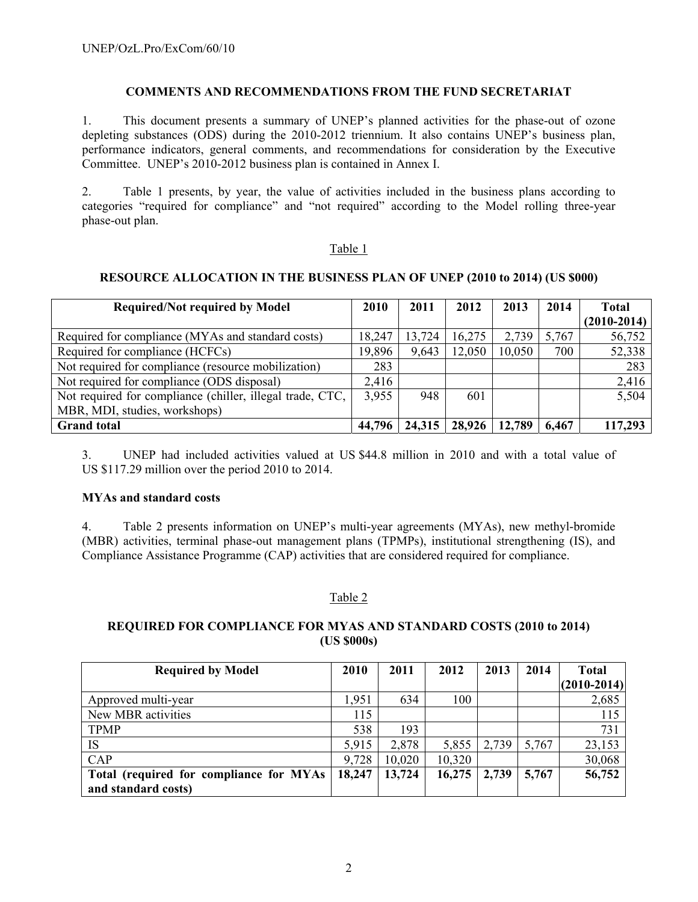## COMMENTS AND RECOMMENDATIONS FROM THE FUND SECRETARIAT

1. This document presents a summary of UNEP's planned activities for the phase-out of ozone depleting substances (ODS) during the 2010-2012 triennium. It also contains UNEP's business plan, performance indicators, general comments, and recommendations for consideration by the Executive Committee. UNEP's 2010-2012 business plan is contained in Annex I.

2. Table 1 presents, by year, the value of activities included in the business plans according to categories "required for compliance" and "not required" according to the Model rolling three-year phase-out plan.

Table 1

**RESOURCE ALLOCATION IN THE BUSINESS PLAN OF UNEP (2010 to 2014) (US $000)**

| Required/Not required by Model | 2010 | 2011 | 2012 | 2013 | 2014 | Total (2010-2014) |
|---|---|---|---|---|---|---|
| Required for compliance (MYAs and standard costs) | 18,247 | 13,724 | 16,275 | 2,739 | 5,767 | 56,752 |
| Required for compliance (HCFCs) | 19,896 | 9,643 | 12,050 | 10,050 | 700 | 52,338 |
| Not required for compliance (resource mobilization) | 283 | | | | | 283 |
| Not required for compliance (ODS disposal) | 2,416 | | | | | 2,416 |
| Not required for compliance (chiller, illegal trade, CTC, MBR, MDI, studies, workshops) | 3,955 | 948 | 601 | | | 5,504 |
| **Grand total** | **44,796** | **24,315** | **28,926** | **12,789** | **6,467** | **117,293** |

3. UNEP had included activities valued at US $44.8 million in 2010 and with a total value of US $117.29 million over the period 2010 to 2014.

**MYAs and standard costs**

4. Table 2 presents information on UNEP's multi-year agreements (MYAs), new methyl-bromide (MBR) activities, terminal phase-out management plans (TPMPs), institutional strengthening (IS), and Compliance Assistance Programme (CAP) activities that are considered required for compliance.

Table 2

**REQUIRED FOR COMPLIANCE FOR MYAS AND STANDARD COSTS (2010 to 2014) (US $000s)**

| Required by Model | 2010 | 2011 | 2012 | 2013 | 2014 | Total (2010-2014) |
|---|---|---|---|---|---|---|
| Approved multi-year | 1,951 | 634 | 100 | | | 2,685 |
| New MBR activities | 115 | | | | | 115 |
| TPMP | 538 | 193 | | | | 731 |
| IS | 5,915 | 2,878 | 5,855 | 2,739 | 5,767 | 23,153 |
| CAP | 9,728 | 10,020 | 10,320 | | | 30,068 |
| **Total (required for compliance for MYAs and standard costs)** | **18,247** | **13,724** | **16,275** | **2,739** | **5,767** | **56,752** |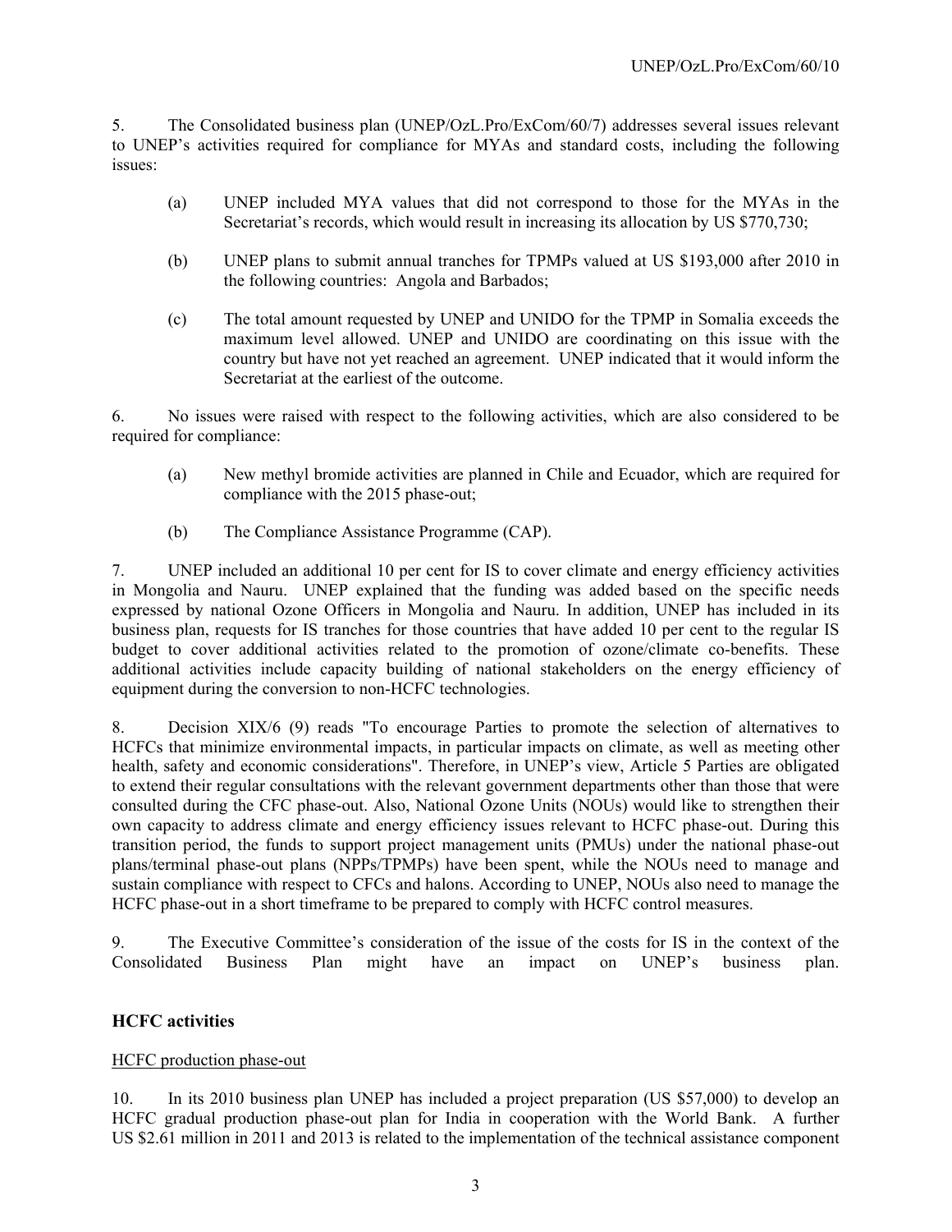5. The Consolidated business plan (UNEP/OzL.Pro/ExCom/60/7) addresses several issues relevant to UNEP's activities required for compliance for MYAs and standard costs, including the following issues:

(a) UNEP included MYA values that did not correspond to those for the MYAs in the Secretariat's records, which would result in increasing its allocation by US $770,730;

(b) UNEP plans to submit annual tranches for TPMPs valued at US $193,000 after 2010 in the following countries: Angola and Barbados;

(c) The total amount requested by UNEP and UNIDO for the TPMP in Somalia exceeds the maximum level allowed. UNEP and UNIDO are coordinating on this issue with the country but have not yet reached an agreement. UNEP indicated that it would inform the Secretariat at the earliest of the outcome.

6. No issues were raised with respect to the following activities, which are also considered to be required for compliance:

(a) New methyl bromide activities are planned in Chile and Ecuador, which are required for compliance with the 2015 phase-out;

(b) The Compliance Assistance Programme (CAP).

7. UNEP included an additional 10 per cent for IS to cover climate and energy efficiency activities in Mongolia and Nauru. UNEP explained that the funding was added based on the specific needs expressed by national Ozone Officers in Mongolia and Nauru. In addition, UNEP has included in its business plan, requests for IS tranches for those countries that have added 10 per cent to the regular IS budget to cover additional activities related to the promotion of ozone/climate co-benefits. These additional activities include capacity building of national stakeholders on the energy efficiency of equipment during the conversion to non-HCFC technologies.

8. Decision XIX/6 (9) reads "To encourage Parties to promote the selection of alternatives to HCFCs that minimize environmental impacts, in particular impacts on climate, as well as meeting other health, safety and economic considerations". Therefore, in UNEP's view, Article 5 Parties are obligated to extend their regular consultations with the relevant government departments other than those that were consulted during the CFC phase-out. Also, National Ozone Units (NOUs) would like to strengthen their own capacity to address climate and energy efficiency issues relevant to HCFC phase-out. During this transition period, the funds to support project management units (PMUs) under the national phase-out plans/terminal phase-out plans (NPPs/TPMPs) have been spent, while the NOUs need to manage and sustain compliance with respect to CFCs and halons. According to UNEP, NOUs also need to manage the HCFC phase-out in a short timeframe to be prepared to comply with HCFC control measures.

9. The Executive Committee's consideration of the issue of the costs for IS in the context of the Consolidated Business Plan might have an impact on UNEP's business plan.

## HCFC activities

HCFC production phase-out

10. In its 2010 business plan UNEP has included a project preparation (US $57,000) to develop an HCFC gradual production phase-out plan for India in cooperation with the World Bank. A further US $2.61 million in 2011 and 2013 is related to the implementation of the technical assistance component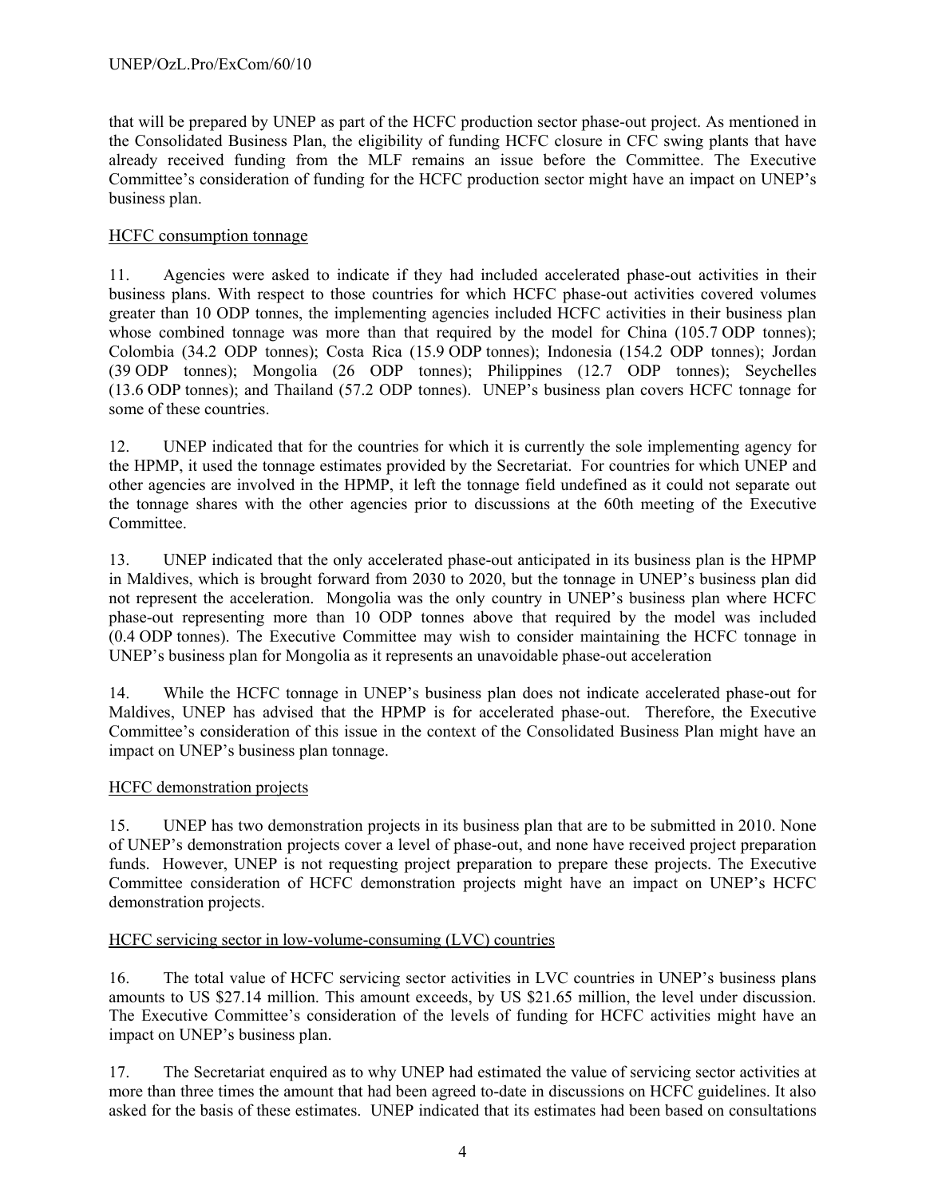that will be prepared by UNEP as part of the HCFC production sector phase-out project. As mentioned in the Consolidated Business Plan, the eligibility of funding HCFC closure in CFC swing plants that have already received funding from the MLF remains an issue before the Committee. The Executive Committee's consideration of funding for the HCFC production sector might have an impact on UNEP's business plan.

HCFC consumption tonnage

11. Agencies were asked to indicate if they had included accelerated phase-out activities in their business plans. With respect to those countries for which HCFC phase-out activities covered volumes greater than 10 ODP tonnes, the implementing agencies included HCFC activities in their business plan whose combined tonnage was more than that required by the model for China (105.7 ODP tonnes); Colombia (34.2 ODP tonnes); Costa Rica (15.9 ODP tonnes); Indonesia (154.2 ODP tonnes); Jordan (39 ODP tonnes); Mongolia (26 ODP tonnes); Philippines (12.7 ODP tonnes); Seychelles (13.6 ODP tonnes); and Thailand (57.2 ODP tonnes). UNEP's business plan covers HCFC tonnage for some of these countries.

12. UNEP indicated that for the countries for which it is currently the sole implementing agency for the HPMP, it used the tonnage estimates provided by the Secretariat. For countries for which UNEP and other agencies are involved in the HPMP, it left the tonnage field undefined as it could not separate out the tonnage shares with the other agencies prior to discussions at the 60th meeting of the Executive Committee.

13. UNEP indicated that the only accelerated phase-out anticipated in its business plan is the HPMP in Maldives, which is brought forward from 2030 to 2020, but the tonnage in UNEP's business plan did not represent the acceleration. Mongolia was the only country in UNEP's business plan where HCFC phase-out representing more than 10 ODP tonnes above that required by the model was included (0.4 ODP tonnes). The Executive Committee may wish to consider maintaining the HCFC tonnage in UNEP's business plan for Mongolia as it represents an unavoidable phase-out acceleration

14. While the HCFC tonnage in UNEP's business plan does not indicate accelerated phase-out for Maldives, UNEP has advised that the HPMP is for accelerated phase-out. Therefore, the Executive Committee's consideration of this issue in the context of the Consolidated Business Plan might have an impact on UNEP's business plan tonnage.

HCFC demonstration projects

15. UNEP has two demonstration projects in its business plan that are to be submitted in 2010. None of UNEP's demonstration projects cover a level of phase-out, and none have received project preparation funds. However, UNEP is not requesting project preparation to prepare these projects. The Executive Committee consideration of HCFC demonstration projects might have an impact on UNEP's HCFC demonstration projects.

HCFC servicing sector in low-volume-consuming (LVC) countries

16. The total value of HCFC servicing sector activities in LVC countries in UNEP's business plans amounts to US $27.14 million. This amount exceeds, by US $21.65 million, the level under discussion. The Executive Committee's consideration of the levels of funding for HCFC activities might have an impact on UNEP's business plan.

17. The Secretariat enquired as to why UNEP had estimated the value of servicing sector activities at more than three times the amount that had been agreed to-date in discussions on HCFC guidelines. It also asked for the basis of these estimates. UNEP indicated that its estimates had been based on consultations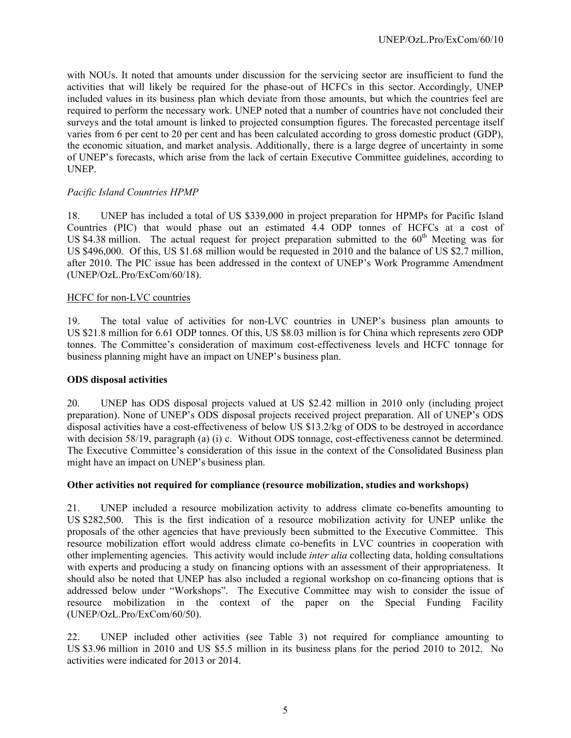with NOUs. It noted that amounts under discussion for the servicing sector are insufficient to fund the activities that will likely be required for the phase-out of HCFCs in this sector. Accordingly, UNEP included values in its business plan which deviate from those amounts, but which the countries feel are required to perform the necessary work. UNEP noted that a number of countries have not concluded their surveys and the total amount is linked to projected consumption figures. The forecasted percentage itself varies from 6 per cent to 20 per cent and has been calculated according to gross domestic product (GDP), the economic situation, and market analysis. Additionally, there is a large degree of uncertainty in some of UNEP's forecasts, which arise from the lack of certain Executive Committee guidelines, according to UNEP.

*Pacific Island Countries HPMP*

18. UNEP has included a total of US $339,000 in project preparation for HPMPs for Pacific Island Countries (PIC) that would phase out an estimated 4.4 ODP tonnes of HCFCs at a cost of US $4.38 million. The actual request for project preparation submitted to the 60th Meeting was for US $496,000. Of this, US $1.68 million would be requested in 2010 and the balance of US $2.7 million, after 2010. The PIC issue has been addressed in the context of UNEP's Work Programme Amendment (UNEP/OzL.Pro/ExCom/60/18).

HCFC for non-LVC countries

19. The total value of activities for non-LVC countries in UNEP's business plan amounts to US $21.8 million for 6.61 ODP tonnes. Of this, US $8.03 million is for China which represents zero ODP tonnes. The Committee's consideration of maximum cost-effectiveness levels and HCFC tonnage for business planning might have an impact on UNEP's business plan.

**ODS disposal activities**

20. UNEP has ODS disposal projects valued at US $2.42 million in 2010 only (including project preparation). None of UNEP's ODS disposal projects received project preparation. All of UNEP's ODS disposal activities have a cost-effectiveness of below US $13.2/kg of ODS to be destroyed in accordance with decision 58/19, paragraph (a) (i) c. Without ODS tonnage, cost-effectiveness cannot be determined. The Executive Committee's consideration of this issue in the context of the Consolidated Business plan might have an impact on UNEP's business plan.

**Other activities not required for compliance (resource mobilization, studies and workshops)**

21. UNEP included a resource mobilization activity to address climate co-benefits amounting to US $282,500. This is the first indication of a resource mobilization activity for UNEP unlike the proposals of the other agencies that have previously been submitted to the Executive Committee. This resource mobilization effort would address climate co-benefits in LVC countries in cooperation with other implementing agencies. This activity would include *inter alia* collecting data, holding consultations with experts and producing a study on financing options with an assessment of their appropriateness. It should also be noted that UNEP has also included a regional workshop on co-financing options that is addressed below under "Workshops". The Executive Committee may wish to consider the issue of resource mobilization in the context of the paper on the Special Funding Facility (UNEP/OzL.Pro/ExCom/60/50).

22. UNEP included other activities (see Table 3) not required for compliance amounting to US $3.96 million in 2010 and US $5.5 million in its business plans for the period 2010 to 2012. No activities were indicated for 2013 or 2014.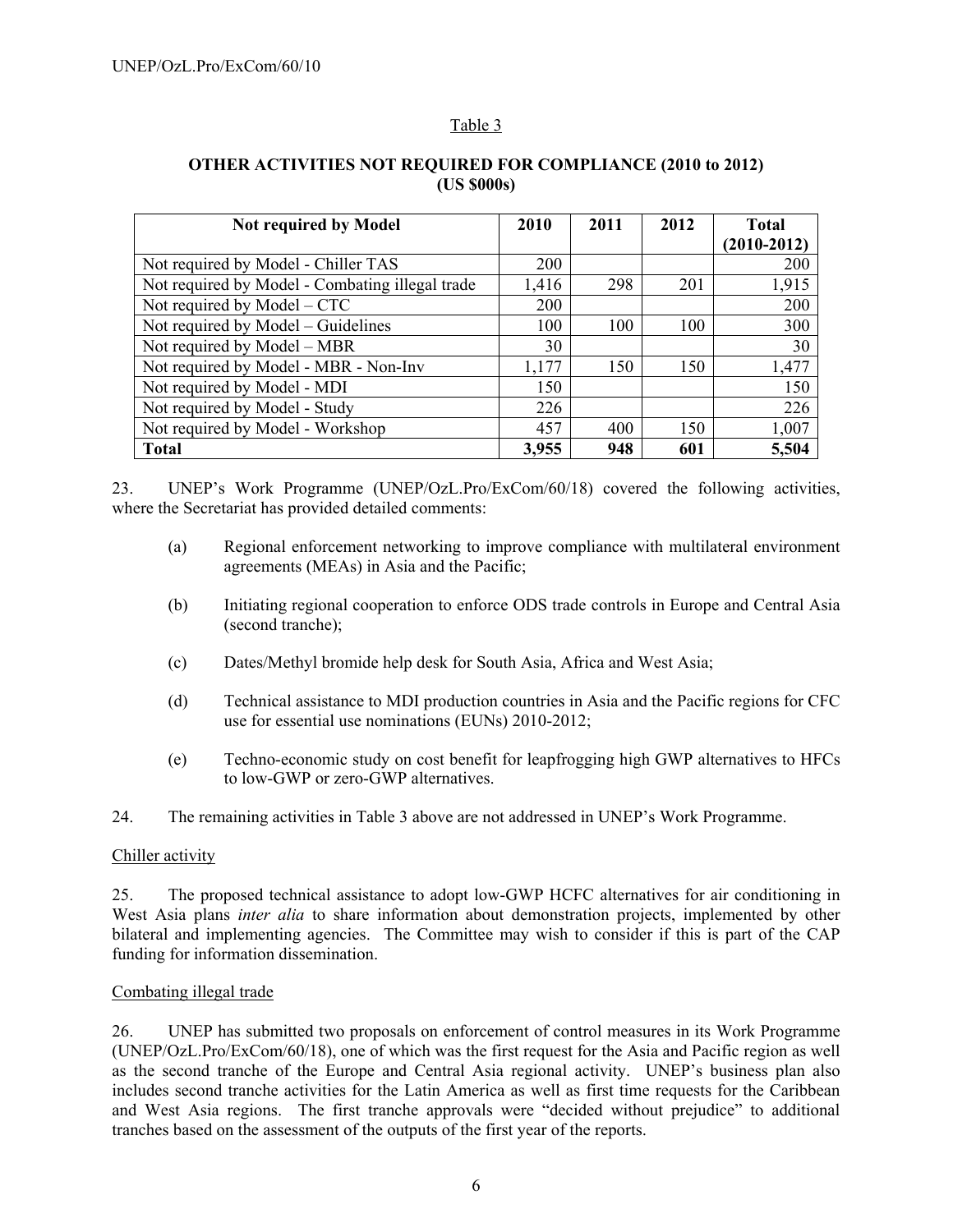Table 3

**OTHER ACTIVITIES NOT REQUIRED FOR COMPLIANCE (2010 to 2012) (US $000s)**

| Not required by Model | 2010 | 2011 | 2012 | Total (2010-2012) |
|---|---|---|---|---|
| Not required by Model - Chiller TAS | 200 | | | 200 |
| Not required by Model - Combating illegal trade | 1,416 | 298 | 201 | 1,915 |
| Not required by Model – CTC | 200 | | | 200 |
| Not required by Model – Guidelines | 100 | 100 | 100 | 300 |
| Not required by Model – MBR | 30 | | | 30 |
| Not required by Model - MBR - Non-Inv | 1,177 | 150 | 150 | 1,477 |
| Not required by Model - MDI | 150 | | | 150 |
| Not required by Model - Study | 226 | | | 226 |
| Not required by Model - Workshop | 457 | 400 | 150 | 1,007 |
| **Total** | **3,955** | **948** | **601** | **5,504** |

23. UNEP's Work Programme (UNEP/OzL.Pro/ExCom/60/18) covered the following activities, where the Secretariat has provided detailed comments:

(a) Regional enforcement networking to improve compliance with multilateral environment agreements (MEAs) in Asia and the Pacific;

(b) Initiating regional cooperation to enforce ODS trade controls in Europe and Central Asia (second tranche);

(c) Dates/Methyl bromide help desk for South Asia, Africa and West Asia;

(d) Technical assistance to MDI production countries in Asia and the Pacific regions for CFC use for essential use nominations (EUNs) 2010-2012;

(e) Techno-economic study on cost benefit for leapfrogging high GWP alternatives to HFCs to low-GWP or zero-GWP alternatives.

24. The remaining activities in Table 3 above are not addressed in UNEP's Work Programme.

Chiller activity

25. The proposed technical assistance to adopt low-GWP HCFC alternatives for air conditioning in West Asia plans *inter alia* to share information about demonstration projects, implemented by other bilateral and implementing agencies. The Committee may wish to consider if this is part of the CAP funding for information dissemination.

Combating illegal trade

26. UNEP has submitted two proposals on enforcement of control measures in its Work Programme (UNEP/OzL.Pro/ExCom/60/18), one of which was the first request for the Asia and Pacific region as well as the second tranche of the Europe and Central Asia regional activity. UNEP's business plan also includes second tranche activities for the Latin America as well as first time requests for the Caribbean and West Asia regions. The first tranche approvals were "decided without prejudice" to additional tranches based on the assessment of the outputs of the first year of the reports.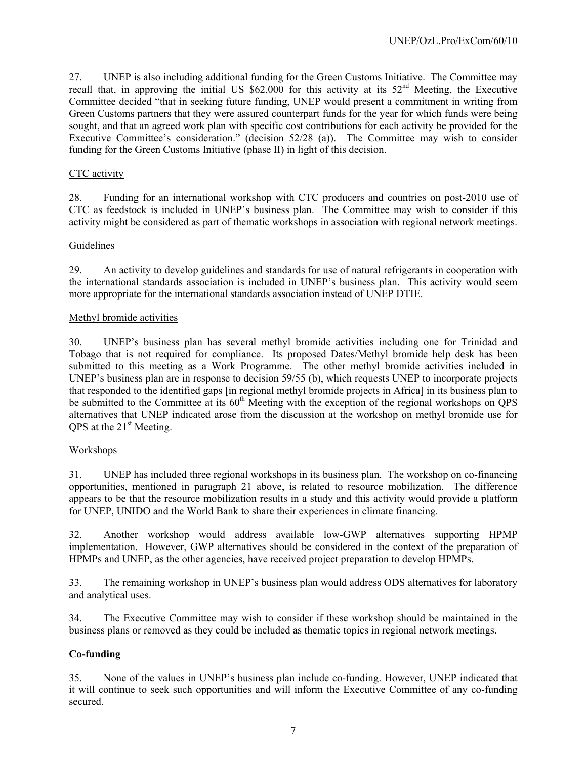27. UNEP is also including additional funding for the Green Customs Initiative. The Committee may recall that, in approving the initial US $62,000 for this activity at its 52nd Meeting, the Executive Committee decided "that in seeking future funding, UNEP would present a commitment in writing from Green Customs partners that they were assured counterpart funds for the year for which funds were being sought, and that an agreed work plan with specific cost contributions for each activity be provided for the Executive Committee's consideration." (decision 52/28 (a)). The Committee may wish to consider funding for the Green Customs Initiative (phase II) in light of this decision.

CTC activity

28. Funding for an international workshop with CTC producers and countries on post-2010 use of CTC as feedstock is included in UNEP's business plan. The Committee may wish to consider if this activity might be considered as part of thematic workshops in association with regional network meetings.

Guidelines

29. An activity to develop guidelines and standards for use of natural refrigerants in cooperation with the international standards association is included in UNEP's business plan. This activity would seem more appropriate for the international standards association instead of UNEP DTIE.

Methyl bromide activities

30. UNEP's business plan has several methyl bromide activities including one for Trinidad and Tobago that is not required for compliance. Its proposed Dates/Methyl bromide help desk has been submitted to this meeting as a Work Programme. The other methyl bromide activities included in UNEP's business plan are in response to decision 59/55 (b), which requests UNEP to incorporate projects that responded to the identified gaps [in regional methyl bromide projects in Africa] in its business plan to be submitted to the Committee at its 60th Meeting with the exception of the regional workshops on QPS alternatives that UNEP indicated arose from the discussion at the workshop on methyl bromide use for QPS at the 21st Meeting.

Workshops

31. UNEP has included three regional workshops in its business plan. The workshop on co-financing opportunities, mentioned in paragraph 21 above, is related to resource mobilization. The difference appears to be that the resource mobilization results in a study and this activity would provide a platform for UNEP, UNIDO and the World Bank to share their experiences in climate financing.

32. Another workshop would address available low-GWP alternatives supporting HPMP implementation. However, GWP alternatives should be considered in the context of the preparation of HPMPs and UNEP, as the other agencies, have received project preparation to develop HPMPs.

33. The remaining workshop in UNEP's business plan would address ODS alternatives for laboratory and analytical uses.

34. The Executive Committee may wish to consider if these workshop should be maintained in the business plans or removed as they could be included as thematic topics in regional network meetings.

**Co-funding**

35. None of the values in UNEP's business plan include co-funding. However, UNEP indicated that it will continue to seek such opportunities and will inform the Executive Committee of any co-funding secured.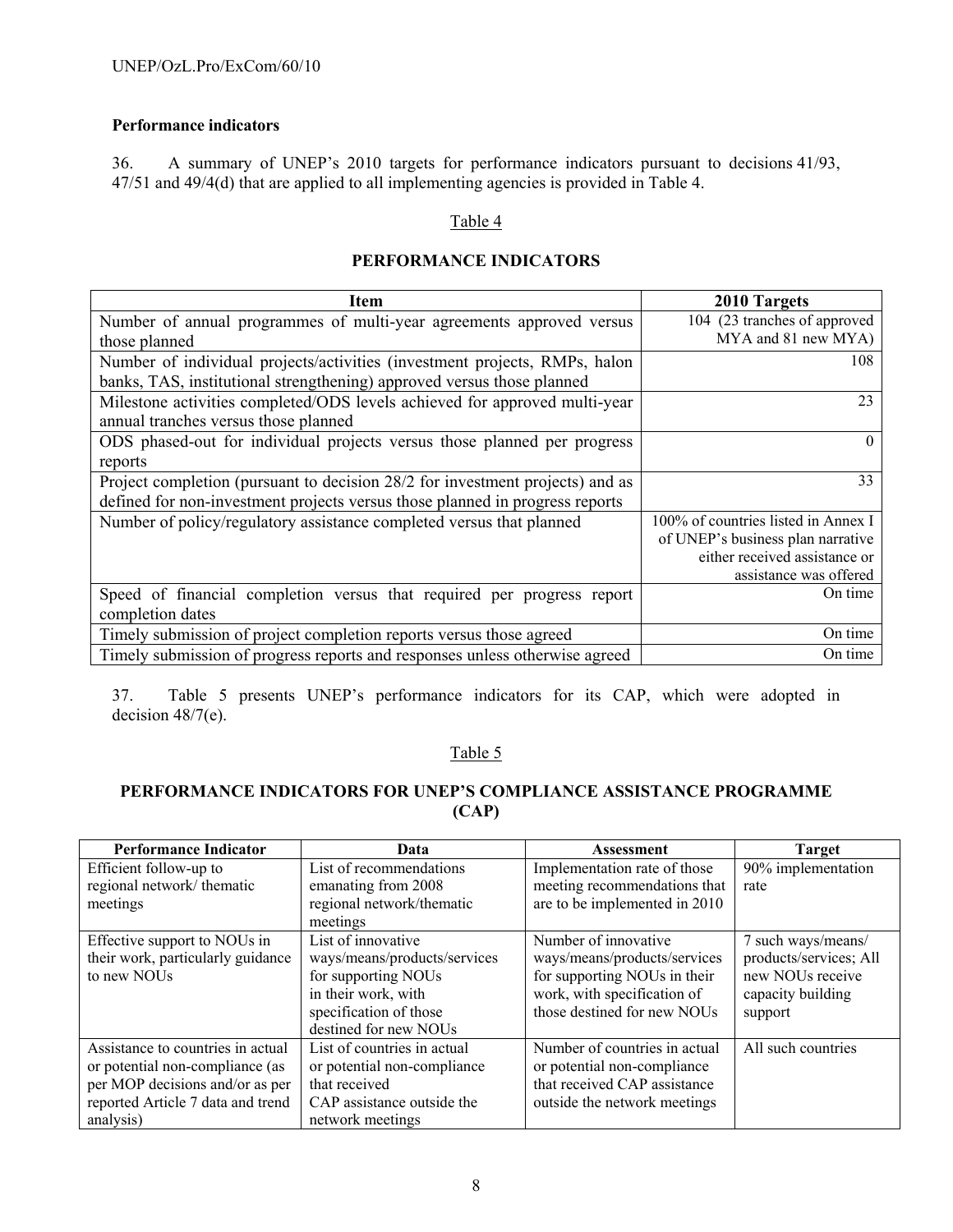**Performance indicators**

36. A summary of UNEP's 2010 targets for performance indicators pursuant to decisions 41/93, 47/51 and 49/4(d) that are applied to all implementing agencies is provided in Table 4.

Table 4

**PERFORMANCE INDICATORS**

| Item | 2010 Targets |
|---|---|
| Number of annual programmes of multi-year agreements approved versus those planned | 104 (23 tranches of approved MYA and 81 new MYA) |
| Number of individual projects/activities (investment projects, RMPs, halon banks, TAS, institutional strengthening) approved versus those planned | 108 |
| Milestone activities completed/ODS levels achieved for approved multi-year annual tranches versus those planned | 23 |
| ODS phased-out for individual projects versus those planned per progress reports | 0 |
| Project completion (pursuant to decision 28/2 for investment projects) and as defined for non-investment projects versus those planned in progress reports | 33 |
| Number of policy/regulatory assistance completed versus that planned | 100% of countries listed in Annex I of UNEP's business plan narrative either received assistance or assistance was offered |
| Speed of financial completion versus that required per progress report completion dates | On time |
| Timely submission of project completion reports versus those agreed | On time |
| Timely submission of progress reports and responses unless otherwise agreed | On time |

37. Table 5 presents UNEP's performance indicators for its CAP, which were adopted in decision 48/7(e).

Table 5

**PERFORMANCE INDICATORS FOR UNEP'S COMPLIANCE ASSISTANCE PROGRAMME (CAP)**

| Performance Indicator | Data | Assessment | Target |
|---|---|---|---|
| Efficient follow-up to regional network/ thematic meetings | List of recommendations emanating from 2008 regional network/thematic meetings | Implementation rate of those meeting recommendations that are to be implemented in 2010 | 90% implementation rate |
| Effective support to NOUs in their work, particularly guidance to new NOUs | List of innovative ways/means/products/services for supporting NOUs in their work, with specification of those destined for new NOUs | Number of innovative ways/means/products/services for supporting NOUs in their work, with specification of those destined for new NOUs | 7 such ways/means/ products/services; All new NOUs receive capacity building support |
| Assistance to countries in actual or potential non-compliance (as per MOP decisions and/or as per reported Article 7 data and trend analysis) | List of countries in actual or potential non-compliance that received CAP assistance outside the network meetings | Number of countries in actual or potential non-compliance that received CAP assistance outside the network meetings | All such countries |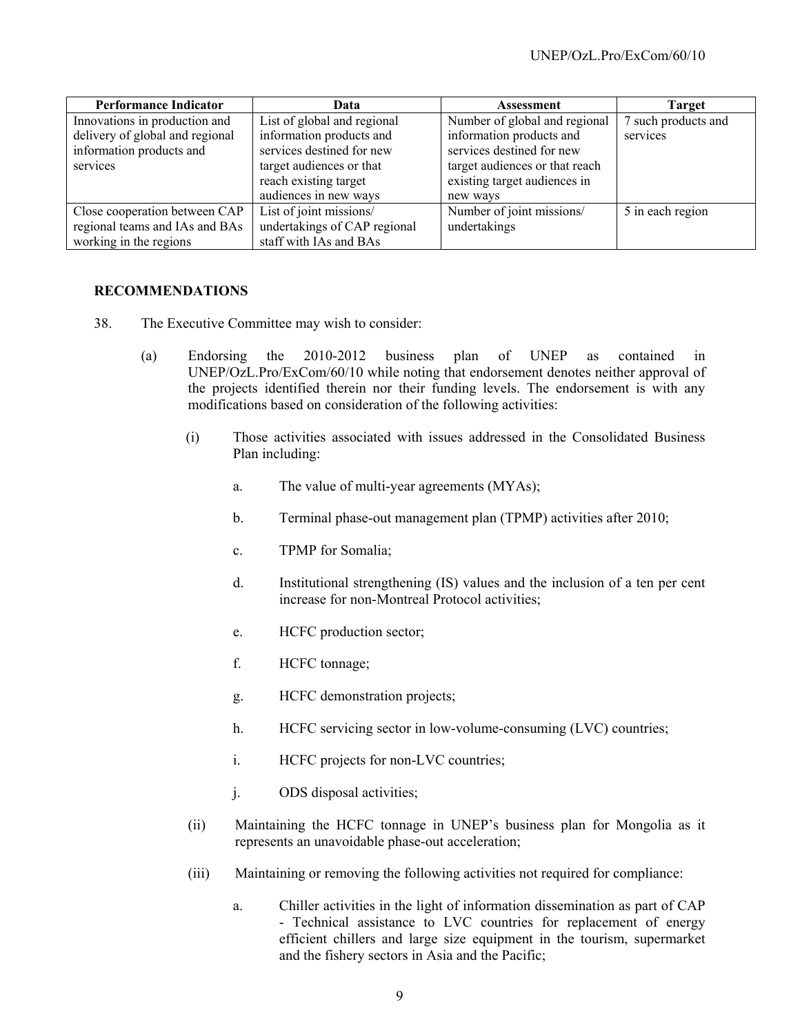| Performance Indicator | Data | Assessment | Target |
|---|---|---|---|
| Innovations in production and delivery of global and regional information products and services | List of global and regional information products and services destined for new target audiences or that reach existing target audiences in new ways | Number of global and regional information products and services destined for new target audiences or that reach existing target audiences in new ways | 7 such products and services |
| Close cooperation between CAP regional teams and IAs and BAs working in the regions | List of joint missions/ undertakings of CAP regional staff with IAs and BAs | Number of joint missions/ undertakings | 5 in each region |

## RECOMMENDATIONS

38. The Executive Committee may wish to consider:

(a) Endorsing the 2010-2012 business plan of UNEP as contained in UNEP/OzL.Pro/ExCom/60/10 while noting that endorsement denotes neither approval of the projects identified therein nor their funding levels. The endorsement is with any modifications based on consideration of the following activities:

(i) Those activities associated with issues addressed in the Consolidated Business Plan including:

a. The value of multi-year agreements (MYAs);

b. Terminal phase-out management plan (TPMP) activities after 2010;

c. TPMP for Somalia;

d. Institutional strengthening (IS) values and the inclusion of a ten per cent increase for non-Montreal Protocol activities;

e. HCFC production sector;

f. HCFC tonnage;

g. HCFC demonstration projects;

h. HCFC servicing sector in low-volume-consuming (LVC) countries;

i. HCFC projects for non-LVC countries;

j. ODS disposal activities;

(ii) Maintaining the HCFC tonnage in UNEP's business plan for Mongolia as it represents an unavoidable phase-out acceleration;

(iii) Maintaining or removing the following activities not required for compliance:

a. Chiller activities in the light of information dissemination as part of CAP - Technical assistance to LVC countries for replacement of energy efficient chillers and large size equipment in the tourism, supermarket and the fishery sectors in Asia and the Pacific;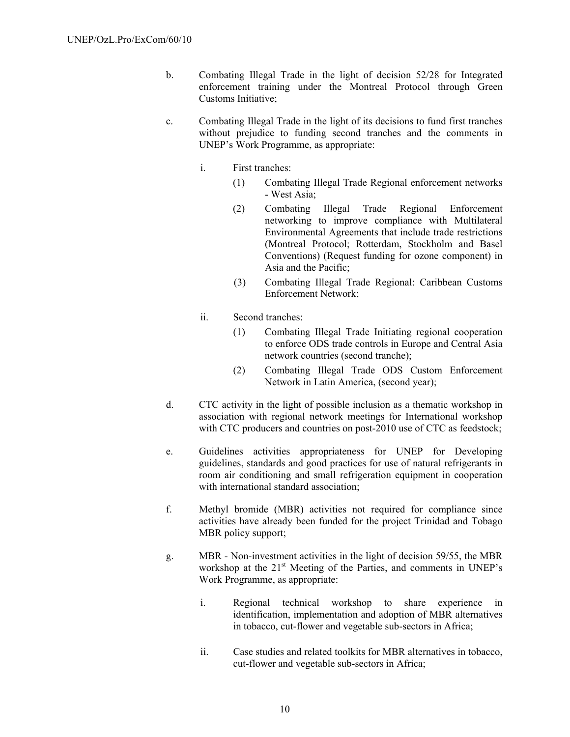b. Combating Illegal Trade in the light of decision 52/28 for Integrated enforcement training under the Montreal Protocol through Green Customs Initiative;

c. Combating Illegal Trade in the light of its decisions to fund first tranches without prejudice to funding second tranches and the comments in UNEP's Work Programme, as appropriate:

   i. First tranches:
      (1) Combating Illegal Trade Regional enforcement networks - West Asia;
      (2) Combating Illegal Trade Regional Enforcement networking to improve compliance with Multilateral Environmental Agreements that include trade restrictions (Montreal Protocol; Rotterdam, Stockholm and Basel Conventions) (Request funding for ozone component) in Asia and the Pacific;
      (3) Combating Illegal Trade Regional: Caribbean Customs Enforcement Network;

   ii. Second tranches:
      (1) Combating Illegal Trade Initiating regional cooperation to enforce ODS trade controls in Europe and Central Asia network countries (second tranche);
      (2) Combating Illegal Trade ODS Custom Enforcement Network in Latin America, (second year);

d. CTC activity in the light of possible inclusion as a thematic workshop in association with regional network meetings for International workshop with CTC producers and countries on post-2010 use of CTC as feedstock;

e. Guidelines activities appropriateness for UNEP for Developing guidelines, standards and good practices for use of natural refrigerants in room air conditioning and small refrigeration equipment in cooperation with international standard association;

f. Methyl bromide (MBR) activities not required for compliance since activities have already been funded for the project Trinidad and Tobago MBR policy support;

g. MBR - Non-investment activities in the light of decision 59/55, the MBR workshop at the 21st Meeting of the Parties, and comments in UNEP's Work Programme, as appropriate:

   i. Regional technical workshop to share experience in identification, implementation and adoption of MBR alternatives in tobacco, cut-flower and vegetable sub-sectors in Africa;

   ii. Case studies and related toolkits for MBR alternatives in tobacco, cut-flower and vegetable sub-sectors in Africa;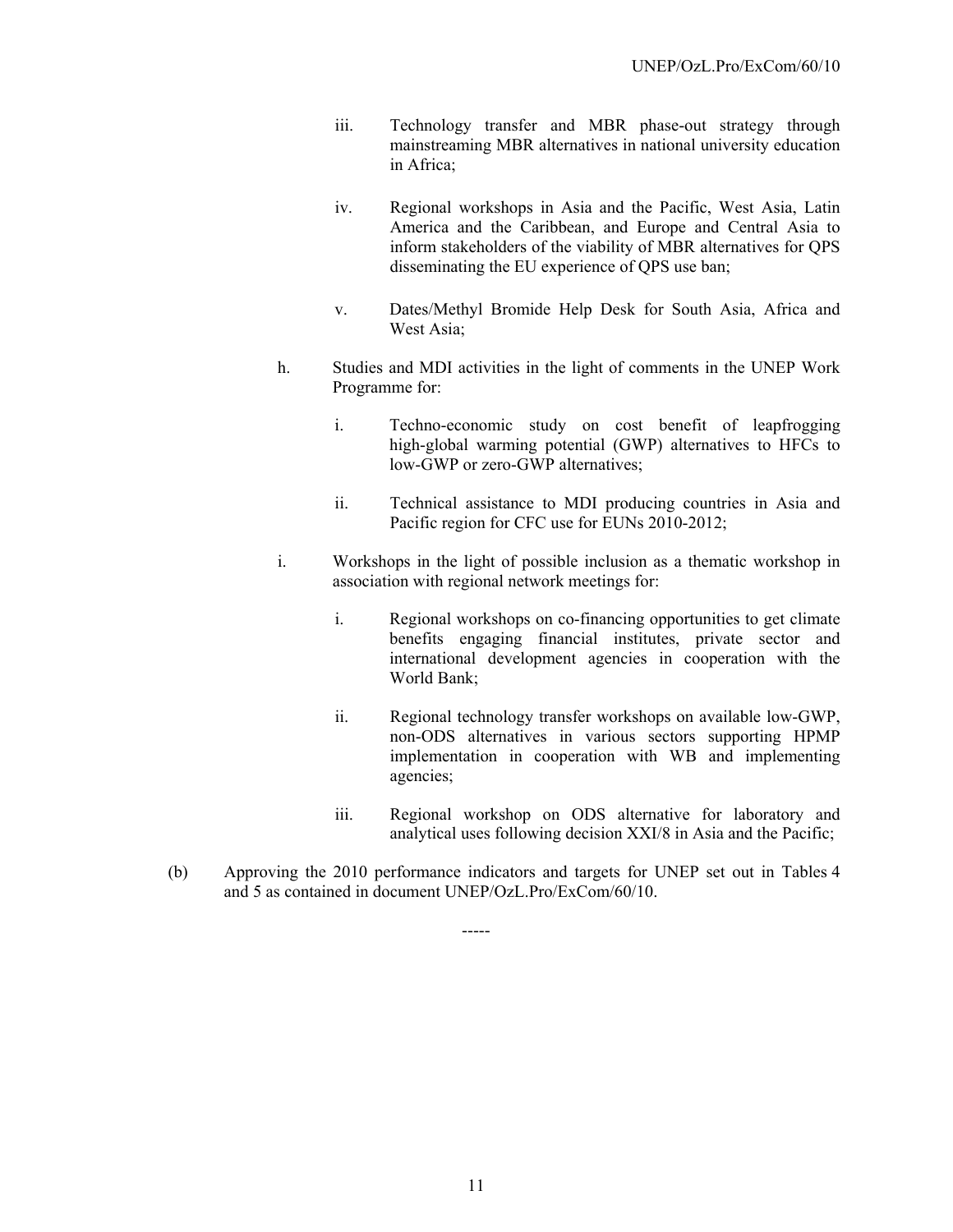iii. Technology transfer and MBR phase-out strategy through mainstreaming MBR alternatives in national university education in Africa;

iv. Regional workshops in Asia and the Pacific, West Asia, Latin America and the Caribbean, and Europe and Central Asia to inform stakeholders of the viability of MBR alternatives for QPS disseminating the EU experience of QPS use ban;

v. Dates/Methyl Bromide Help Desk for South Asia, Africa and West Asia;

h. Studies and MDI activities in the light of comments in the UNEP Work Programme for:

i. Techno-economic study on cost benefit of leapfrogging high-global warming potential (GWP) alternatives to HFCs to low-GWP or zero-GWP alternatives;

ii. Technical assistance to MDI producing countries in Asia and Pacific region for CFC use for EUNs 2010-2012;

i. Workshops in the light of possible inclusion as a thematic workshop in association with regional network meetings for:

i. Regional workshops on co-financing opportunities to get climate benefits engaging financial institutes, private sector and international development agencies in cooperation with the World Bank;

ii. Regional technology transfer workshops on available low-GWP, non-ODS alternatives in various sectors supporting HPMP implementation in cooperation with WB and implementing agencies;

iii. Regional workshop on ODS alternative for laboratory and analytical uses following decision XXI/8 in Asia and the Pacific;

(b) Approving the 2010 performance indicators and targets for UNEP set out in Tables 4 and 5 as contained in document UNEP/OzL.Pro/ExCom/60/10.

-----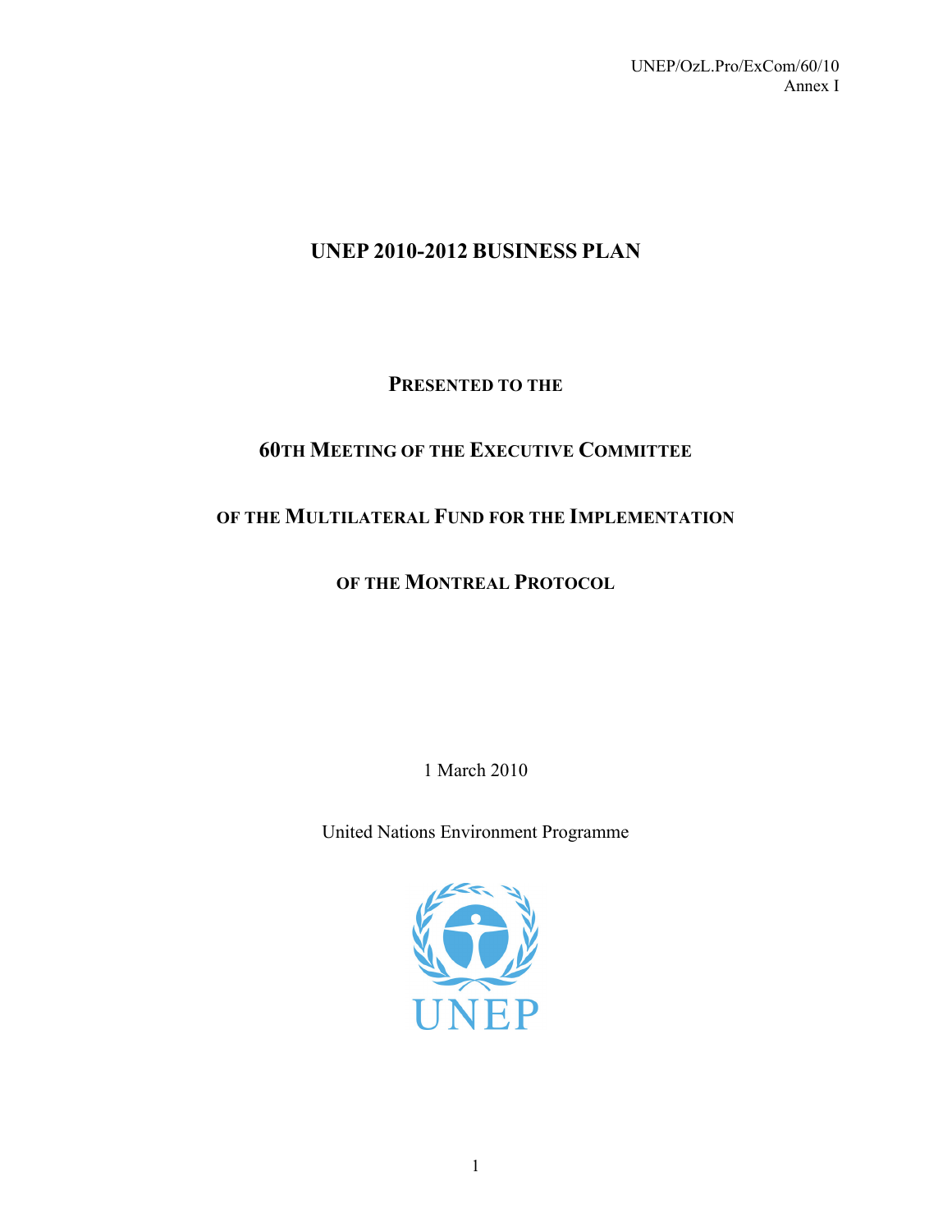UNEP/OzL.Pro/ExCom/60/10
Annex I

# UNEP 2010-2012 BUSINESS PLAN

PRESENTED TO THE

60TH MEETING OF THE EXECUTIVE COMMITTEE

OF THE MULTILATERAL FUND FOR THE IMPLEMENTATION

OF THE MONTREAL PROTOCOL

1 March 2010

United Nations Environment Programme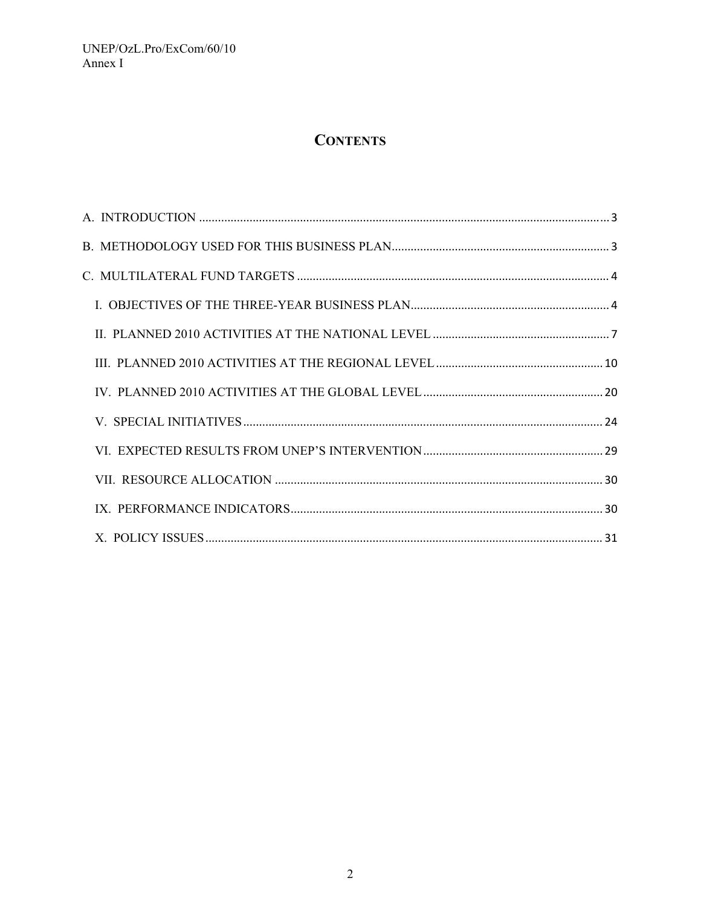# CONTENTS

A. INTRODUCTION ..... 3

B. METHODOLOGY USED FOR THIS BUSINESS PLAN ..... 3

C. MULTILATERAL FUND TARGETS ..... 4

- I. OBJECTIVES OF THE THREE-YEAR BUSINESS PLAN ..... 4
- II. PLANNED 2010 ACTIVITIES AT THE NATIONAL LEVEL ..... 7
- III. PLANNED 2010 ACTIVITIES AT THE REGIONAL LEVEL ..... 10
- IV. PLANNED 2010 ACTIVITIES AT THE GLOBAL LEVEL ..... 20
- V. SPECIAL INITIATIVES ..... 24
- VI. EXPECTED RESULTS FROM UNEP'S INTERVENTION ..... 29
- VII. RESOURCE ALLOCATION ..... 30
- IX. PERFORMANCE INDICATORS ..... 30
- X. POLICY ISSUES ..... 31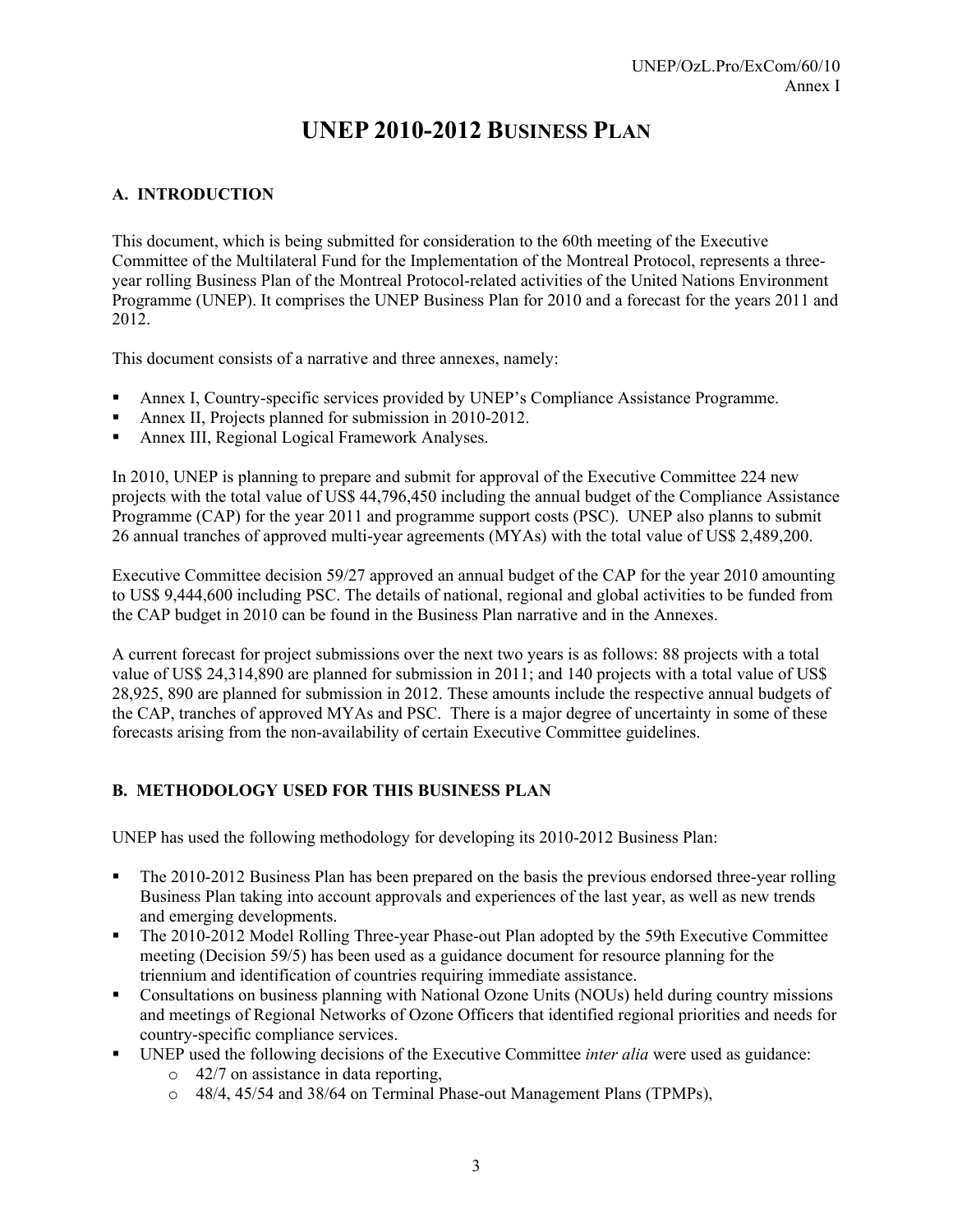# UNEP 2010-2012 BUSINESS PLAN

## A. INTRODUCTION

This document, which is being submitted for consideration to the 60th meeting of the Executive Committee of the Multilateral Fund for the Implementation of the Montreal Protocol, represents a three-year rolling Business Plan of the Montreal Protocol-related activities of the United Nations Environment Programme (UNEP). It comprises the UNEP Business Plan for 2010 and a forecast for the years 2011 and 2012.

This document consists of a narrative and three annexes, namely:

- Annex I, Country-specific services provided by UNEP's Compliance Assistance Programme.
- Annex II, Projects planned for submission in 2010-2012.
- Annex III, Regional Logical Framework Analyses.

In 2010, UNEP is planning to prepare and submit for approval of the Executive Committee 224 new projects with the total value of US$ 44,796,450 including the annual budget of the Compliance Assistance Programme (CAP) for the year 2011 and programme support costs (PSC). UNEP also planns to submit 26 annual tranches of approved multi-year agreements (MYAs) with the total value of US$ 2,489,200.

Executive Committee decision 59/27 approved an annual budget of the CAP for the year 2010 amounting to US$ 9,444,600 including PSC. The details of national, regional and global activities to be funded from the CAP budget in 2010 can be found in the Business Plan narrative and in the Annexes.

A current forecast for project submissions over the next two years is as follows: 88 projects with a total value of US$ 24,314,890 are planned for submission in 2011; and 140 projects with a total value of US$ 28,925, 890 are planned for submission in 2012. These amounts include the respective annual budgets of the CAP, tranches of approved MYAs and PSC. There is a major degree of uncertainty in some of these forecasts arising from the non-availability of certain Executive Committee guidelines.

## B. METHODOLOGY USED FOR THIS BUSINESS PLAN

UNEP has used the following methodology for developing its 2010-2012 Business Plan:

- The 2010-2012 Business Plan has been prepared on the basis the previous endorsed three-year rolling Business Plan taking into account approvals and experiences of the last year, as well as new trends and emerging developments.
- The 2010-2012 Model Rolling Three-year Phase-out Plan adopted by the 59th Executive Committee meeting (Decision 59/5) has been used as a guidance document for resource planning for the triennium and identification of countries requiring immediate assistance.
- Consultations on business planning with National Ozone Units (NOUs) held during country missions and meetings of Regional Networks of Ozone Officers that identified regional priorities and needs for country-specific compliance services.
- UNEP used the following decisions of the Executive Committee *inter alia* were used as guidance:
  - 42/7 on assistance in data reporting,
  - 48/4, 45/54 and 38/64 on Terminal Phase-out Management Plans (TPMPs),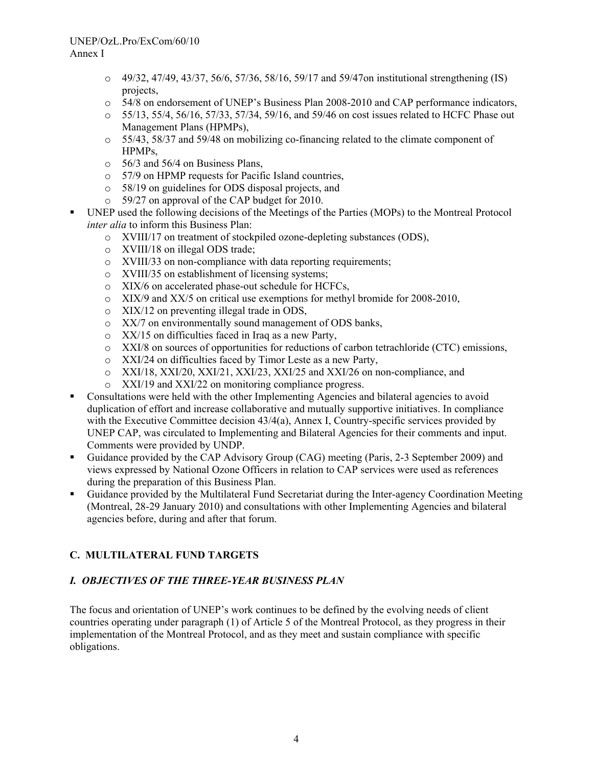- 49/32, 47/49, 43/37, 56/6, 57/36, 58/16, 59/17 and 59/47on institutional strengthening (IS) projects,
    - 54/8 on endorsement of UNEP's Business Plan 2008-2010 and CAP performance indicators,
    - 55/13, 55/4, 56/16, 57/33, 57/34, 59/16, and 59/46 on cost issues related to HCFC Phase out Management Plans (HPMPs),
    - 55/43, 58/37 and 59/48 on mobilizing co-financing related to the climate component of HPMPs,
    - 56/3 and 56/4 on Business Plans,
    - 57/9 on HPMP requests for Pacific Island countries,
    - 58/19 on guidelines for ODS disposal projects, and
    - 59/27 on approval of the CAP budget for 2010.
- UNEP used the following decisions of the Meetings of the Parties (MOPs) to the Montreal Protocol *inter alia* to inform this Business Plan:
    - XVIII/17 on treatment of stockpiled ozone-depleting substances (ODS),
    - XVIII/18 on illegal ODS trade;
    - XVIII/33 on non-compliance with data reporting requirements;
    - XVIII/35 on establishment of licensing systems;
    - XIX/6 on accelerated phase-out schedule for HCFCs,
    - XIX/9 and XX/5 on critical use exemptions for methyl bromide for 2008-2010,
    - XIX/12 on preventing illegal trade in ODS,
    - XX/7 on environmentally sound management of ODS banks,
    - XX/15 on difficulties faced in Iraq as a new Party,
    - XXI/8 on sources of opportunities for reductions of carbon tetrachloride (CTC) emissions,
    - XXI/24 on difficulties faced by Timor Leste as a new Party,
    - XXI/18, XXI/20, XXI/21, XXI/23, XXI/25 and XXI/26 on non-compliance, and
    - XXI/19 and XXI/22 on monitoring compliance progress.
- Consultations were held with the other Implementing Agencies and bilateral agencies to avoid duplication of effort and increase collaborative and mutually supportive initiatives. In compliance with the Executive Committee decision 43/4(a), Annex I, Country-specific services provided by UNEP CAP, was circulated to Implementing and Bilateral Agencies for their comments and input. Comments were provided by UNDP.
- Guidance provided by the CAP Advisory Group (CAG) meeting (Paris, 2-3 September 2009) and views expressed by National Ozone Officers in relation to CAP services were used as references during the preparation of this Business Plan.
- Guidance provided by the Multilateral Fund Secretariat during the Inter-agency Coordination Meeting (Montreal, 28-29 January 2010) and consultations with other Implementing Agencies and bilateral agencies before, during and after that forum.

## C. MULTILATERAL FUND TARGETS

### *I. OBJECTIVES OF THE THREE-YEAR BUSINESS PLAN*

The focus and orientation of UNEP's work continues to be defined by the evolving needs of client countries operating under paragraph (1) of Article 5 of the Montreal Protocol, as they progress in their implementation of the Montreal Protocol, and as they meet and sustain compliance with specific obligations.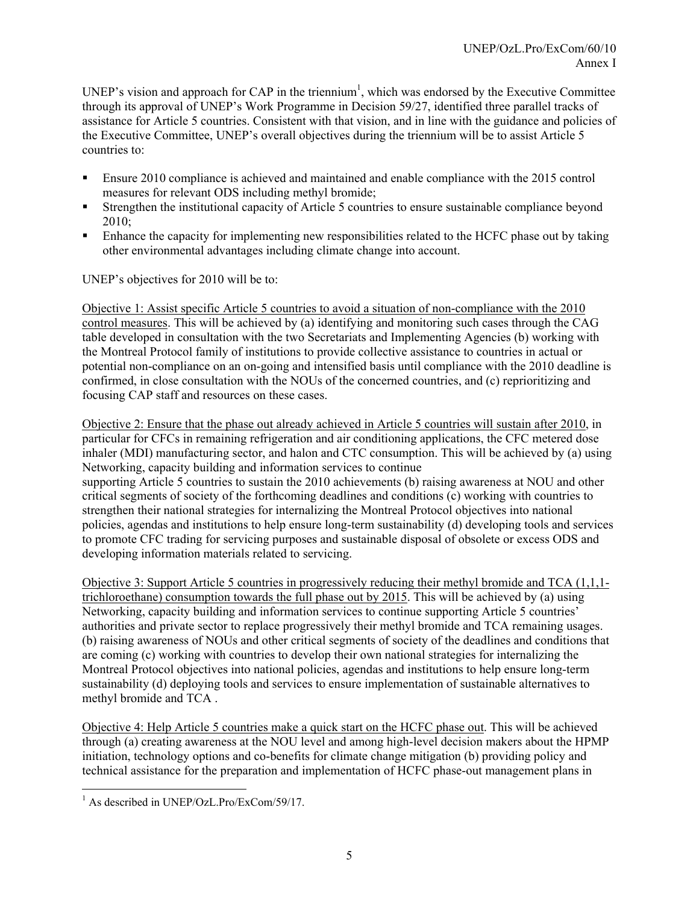UNEP's vision and approach for CAP in the triennium[1], which was endorsed by the Executive Committee through its approval of UNEP's Work Programme in Decision 59/27, identified three parallel tracks of assistance for Article 5 countries. Consistent with that vision, and in line with the guidance and policies of the Executive Committee, UNEP's overall objectives during the triennium will be to assist Article 5 countries to:

- Ensure 2010 compliance is achieved and maintained and enable compliance with the 2015 control measures for relevant ODS including methyl bromide;
- Strengthen the institutional capacity of Article 5 countries to ensure sustainable compliance beyond 2010;
- Enhance the capacity for implementing new responsibilities related to the HCFC phase out by taking other environmental advantages including climate change into account.

UNEP's objectives for 2010 will be to:

<u>Objective 1: Assist specific Article 5 countries to avoid a situation of non-compliance with the 2010 control measures</u>. This will be achieved by (a) identifying and monitoring such cases through the CAG table developed in consultation with the two Secretariats and Implementing Agencies (b) working with the Montreal Protocol family of institutions to provide collective assistance to countries in actual or potential non-compliance on an on-going and intensified basis until compliance with the 2010 deadline is confirmed, in close consultation with the NOUs of the concerned countries, and (c) reprioritizing and focusing CAP staff and resources on these cases.

<u>Objective 2: Ensure that the phase out already achieved in Article 5 countries will sustain after 2010</u>, in particular for CFCs in remaining refrigeration and air conditioning applications, the CFC metered dose inhaler (MDI) manufacturing sector, and halon and CTC consumption. This will be achieved by (a) using Networking, capacity building and information services to continue supporting Article 5 countries to sustain the 2010 achievements (b) raising awareness at NOU and other critical segments of society of the forthcoming deadlines and conditions (c) working with countries to strengthen their national strategies for internalizing the Montreal Protocol objectives into national policies, agendas and institutions to help ensure long-term sustainability (d) developing tools and services to promote CFC trading for servicing purposes and sustainable disposal of obsolete or excess ODS and developing information materials related to servicing.

<u>Objective 3: Support Article 5 countries in progressively reducing their methyl bromide and TCA (1,1,1-trichloroethane) consumption towards the full phase out by 2015</u>. This will be achieved by (a) using Networking, capacity building and information services to continue supporting Article 5 countries' authorities and private sector to replace progressively their methyl bromide and TCA remaining usages. (b) raising awareness of NOUs and other critical segments of society of the deadlines and conditions that are coming (c) working with countries to develop their own national strategies for internalizing the Montreal Protocol objectives into national policies, agendas and institutions to help ensure long-term sustainability (d) deploying tools and services to ensure implementation of sustainable alternatives to methyl bromide and TCA .

<u>Objective 4: Help Article 5 countries make a quick start on the HCFC phase out</u>. This will be achieved through (a) creating awareness at the NOU level and among high-level decision makers about the HPMP initiation, technology options and co-benefits for climate change mitigation (b) providing policy and technical assistance for the preparation and implementation of HCFC phase-out management plans in

[1] As described in UNEP/OzL.Pro/ExCom/59/17.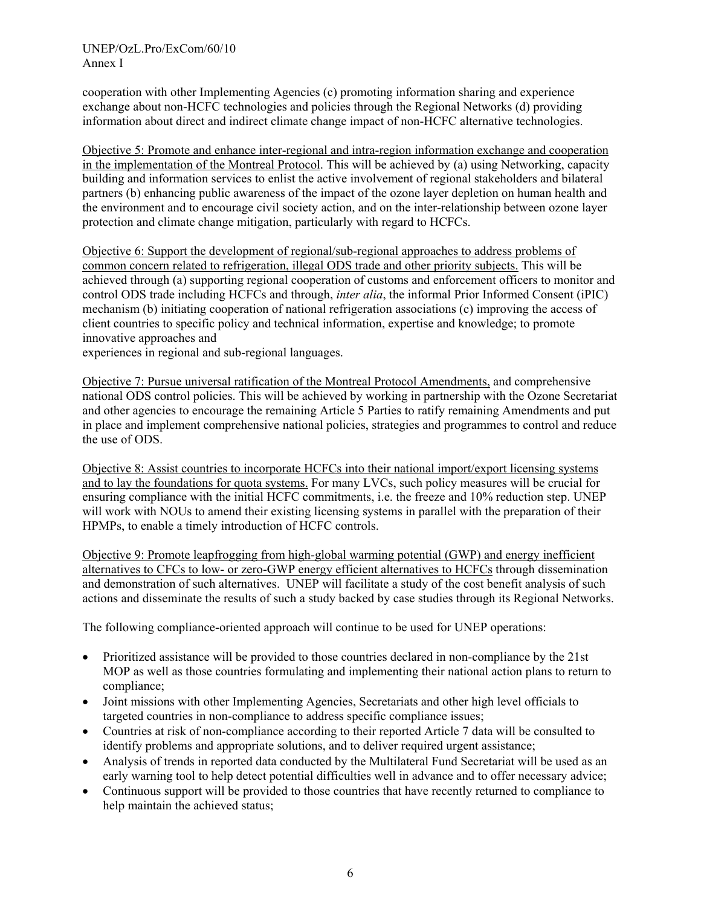cooperation with other Implementing Agencies (c) promoting information sharing and experience exchange about non-HCFC technologies and policies through the Regional Networks (d) providing information about direct and indirect climate change impact of non-HCFC alternative technologies.

Objective 5: Promote and enhance inter-regional and intra-region information exchange and cooperation in the implementation of the Montreal Protocol. This will be achieved by (a) using Networking, capacity building and information services to enlist the active involvement of regional stakeholders and bilateral partners (b) enhancing public awareness of the impact of the ozone layer depletion on human health and the environment and to encourage civil society action, and on the inter-relationship between ozone layer protection and climate change mitigation, particularly with regard to HCFCs.

Objective 6: Support the development of regional/sub-regional approaches to address problems of common concern related to refrigeration, illegal ODS trade and other priority subjects. This will be achieved through (a) supporting regional cooperation of customs and enforcement officers to monitor and control ODS trade including HCFCs and through, *inter alia*, the informal Prior Informed Consent (iPIC) mechanism (b) initiating cooperation of national refrigeration associations (c) improving the access of client countries to specific policy and technical information, expertise and knowledge; to promote innovative approaches and
experiences in regional and sub-regional languages.

Objective 7: Pursue universal ratification of the Montreal Protocol Amendments, and comprehensive national ODS control policies. This will be achieved by working in partnership with the Ozone Secretariat and other agencies to encourage the remaining Article 5 Parties to ratify remaining Amendments and put in place and implement comprehensive national policies, strategies and programmes to control and reduce the use of ODS.

Objective 8: Assist countries to incorporate HCFCs into their national import/export licensing systems and to lay the foundations for quota systems. For many LVCs, such policy measures will be crucial for ensuring compliance with the initial HCFC commitments, i.e. the freeze and 10% reduction step. UNEP will work with NOUs to amend their existing licensing systems in parallel with the preparation of their HPMPs, to enable a timely introduction of HCFC controls.

Objective 9: Promote leapfrogging from high-global warming potential (GWP) and energy inefficient alternatives to CFCs to low- or zero-GWP energy efficient alternatives to HCFCs through dissemination and demonstration of such alternatives. UNEP will facilitate a study of the cost benefit analysis of such actions and disseminate the results of such a study backed by case studies through its Regional Networks.

The following compliance-oriented approach will continue to be used for UNEP operations:

- Prioritized assistance will be provided to those countries declared in non-compliance by the 21st MOP as well as those countries formulating and implementing their national action plans to return to compliance;
- Joint missions with other Implementing Agencies, Secretariats and other high level officials to targeted countries in non-compliance to address specific compliance issues;
- Countries at risk of non-compliance according to their reported Article 7 data will be consulted to identify problems and appropriate solutions, and to deliver required urgent assistance;
- Analysis of trends in reported data conducted by the Multilateral Fund Secretariat will be used as an early warning tool to help detect potential difficulties well in advance and to offer necessary advice;
- Continuous support will be provided to those countries that have recently returned to compliance to help maintain the achieved status;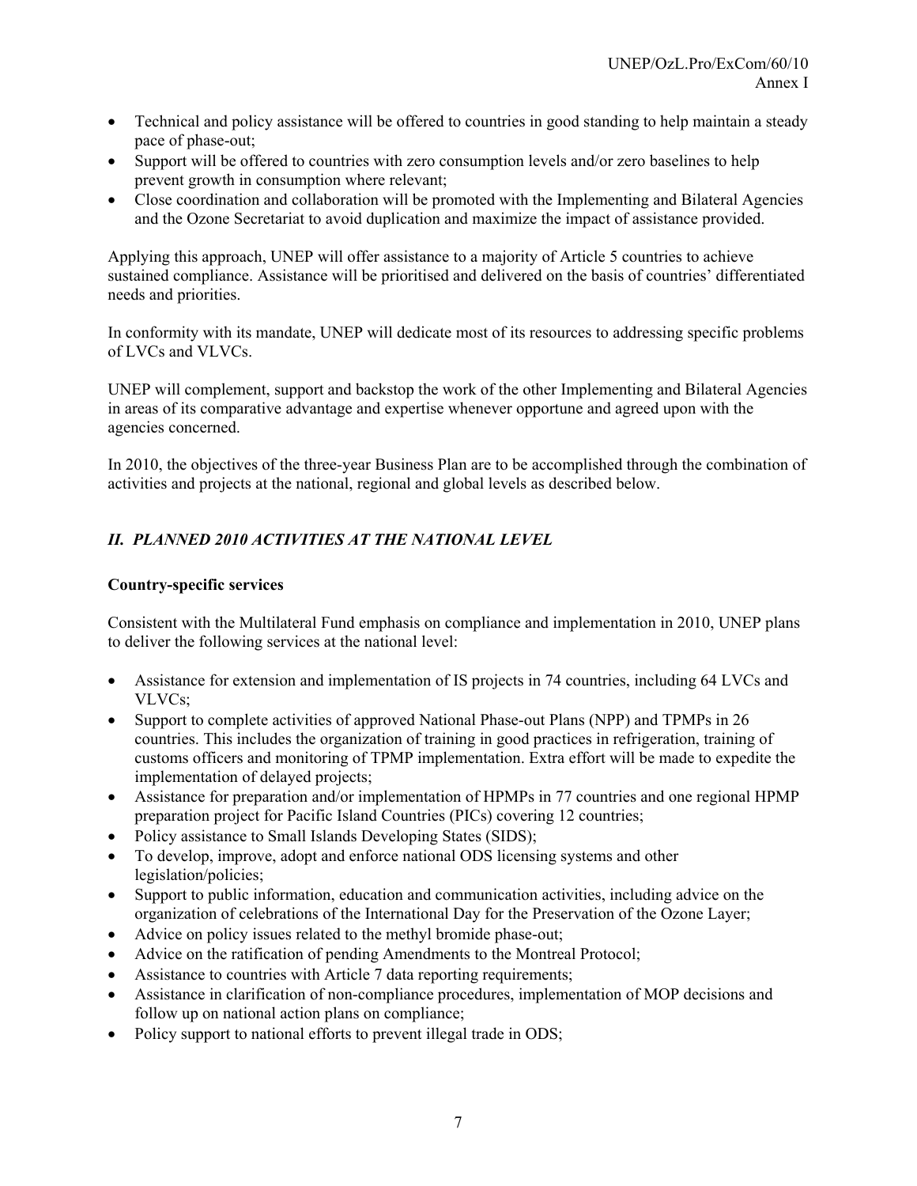- Technical and policy assistance will be offered to countries in good standing to help maintain a steady pace of phase-out;
- Support will be offered to countries with zero consumption levels and/or zero baselines to help prevent growth in consumption where relevant;
- Close coordination and collaboration will be promoted with the Implementing and Bilateral Agencies and the Ozone Secretariat to avoid duplication and maximize the impact of assistance provided.

Applying this approach, UNEP will offer assistance to a majority of Article 5 countries to achieve sustained compliance. Assistance will be prioritised and delivered on the basis of countries' differentiated needs and priorities.

In conformity with its mandate, UNEP will dedicate most of its resources to addressing specific problems of LVCs and VLVCs.

UNEP will complement, support and backstop the work of the other Implementing and Bilateral Agencies in areas of its comparative advantage and expertise whenever opportune and agreed upon with the agencies concerned.

In 2010, the objectives of the three-year Business Plan are to be accomplished through the combination of activities and projects at the national, regional and global levels as described below.

## *II. PLANNED 2010 ACTIVITIES AT THE NATIONAL LEVEL*

**Country-specific services**

Consistent with the Multilateral Fund emphasis on compliance and implementation in 2010, UNEP plans to deliver the following services at the national level:

- Assistance for extension and implementation of IS projects in 74 countries, including 64 LVCs and VLVCs;
- Support to complete activities of approved National Phase-out Plans (NPP) and TPMPs in 26 countries. This includes the organization of training in good practices in refrigeration, training of customs officers and monitoring of TPMP implementation. Extra effort will be made to expedite the implementation of delayed projects;
- Assistance for preparation and/or implementation of HPMPs in 77 countries and one regional HPMP preparation project for Pacific Island Countries (PICs) covering 12 countries;
- Policy assistance to Small Islands Developing States (SIDS);
- To develop, improve, adopt and enforce national ODS licensing systems and other legislation/policies;
- Support to public information, education and communication activities, including advice on the organization of celebrations of the International Day for the Preservation of the Ozone Layer;
- Advice on policy issues related to the methyl bromide phase-out;
- Advice on the ratification of pending Amendments to the Montreal Protocol;
- Assistance to countries with Article 7 data reporting requirements;
- Assistance in clarification of non-compliance procedures, implementation of MOP decisions and follow up on national action plans on compliance;
- Policy support to national efforts to prevent illegal trade in ODS;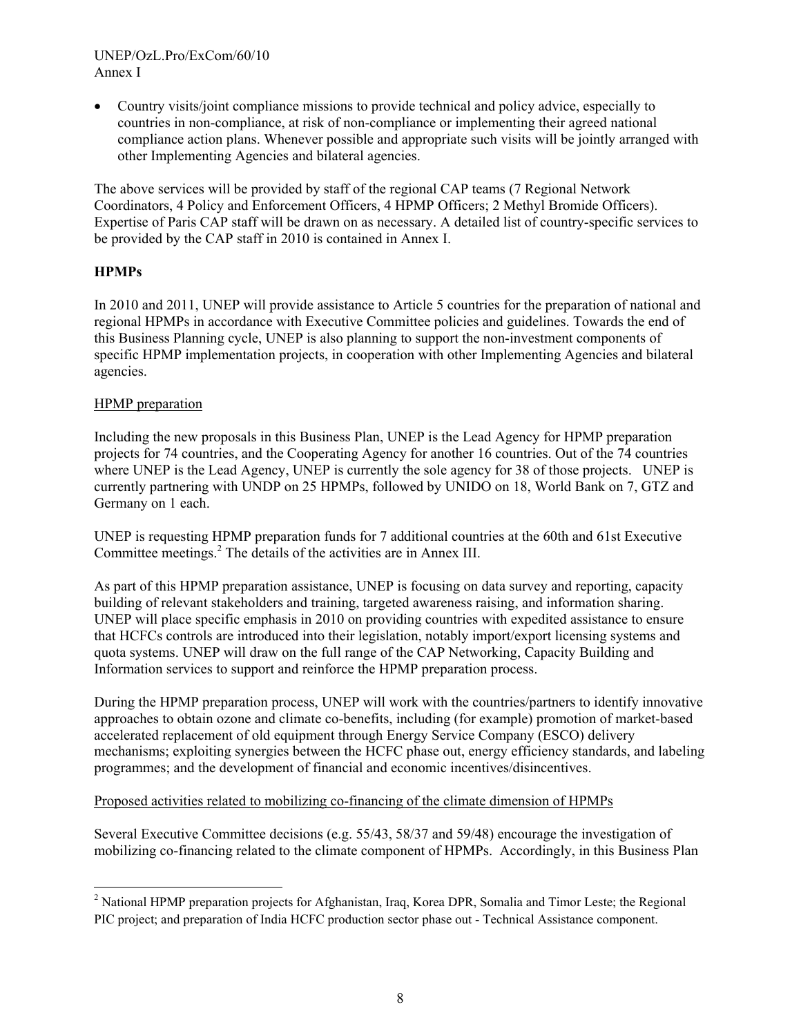- Country visits/joint compliance missions to provide technical and policy advice, especially to countries in non-compliance, at risk of non-compliance or implementing their agreed national compliance action plans. Whenever possible and appropriate such visits will be jointly arranged with other Implementing Agencies and bilateral agencies.

The above services will be provided by staff of the regional CAP teams (7 Regional Network Coordinators, 4 Policy and Enforcement Officers, 4 HPMP Officers; 2 Methyl Bromide Officers). Expertise of Paris CAP staff will be drawn on as necessary. A detailed list of country-specific services to be provided by the CAP staff in 2010 is contained in Annex I.

**HPMPs**

In 2010 and 2011, UNEP will provide assistance to Article 5 countries for the preparation of national and regional HPMPs in accordance with Executive Committee policies and guidelines. Towards the end of this Business Planning cycle, UNEP is also planning to support the non-investment components of specific HPMP implementation projects, in cooperation with other Implementing Agencies and bilateral agencies.

HPMP preparation

Including the new proposals in this Business Plan, UNEP is the Lead Agency for HPMP preparation projects for 74 countries, and the Cooperating Agency for another 16 countries. Out of the 74 countries where UNEP is the Lead Agency, UNEP is currently the sole agency for 38 of those projects. UNEP is currently partnering with UNDP on 25 HPMPs, followed by UNIDO on 18, World Bank on 7, GTZ and Germany on 1 each.

UNEP is requesting HPMP preparation funds for 7 additional countries at the 60th and 61st Executive Committee meetings.[2] The details of the activities are in Annex III.

As part of this HPMP preparation assistance, UNEP is focusing on data survey and reporting, capacity building of relevant stakeholders and training, targeted awareness raising, and information sharing. UNEP will place specific emphasis in 2010 on providing countries with expedited assistance to ensure that HCFCs controls are introduced into their legislation, notably import/export licensing systems and quota systems. UNEP will draw on the full range of the CAP Networking, Capacity Building and Information services to support and reinforce the HPMP preparation process.

During the HPMP preparation process, UNEP will work with the countries/partners to identify innovative approaches to obtain ozone and climate co-benefits, including (for example) promotion of market-based accelerated replacement of old equipment through Energy Service Company (ESCO) delivery mechanisms; exploiting synergies between the HCFC phase out, energy efficiency standards, and labeling programmes; and the development of financial and economic incentives/disincentives.

Proposed activities related to mobilizing co-financing of the climate dimension of HPMPs

Several Executive Committee decisions (e.g. 55/43, 58/37 and 59/48) encourage the investigation of mobilizing co-financing related to the climate component of HPMPs. Accordingly, in this Business Plan

[2] National HPMP preparation projects for Afghanistan, Iraq, Korea DPR, Somalia and Timor Leste; the Regional PIC project; and preparation of India HCFC production sector phase out - Technical Assistance component.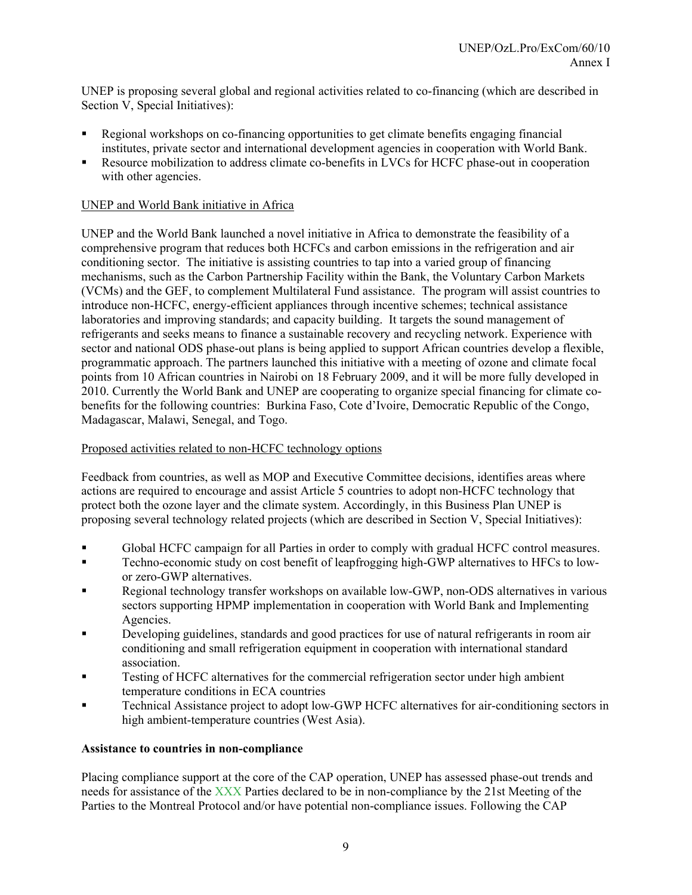UNEP is proposing several global and regional activities related to co-financing (which are described in Section V, Special Initiatives):

- Regional workshops on co-financing opportunities to get climate benefits engaging financial institutes, private sector and international development agencies in cooperation with World Bank.
- Resource mobilization to address climate co-benefits in LVCs for HCFC phase-out in cooperation with other agencies.

UNEP and World Bank initiative in Africa

UNEP and the World Bank launched a novel initiative in Africa to demonstrate the feasibility of a comprehensive program that reduces both HCFCs and carbon emissions in the refrigeration and air conditioning sector. The initiative is assisting countries to tap into a varied group of financing mechanisms, such as the Carbon Partnership Facility within the Bank, the Voluntary Carbon Markets (VCMs) and the GEF, to complement Multilateral Fund assistance. The program will assist countries to introduce non-HCFC, energy-efficient appliances through incentive schemes; technical assistance laboratories and improving standards; and capacity building. It targets the sound management of refrigerants and seeks means to finance a sustainable recovery and recycling network. Experience with sector and national ODS phase-out plans is being applied to support African countries develop a flexible, programmatic approach. The partners launched this initiative with a meeting of ozone and climate focal points from 10 African countries in Nairobi on 18 February 2009, and it will be more fully developed in 2010. Currently the World Bank and UNEP are cooperating to organize special financing for climate co-benefits for the following countries: Burkina Faso, Cote d'Ivoire, Democratic Republic of the Congo, Madagascar, Malawi, Senegal, and Togo.

Proposed activities related to non-HCFC technology options

Feedback from countries, as well as MOP and Executive Committee decisions, identifies areas where actions are required to encourage and assist Article 5 countries to adopt non-HCFC technology that protect both the ozone layer and the climate system. Accordingly, in this Business Plan UNEP is proposing several technology related projects (which are described in Section V, Special Initiatives):

- Global HCFC campaign for all Parties in order to comply with gradual HCFC control measures.
- Techno-economic study on cost benefit of leapfrogging high-GWP alternatives to HFCs to low- or zero-GWP alternatives.
- Regional technology transfer workshops on available low-GWP, non-ODS alternatives in various sectors supporting HPMP implementation in cooperation with World Bank and Implementing Agencies.
- Developing guidelines, standards and good practices for use of natural refrigerants in room air conditioning and small refrigeration equipment in cooperation with international standard association.
- Testing of HCFC alternatives for the commercial refrigeration sector under high ambient temperature conditions in ECA countries
- Technical Assistance project to adopt low-GWP HCFC alternatives for air-conditioning sectors in high ambient-temperature countries (West Asia).

**Assistance to countries in non-compliance**

Placing compliance support at the core of the CAP operation, UNEP has assessed phase-out trends and needs for assistance of the XXX Parties declared to be in non-compliance by the 21st Meeting of the Parties to the Montreal Protocol and/or have potential non-compliance issues. Following the CAP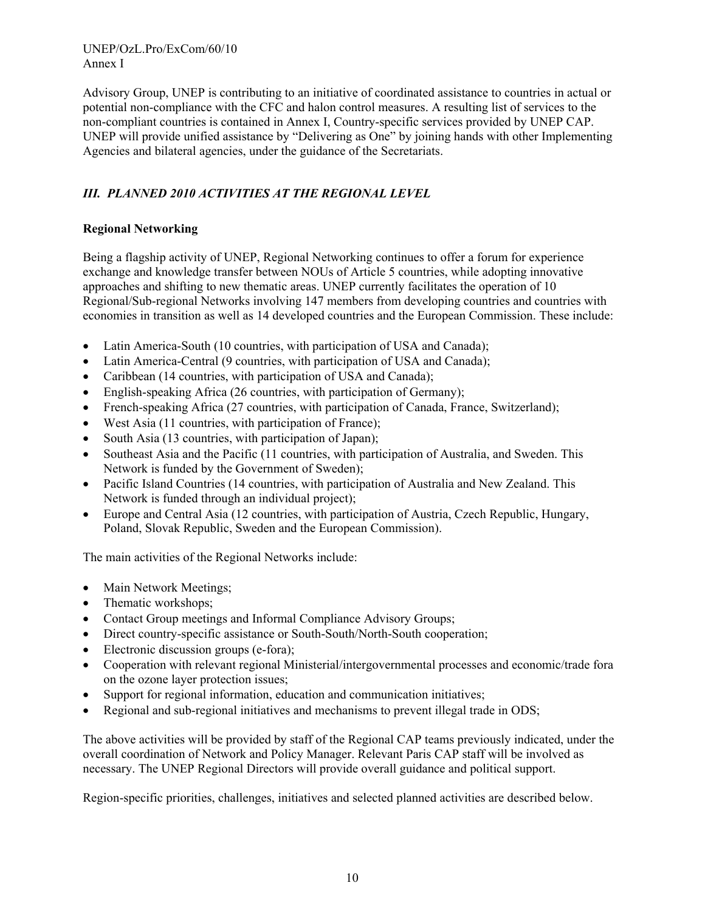Advisory Group, UNEP is contributing to an initiative of coordinated assistance to countries in actual or potential non-compliance with the CFC and halon control measures. A resulting list of services to the non-compliant countries is contained in Annex I, Country-specific services provided by UNEP CAP. UNEP will provide unified assistance by "Delivering as One" by joining hands with other Implementing Agencies and bilateral agencies, under the guidance of the Secretariats.

## *III. PLANNED 2010 ACTIVITIES AT THE REGIONAL LEVEL*

### Regional Networking

Being a flagship activity of UNEP, Regional Networking continues to offer a forum for experience exchange and knowledge transfer between NOUs of Article 5 countries, while adopting innovative approaches and shifting to new thematic areas. UNEP currently facilitates the operation of 10 Regional/Sub-regional Networks involving 147 members from developing countries and countries with economies in transition as well as 14 developed countries and the European Commission. These include:

- Latin America-South (10 countries, with participation of USA and Canada);
- Latin America-Central (9 countries, with participation of USA and Canada);
- Caribbean (14 countries, with participation of USA and Canada);
- English-speaking Africa (26 countries, with participation of Germany);
- French-speaking Africa (27 countries, with participation of Canada, France, Switzerland);
- West Asia (11 countries, with participation of France);
- South Asia (13 countries, with participation of Japan);
- Southeast Asia and the Pacific (11 countries, with participation of Australia, and Sweden. This Network is funded by the Government of Sweden);
- Pacific Island Countries (14 countries, with participation of Australia and New Zealand. This Network is funded through an individual project);
- Europe and Central Asia (12 countries, with participation of Austria, Czech Republic, Hungary, Poland, Slovak Republic, Sweden and the European Commission).

The main activities of the Regional Networks include:

- Main Network Meetings;
- Thematic workshops;
- Contact Group meetings and Informal Compliance Advisory Groups;
- Direct country-specific assistance or South-South/North-South cooperation;
- Electronic discussion groups (e-fora);
- Cooperation with relevant regional Ministerial/intergovernmental processes and economic/trade fora on the ozone layer protection issues;
- Support for regional information, education and communication initiatives;
- Regional and sub-regional initiatives and mechanisms to prevent illegal trade in ODS;

The above activities will be provided by staff of the Regional CAP teams previously indicated, under the overall coordination of Network and Policy Manager. Relevant Paris CAP staff will be involved as necessary. The UNEP Regional Directors will provide overall guidance and political support.

Region-specific priorities, challenges, initiatives and selected planned activities are described below.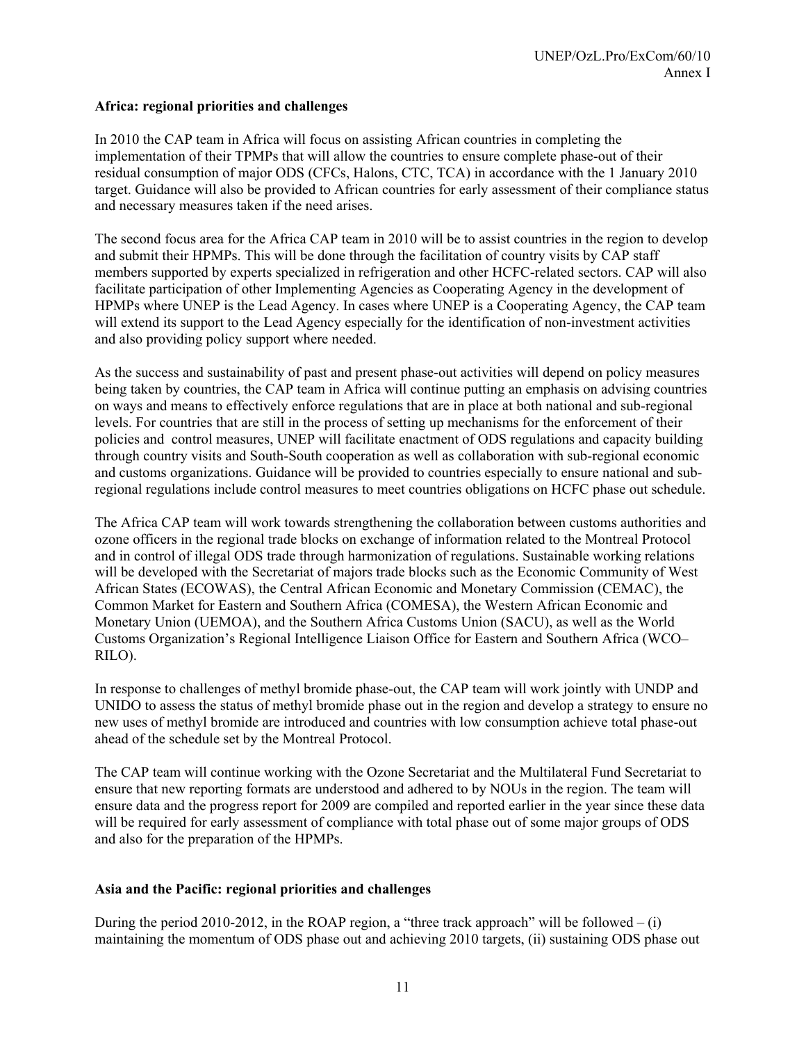**Africa: regional priorities and challenges**

In 2010 the CAP team in Africa will focus on assisting African countries in completing the implementation of their TPMPs that will allow the countries to ensure complete phase-out of their residual consumption of major ODS (CFCs, Halons, CTC, TCA) in accordance with the 1 January 2010 target. Guidance will also be provided to African countries for early assessment of their compliance status and necessary measures taken if the need arises.

The second focus area for the Africa CAP team in 2010 will be to assist countries in the region to develop and submit their HPMPs. This will be done through the facilitation of country visits by CAP staff members supported by experts specialized in refrigeration and other HCFC-related sectors. CAP will also facilitate participation of other Implementing Agencies as Cooperating Agency in the development of HPMPs where UNEP is the Lead Agency. In cases where UNEP is a Cooperating Agency, the CAP team will extend its support to the Lead Agency especially for the identification of non-investment activities and also providing policy support where needed.

As the success and sustainability of past and present phase-out activities will depend on policy measures being taken by countries, the CAP team in Africa will continue putting an emphasis on advising countries on ways and means to effectively enforce regulations that are in place at both national and sub-regional levels. For countries that are still in the process of setting up mechanisms for the enforcement of their policies and control measures, UNEP will facilitate enactment of ODS regulations and capacity building through country visits and South-South cooperation as well as collaboration with sub-regional economic and customs organizations. Guidance will be provided to countries especially to ensure national and sub-regional regulations include control measures to meet countries obligations on HCFC phase out schedule.

The Africa CAP team will work towards strengthening the collaboration between customs authorities and ozone officers in the regional trade blocks on exchange of information related to the Montreal Protocol and in control of illegal ODS trade through harmonization of regulations. Sustainable working relations will be developed with the Secretariat of majors trade blocks such as the Economic Community of West African States (ECOWAS), the Central African Economic and Monetary Commission (CEMAC), the Common Market for Eastern and Southern Africa (COMESA), the Western African Economic and Monetary Union (UEMOA), and the Southern Africa Customs Union (SACU), as well as the World Customs Organization's Regional Intelligence Liaison Office for Eastern and Southern Africa (WCO–RILO).

In response to challenges of methyl bromide phase-out, the CAP team will work jointly with UNDP and UNIDO to assess the status of methyl bromide phase out in the region and develop a strategy to ensure no new uses of methyl bromide are introduced and countries with low consumption achieve total phase-out ahead of the schedule set by the Montreal Protocol.

The CAP team will continue working with the Ozone Secretariat and the Multilateral Fund Secretariat to ensure that new reporting formats are understood and adhered to by NOUs in the region. The team will ensure data and the progress report for 2009 are compiled and reported earlier in the year since these data will be required for early assessment of compliance with total phase out of some major groups of ODS and also for the preparation of the HPMPs.

**Asia and the Pacific: regional priorities and challenges**

During the period 2010-2012, in the ROAP region, a "three track approach" will be followed – (i) maintaining the momentum of ODS phase out and achieving 2010 targets, (ii) sustaining ODS phase out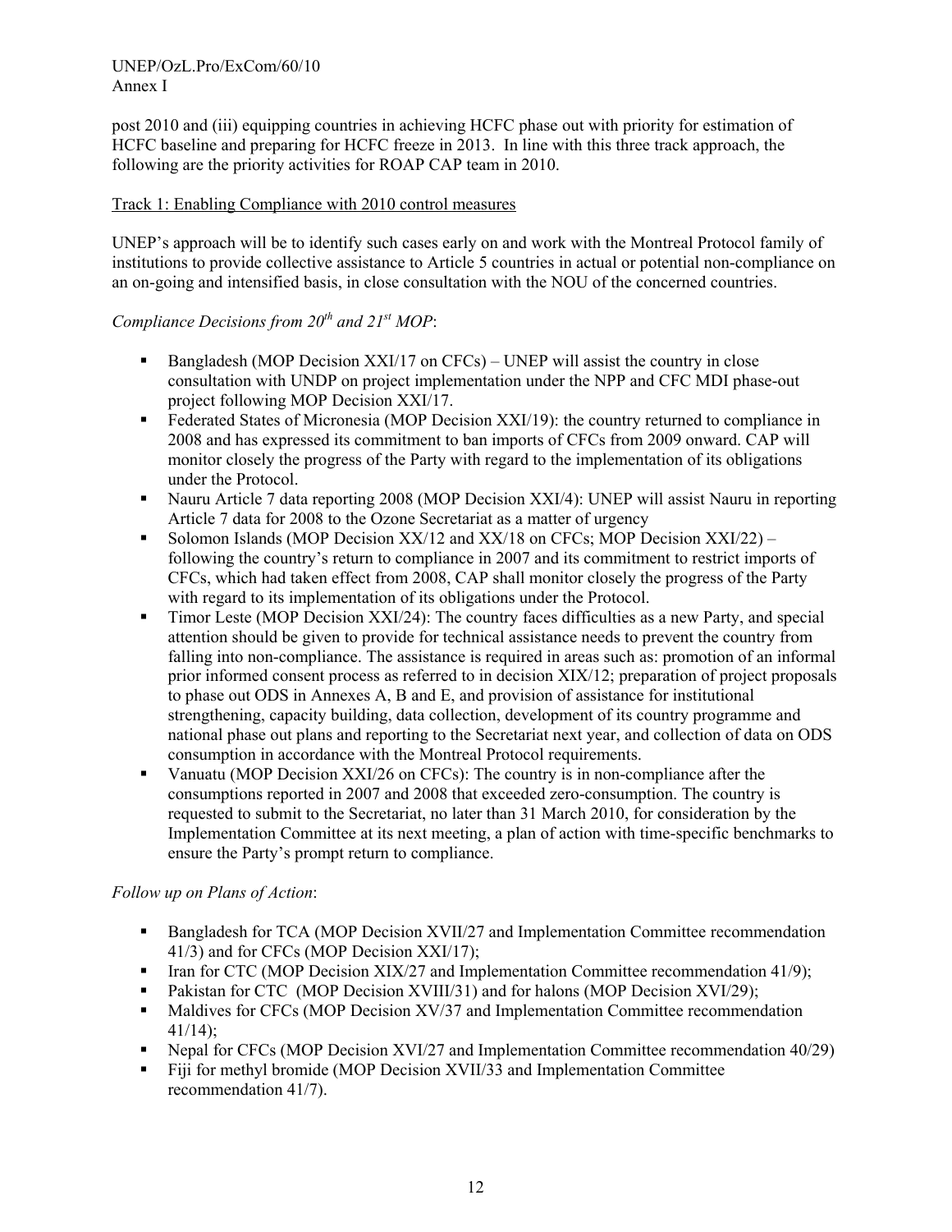post 2010 and (iii) equipping countries in achieving HCFC phase out with priority for estimation of HCFC baseline and preparing for HCFC freeze in 2013. In line with this three track approach, the following are the priority activities for ROAP CAP team in 2010.

Track 1: Enabling Compliance with 2010 control measures

UNEP's approach will be to identify such cases early on and work with the Montreal Protocol family of institutions to provide collective assistance to Article 5 countries in actual or potential non-compliance on an on-going and intensified basis, in close consultation with the NOU of the concerned countries.

*Compliance Decisions from 20th and 21st MOP*:

- Bangladesh (MOP Decision XXI/17 on CFCs) – UNEP will assist the country in close consultation with UNDP on project implementation under the NPP and CFC MDI phase-out project following MOP Decision XXI/17.
- Federated States of Micronesia (MOP Decision XXI/19): the country returned to compliance in 2008 and has expressed its commitment to ban imports of CFCs from 2009 onward. CAP will monitor closely the progress of the Party with regard to the implementation of its obligations under the Protocol.
- Nauru Article 7 data reporting 2008 (MOP Decision XXI/4): UNEP will assist Nauru in reporting Article 7 data for 2008 to the Ozone Secretariat as a matter of urgency
- Solomon Islands (MOP Decision XX/12 and XX/18 on CFCs; MOP Decision XXI/22) – following the country's return to compliance in 2007 and its commitment to restrict imports of CFCs, which had taken effect from 2008, CAP shall monitor closely the progress of the Party with regard to its implementation of its obligations under the Protocol.
- Timor Leste (MOP Decision XXI/24): The country faces difficulties as a new Party, and special attention should be given to provide for technical assistance needs to prevent the country from falling into non-compliance. The assistance is required in areas such as: promotion of an informal prior informed consent process as referred to in decision XIX/12; preparation of project proposals to phase out ODS in Annexes A, B and E, and provision of assistance for institutional strengthening, capacity building, data collection, development of its country programme and national phase out plans and reporting to the Secretariat next year, and collection of data on ODS consumption in accordance with the Montreal Protocol requirements.
- Vanuatu (MOP Decision XXI/26 on CFCs): The country is in non-compliance after the consumptions reported in 2007 and 2008 that exceeded zero-consumption. The country is requested to submit to the Secretariat, no later than 31 March 2010, for consideration by the Implementation Committee at its next meeting, a plan of action with time-specific benchmarks to ensure the Party's prompt return to compliance.

*Follow up on Plans of Action*:

- Bangladesh for TCA (MOP Decision XVII/27 and Implementation Committee recommendation 41/3) and for CFCs (MOP Decision XXI/17);
- Iran for CTC (MOP Decision XIX/27 and Implementation Committee recommendation 41/9);
- Pakistan for CTC (MOP Decision XVIII/31) and for halons (MOP Decision XVI/29);
- Maldives for CFCs (MOP Decision XV/37 and Implementation Committee recommendation 41/14);
- Nepal for CFCs (MOP Decision XVI/27 and Implementation Committee recommendation 40/29)
- Fiji for methyl bromide (MOP Decision XVII/33 and Implementation Committee recommendation 41/7).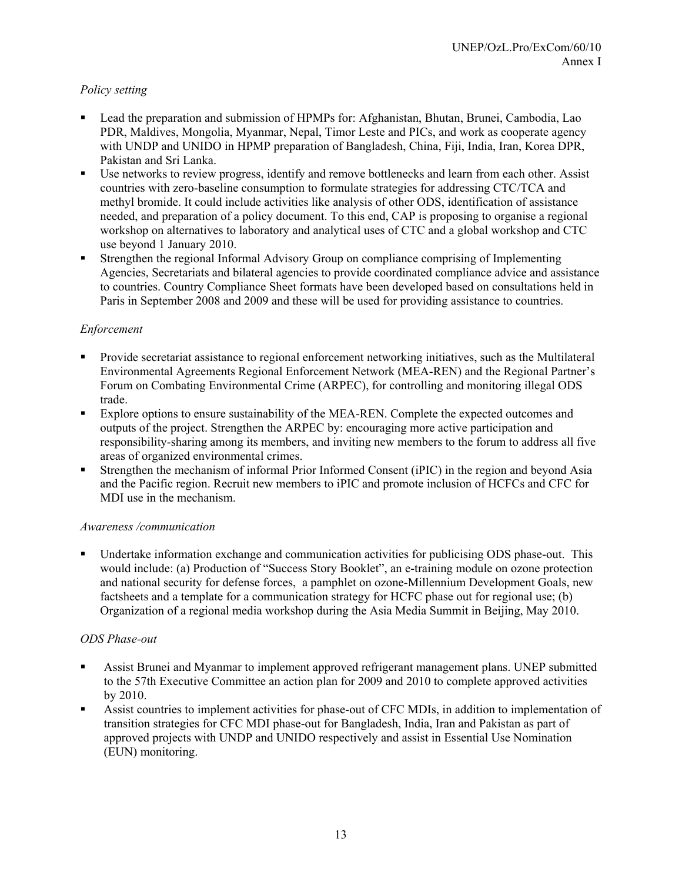*Policy setting*

- Lead the preparation and submission of HPMPs for: Afghanistan, Bhutan, Brunei, Cambodia, Lao PDR, Maldives, Mongolia, Myanmar, Nepal, Timor Leste and PICs, and work as cooperate agency with UNDP and UNIDO in HPMP preparation of Bangladesh, China, Fiji, India, Iran, Korea DPR, Pakistan and Sri Lanka.
- Use networks to review progress, identify and remove bottlenecks and learn from each other. Assist countries with zero-baseline consumption to formulate strategies for addressing CTC/TCA and methyl bromide. It could include activities like analysis of other ODS, identification of assistance needed, and preparation of a policy document. To this end, CAP is proposing to organise a regional workshop on alternatives to laboratory and analytical uses of CTC and a global workshop and CTC use beyond 1 January 2010.
- Strengthen the regional Informal Advisory Group on compliance comprising of Implementing Agencies, Secretariats and bilateral agencies to provide coordinated compliance advice and assistance to countries. Country Compliance Sheet formats have been developed based on consultations held in Paris in September 2008 and 2009 and these will be used for providing assistance to countries.

*Enforcement*

- Provide secretariat assistance to regional enforcement networking initiatives, such as the Multilateral Environmental Agreements Regional Enforcement Network (MEA-REN) and the Regional Partner's Forum on Combating Environmental Crime (ARPEC), for controlling and monitoring illegal ODS trade.
- Explore options to ensure sustainability of the MEA-REN. Complete the expected outcomes and outputs of the project. Strengthen the ARPEC by: encouraging more active participation and responsibility-sharing among its members, and inviting new members to the forum to address all five areas of organized environmental crimes.
- Strengthen the mechanism of informal Prior Informed Consent (iPIC) in the region and beyond Asia and the Pacific region. Recruit new members to iPIC and promote inclusion of HCFCs and CFC for MDI use in the mechanism.

*Awareness /communication*

- Undertake information exchange and communication activities for publicising ODS phase-out. This would include: (a) Production of "Success Story Booklet", an e-training module on ozone protection and national security for defense forces, a pamphlet on ozone-Millennium Development Goals, new factsheets and a template for a communication strategy for HCFC phase out for regional use; (b) Organization of a regional media workshop during the Asia Media Summit in Beijing, May 2010.

*ODS Phase-out*

- Assist Brunei and Myanmar to implement approved refrigerant management plans. UNEP submitted to the 57th Executive Committee an action plan for 2009 and 2010 to complete approved activities by 2010.
- Assist countries to implement activities for phase-out of CFC MDIs, in addition to implementation of transition strategies for CFC MDI phase-out for Bangladesh, India, Iran and Pakistan as part of approved projects with UNDP and UNIDO respectively and assist in Essential Use Nomination (EUN) monitoring.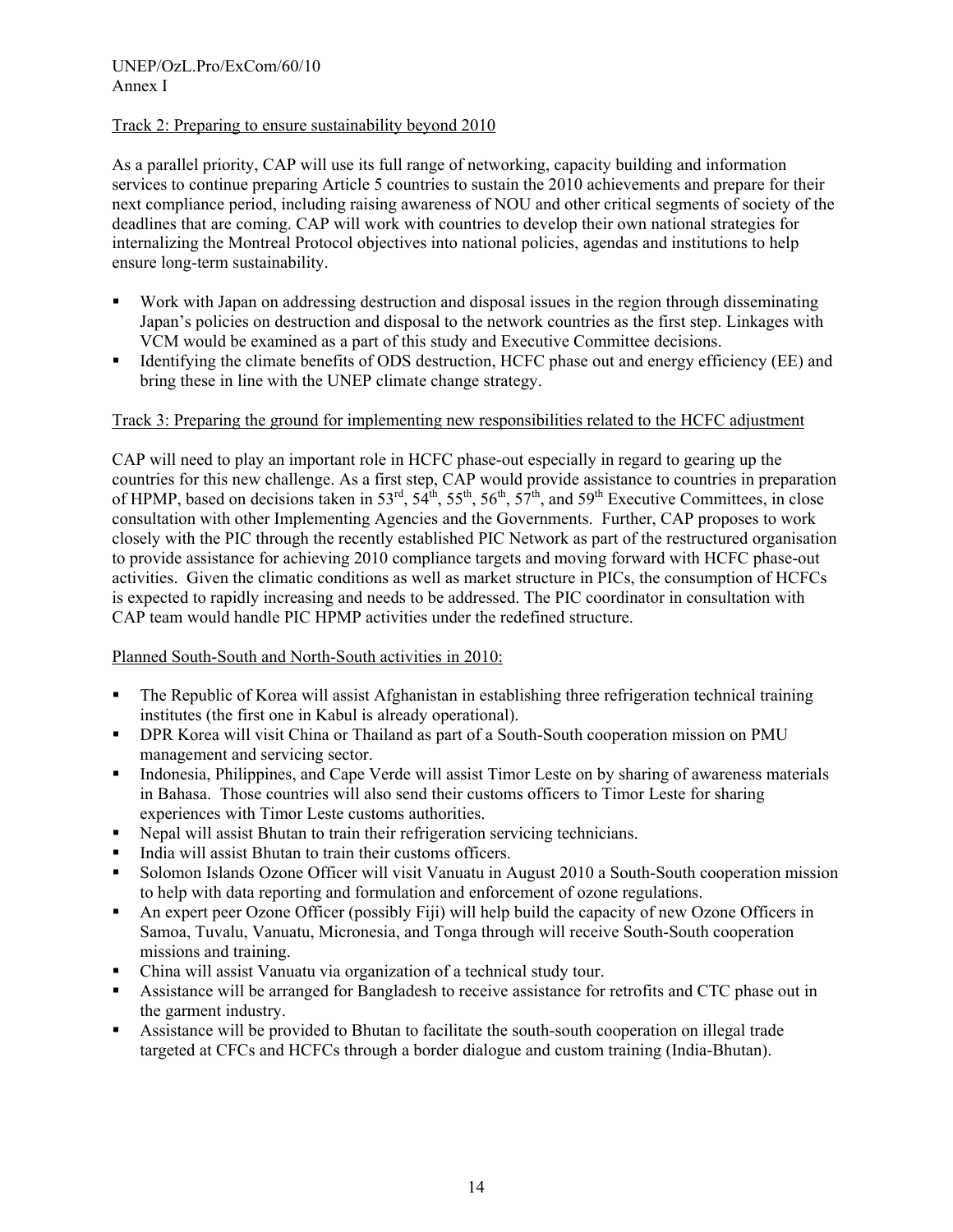Track 2: Preparing to ensure sustainability beyond 2010

As a parallel priority, CAP will use its full range of networking, capacity building and information services to continue preparing Article 5 countries to sustain the 2010 achievements and prepare for their next compliance period, including raising awareness of NOU and other critical segments of society of the deadlines that are coming. CAP will work with countries to develop their own national strategies for internalizing the Montreal Protocol objectives into national policies, agendas and institutions to help ensure long-term sustainability.

- Work with Japan on addressing destruction and disposal issues in the region through disseminating Japan's policies on destruction and disposal to the network countries as the first step. Linkages with VCM would be examined as a part of this study and Executive Committee decisions.
- Identifying the climate benefits of ODS destruction, HCFC phase out and energy efficiency (EE) and bring these in line with the UNEP climate change strategy.

Track 3: Preparing the ground for implementing new responsibilities related to the HCFC adjustment

CAP will need to play an important role in HCFC phase-out especially in regard to gearing up the countries for this new challenge. As a first step, CAP would provide assistance to countries in preparation of HPMP, based on decisions taken in 53rd, 54th, 55th, 56th, 57th, and 59th Executive Committees, in close consultation with other Implementing Agencies and the Governments. Further, CAP proposes to work closely with the PIC through the recently established PIC Network as part of the restructured organisation to provide assistance for achieving 2010 compliance targets and moving forward with HCFC phase-out activities. Given the climatic conditions as well as market structure in PICs, the consumption of HCFCs is expected to rapidly increasing and needs to be addressed. The PIC coordinator in consultation with CAP team would handle PIC HPMP activities under the redefined structure.

Planned South-South and North-South activities in 2010:

- The Republic of Korea will assist Afghanistan in establishing three refrigeration technical training institutes (the first one in Kabul is already operational).
- DPR Korea will visit China or Thailand as part of a South-South cooperation mission on PMU management and servicing sector.
- Indonesia, Philippines, and Cape Verde will assist Timor Leste on by sharing of awareness materials in Bahasa. Those countries will also send their customs officers to Timor Leste for sharing experiences with Timor Leste customs authorities.
- Nepal will assist Bhutan to train their refrigeration servicing technicians.
- India will assist Bhutan to train their customs officers.
- Solomon Islands Ozone Officer will visit Vanuatu in August 2010 a South-South cooperation mission to help with data reporting and formulation and enforcement of ozone regulations.
- An expert peer Ozone Officer (possibly Fiji) will help build the capacity of new Ozone Officers in Samoa, Tuvalu, Vanuatu, Micronesia, and Tonga through will receive South-South cooperation missions and training.
- China will assist Vanuatu via organization of a technical study tour.
- Assistance will be arranged for Bangladesh to receive assistance for retrofits and CTC phase out in the garment industry.
- Assistance will be provided to Bhutan to facilitate the south-south cooperation on illegal trade targeted at CFCs and HCFCs through a border dialogue and custom training (India-Bhutan).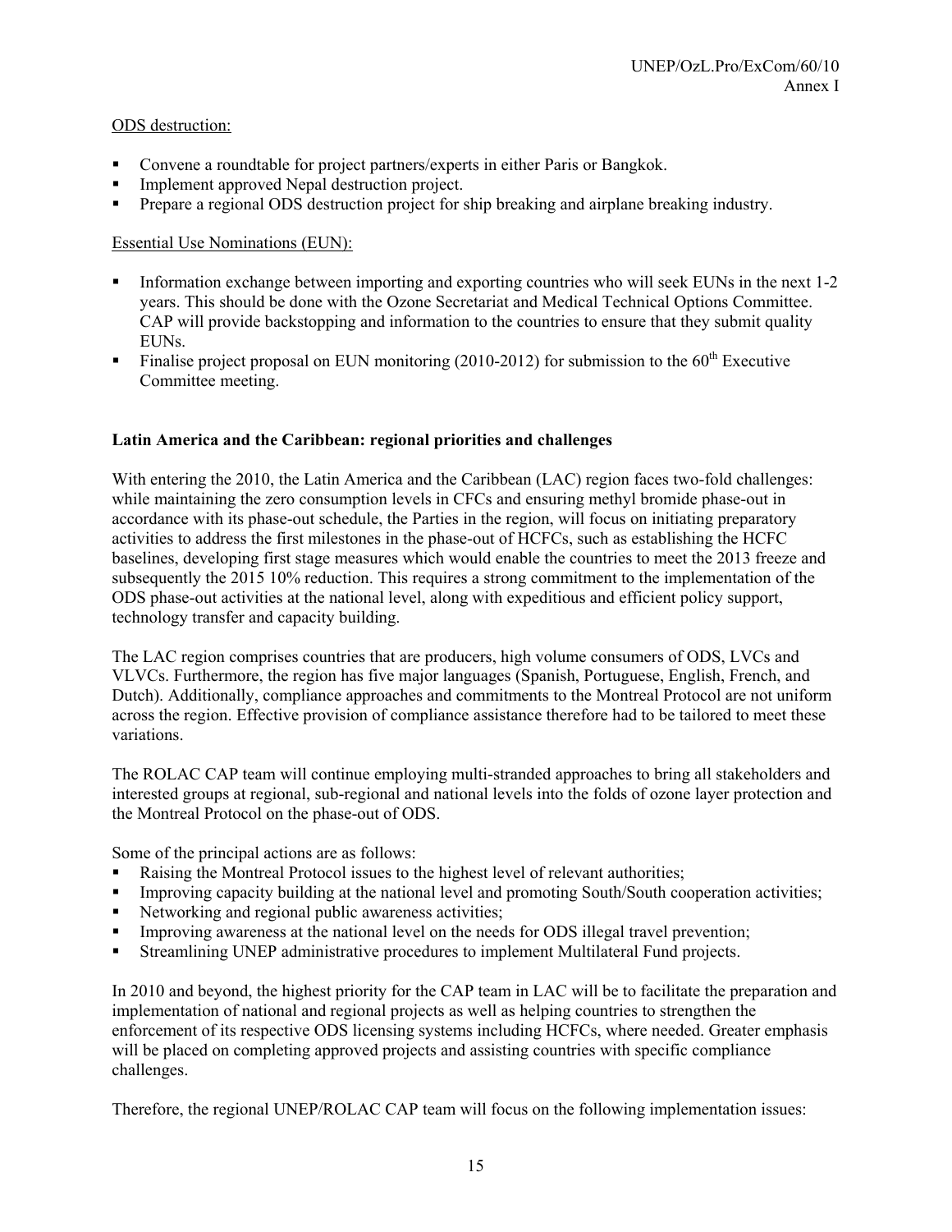ODS destruction:

- Convene a roundtable for project partners/experts in either Paris or Bangkok.
- Implement approved Nepal destruction project.
- Prepare a regional ODS destruction project for ship breaking and airplane breaking industry.

Essential Use Nominations (EUN):

- Information exchange between importing and exporting countries who will seek EUNs in the next 1-2 years. This should be done with the Ozone Secretariat and Medical Technical Options Committee. CAP will provide backstopping and information to the countries to ensure that they submit quality EUNs.
- Finalise project proposal on EUN monitoring (2010-2012) for submission to the 60th Executive Committee meeting.

**Latin America and the Caribbean: regional priorities and challenges**

With entering the 2010, the Latin America and the Caribbean (LAC) region faces two-fold challenges: while maintaining the zero consumption levels in CFCs and ensuring methyl bromide phase-out in accordance with its phase-out schedule, the Parties in the region, will focus on initiating preparatory activities to address the first milestones in the phase-out of HCFCs, such as establishing the HCFC baselines, developing first stage measures which would enable the countries to meet the 2013 freeze and subsequently the 2015 10% reduction. This requires a strong commitment to the implementation of the ODS phase-out activities at the national level, along with expeditious and efficient policy support, technology transfer and capacity building.

The LAC region comprises countries that are producers, high volume consumers of ODS, LVCs and VLVCs. Furthermore, the region has five major languages (Spanish, Portuguese, English, French, and Dutch). Additionally, compliance approaches and commitments to the Montreal Protocol are not uniform across the region. Effective provision of compliance assistance therefore had to be tailored to meet these variations.

The ROLAC CAP team will continue employing multi-stranded approaches to bring all stakeholders and interested groups at regional, sub-regional and national levels into the folds of ozone layer protection and the Montreal Protocol on the phase-out of ODS.

Some of the principal actions are as follows:

- Raising the Montreal Protocol issues to the highest level of relevant authorities;
- Improving capacity building at the national level and promoting South/South cooperation activities;
- Networking and regional public awareness activities;
- Improving awareness at the national level on the needs for ODS illegal travel prevention;
- Streamlining UNEP administrative procedures to implement Multilateral Fund projects.

In 2010 and beyond, the highest priority for the CAP team in LAC will be to facilitate the preparation and implementation of national and regional projects as well as helping countries to strengthen the enforcement of its respective ODS licensing systems including HCFCs, where needed. Greater emphasis will be placed on completing approved projects and assisting countries with specific compliance challenges.

Therefore, the regional UNEP/ROLAC CAP team will focus on the following implementation issues: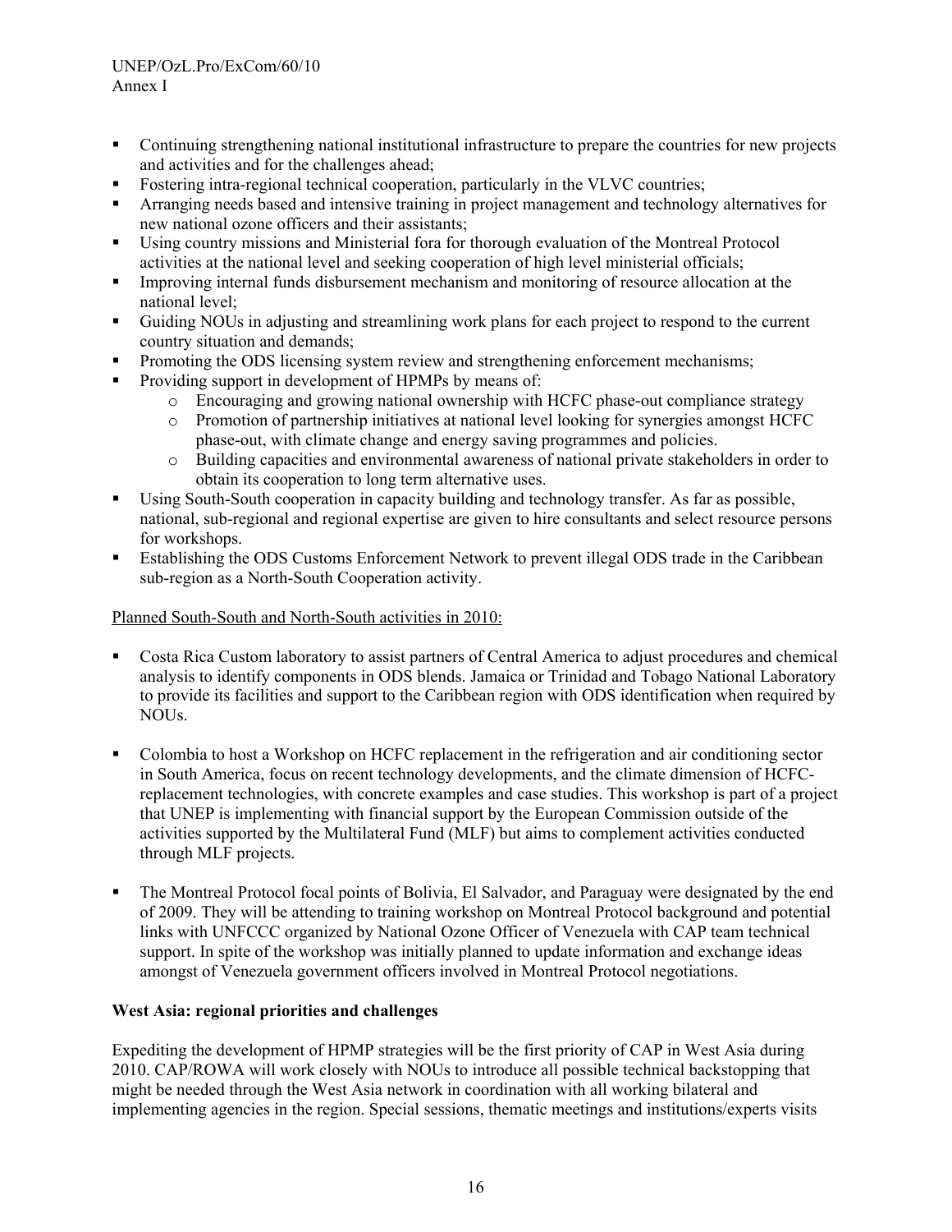- Continuing strengthening national institutional infrastructure to prepare the countries for new projects and activities and for the challenges ahead;
- Fostering intra-regional technical cooperation, particularly in the VLVC countries;
- Arranging needs based and intensive training in project management and technology alternatives for new national ozone officers and their assistants;
- Using country missions and Ministerial fora for thorough evaluation of the Montreal Protocol activities at the national level and seeking cooperation of high level ministerial officials;
- Improving internal funds disbursement mechanism and monitoring of resource allocation at the national level;
- Guiding NOUs in adjusting and streamlining work plans for each project to respond to the current country situation and demands;
- Promoting the ODS licensing system review and strengthening enforcement mechanisms;
- Providing support in development of HPMPs by means of:
  - Encouraging and growing national ownership with HCFC phase-out compliance strategy
  - Promotion of partnership initiatives at national level looking for synergies amongst HCFC phase-out, with climate change and energy saving programmes and policies.
  - Building capacities and environmental awareness of national private stakeholders in order to obtain its cooperation to long term alternative uses.
- Using South-South cooperation in capacity building and technology transfer. As far as possible, national, sub-regional and regional expertise are given to hire consultants and select resource persons for workshops.
- Establishing the ODS Customs Enforcement Network to prevent illegal ODS trade in the Caribbean sub-region as a North-South Cooperation activity.

Planned South-South and North-South activities in 2010:

- Costa Rica Custom laboratory to assist partners of Central America to adjust procedures and chemical analysis to identify components in ODS blends. Jamaica or Trinidad and Tobago National Laboratory to provide its facilities and support to the Caribbean region with ODS identification when required by NOUs.

- Colombia to host a Workshop on HCFC replacement in the refrigeration and air conditioning sector in South America, focus on recent technology developments, and the climate dimension of HCFC-replacement technologies, with concrete examples and case studies. This workshop is part of a project that UNEP is implementing with financial support by the European Commission outside of the activities supported by the Multilateral Fund (MLF) but aims to complement activities conducted through MLF projects.

- The Montreal Protocol focal points of Bolivia, El Salvador, and Paraguay were designated by the end of 2009. They will be attending to training workshop on Montreal Protocol background and potential links with UNFCCC organized by National Ozone Officer of Venezuela with CAP team technical support. In spite of the workshop was initially planned to update information and exchange ideas amongst of Venezuela government officers involved in Montreal Protocol negotiations.

**West Asia: regional priorities and challenges**

Expediting the development of HPMP strategies will be the first priority of CAP in West Asia during 2010. CAP/ROWA will work closely with NOUs to introduce all possible technical backstopping that might be needed through the West Asia network in coordination with all working bilateral and implementing agencies in the region. Special sessions, thematic meetings and institutions/experts visits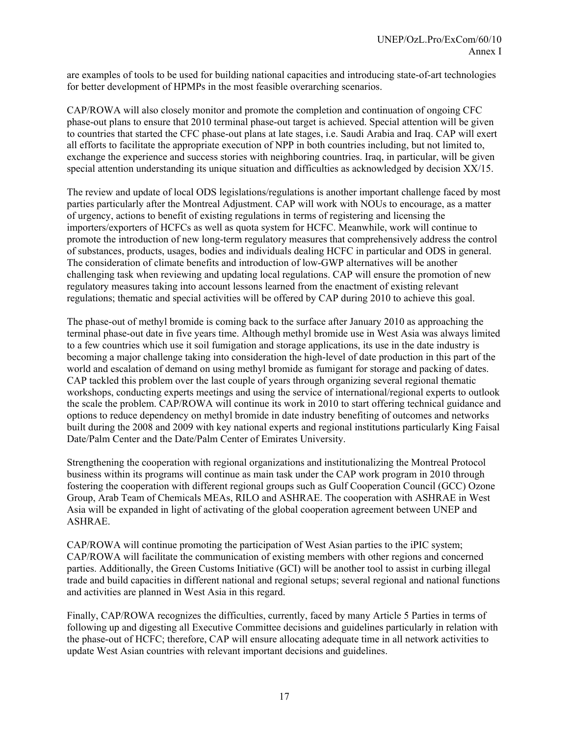are examples of tools to be used for building national capacities and introducing state-of-art technologies for better development of HPMPs in the most feasible overarching scenarios.

CAP/ROWA will also closely monitor and promote the completion and continuation of ongoing CFC phase-out plans to ensure that 2010 terminal phase-out target is achieved. Special attention will be given to countries that started the CFC phase-out plans at late stages, i.e. Saudi Arabia and Iraq. CAP will exert all efforts to facilitate the appropriate execution of NPP in both countries including, but not limited to, exchange the experience and success stories with neighboring countries. Iraq, in particular, will be given special attention understanding its unique situation and difficulties as acknowledged by decision XX/15.

The review and update of local ODS legislations/regulations is another important challenge faced by most parties particularly after the Montreal Adjustment. CAP will work with NOUs to encourage, as a matter of urgency, actions to benefit of existing regulations in terms of registering and licensing the importers/exporters of HCFCs as well as quota system for HCFC. Meanwhile, work will continue to promote the introduction of new long-term regulatory measures that comprehensively address the control of substances, products, usages, bodies and individuals dealing HCFC in particular and ODS in general. The consideration of climate benefits and introduction of low-GWP alternatives will be another challenging task when reviewing and updating local regulations. CAP will ensure the promotion of new regulatory measures taking into account lessons learned from the enactment of existing relevant regulations; thematic and special activities will be offered by CAP during 2010 to achieve this goal.

The phase-out of methyl bromide is coming back to the surface after January 2010 as approaching the terminal phase-out date in five years time. Although methyl bromide use in West Asia was always limited to a few countries which use it soil fumigation and storage applications, its use in the date industry is becoming a major challenge taking into consideration the high-level of date production in this part of the world and escalation of demand on using methyl bromide as fumigant for storage and packing of dates. CAP tackled this problem over the last couple of years through organizing several regional thematic workshops, conducting experts meetings and using the service of international/regional experts to outlook the scale the problem. CAP/ROWA will continue its work in 2010 to start offering technical guidance and options to reduce dependency on methyl bromide in date industry benefiting of outcomes and networks built during the 2008 and 2009 with key national experts and regional institutions particularly King Faisal Date/Palm Center and the Date/Palm Center of Emirates University.

Strengthening the cooperation with regional organizations and institutionalizing the Montreal Protocol business within its programs will continue as main task under the CAP work program in 2010 through fostering the cooperation with different regional groups such as Gulf Cooperation Council (GCC) Ozone Group, Arab Team of Chemicals MEAs, RILO and ASHRAE. The cooperation with ASHRAE in West Asia will be expanded in light of activating of the global cooperation agreement between UNEP and ASHRAE.

CAP/ROWA will continue promoting the participation of West Asian parties to the iPIC system; CAP/ROWA will facilitate the communication of existing members with other regions and concerned parties. Additionally, the Green Customs Initiative (GCI) will be another tool to assist in curbing illegal trade and build capacities in different national and regional setups; several regional and national functions and activities are planned in West Asia in this regard.

Finally, CAP/ROWA recognizes the difficulties, currently, faced by many Article 5 Parties in terms of following up and digesting all Executive Committee decisions and guidelines particularly in relation with the phase-out of HCFC; therefore, CAP will ensure allocating adequate time in all network activities to update West Asian countries with relevant important decisions and guidelines.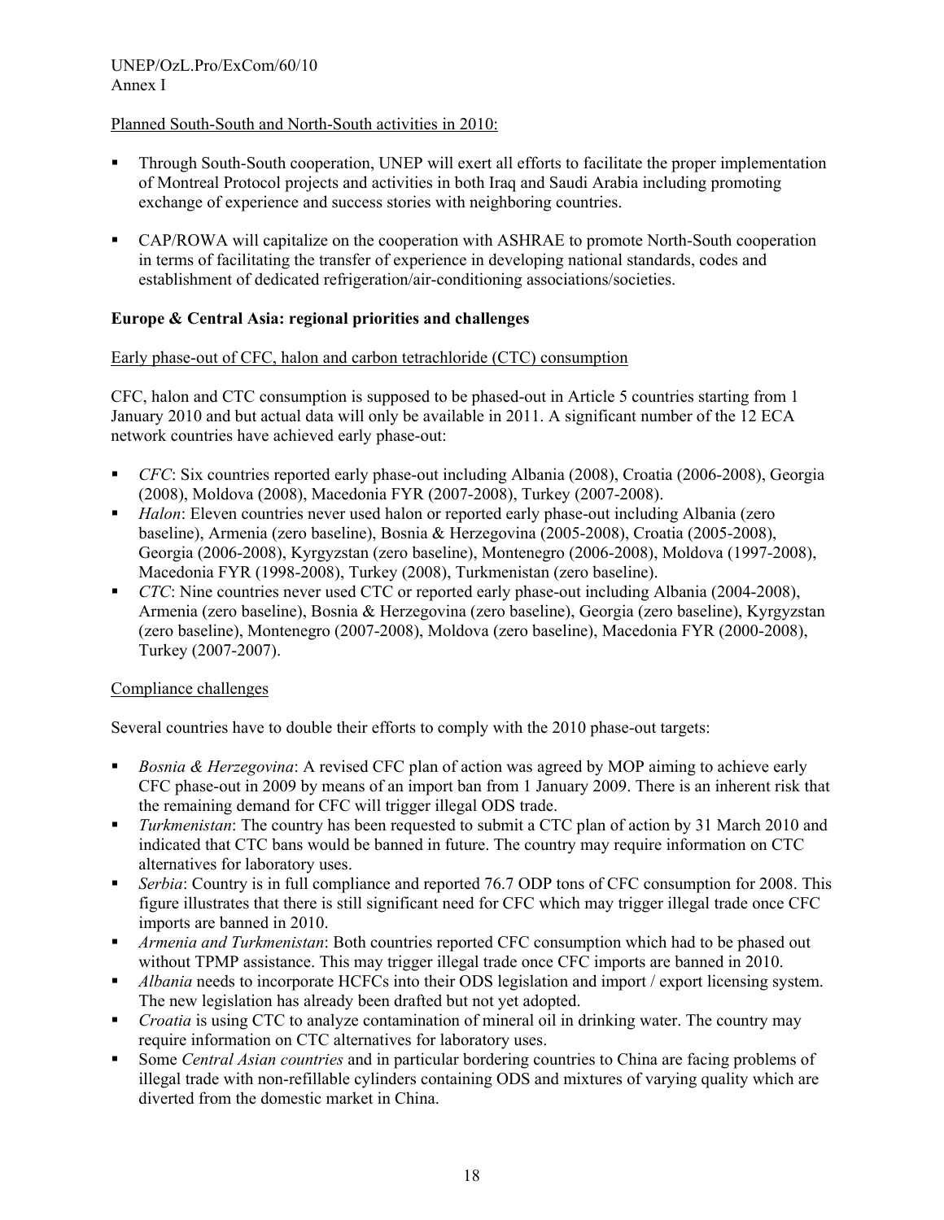Planned South-South and North-South activities in 2010:

- Through South-South cooperation, UNEP will exert all efforts to facilitate the proper implementation of Montreal Protocol projects and activities in both Iraq and Saudi Arabia including promoting exchange of experience and success stories with neighboring countries.

- CAP/ROWA will capitalize on the cooperation with ASHRAE to promote North-South cooperation in terms of facilitating the transfer of experience in developing national standards, codes and establishment of dedicated refrigeration/air-conditioning associations/societies.

**Europe & Central Asia: regional priorities and challenges**

Early phase-out of CFC, halon and carbon tetrachloride (CTC) consumption

CFC, halon and CTC consumption is supposed to be phased-out in Article 5 countries starting from 1 January 2010 and but actual data will only be available in 2011. A significant number of the 12 ECA network countries have achieved early phase-out:

- *CFC*: Six countries reported early phase-out including Albania (2008), Croatia (2006-2008), Georgia (2008), Moldova (2008), Macedonia FYR (2007-2008), Turkey (2007-2008).
- *Halon*: Eleven countries never used halon or reported early phase-out including Albania (zero baseline), Armenia (zero baseline), Bosnia & Herzegovina (2005-2008), Croatia (2005-2008), Georgia (2006-2008), Kyrgyzstan (zero baseline), Montenegro (2006-2008), Moldova (1997-2008), Macedonia FYR (1998-2008), Turkey (2008), Turkmenistan (zero baseline).
- *CTC*: Nine countries never used CTC or reported early phase-out including Albania (2004-2008), Armenia (zero baseline), Bosnia & Herzegovina (zero baseline), Georgia (zero baseline), Kyrgyzstan (zero baseline), Montenegro (2007-2008), Moldova (zero baseline), Macedonia FYR (2000-2008), Turkey (2007-2007).

Compliance challenges

Several countries have to double their efforts to comply with the 2010 phase-out targets:

- *Bosnia & Herzegovina*: A revised CFC plan of action was agreed by MOP aiming to achieve early CFC phase-out in 2009 by means of an import ban from 1 January 2009. There is an inherent risk that the remaining demand for CFC will trigger illegal ODS trade.
- *Turkmenistan*: The country has been requested to submit a CTC plan of action by 31 March 2010 and indicated that CTC bans would be banned in future. The country may require information on CTC alternatives for laboratory uses.
- *Serbia*: Country is in full compliance and reported 76.7 ODP tons of CFC consumption for 2008. This figure illustrates that there is still significant need for CFC which may trigger illegal trade once CFC imports are banned in 2010.
- *Armenia and Turkmenistan*: Both countries reported CFC consumption which had to be phased out without TPMP assistance. This may trigger illegal trade once CFC imports are banned in 2010.
- *Albania* needs to incorporate HCFCs into their ODS legislation and import / export licensing system. The new legislation has already been drafted but not yet adopted.
- *Croatia* is using CTC to analyze contamination of mineral oil in drinking water. The country may require information on CTC alternatives for laboratory uses.
- Some *Central Asian countries* and in particular bordering countries to China are facing problems of illegal trade with non-refillable cylinders containing ODS and mixtures of varying quality which are diverted from the domestic market in China.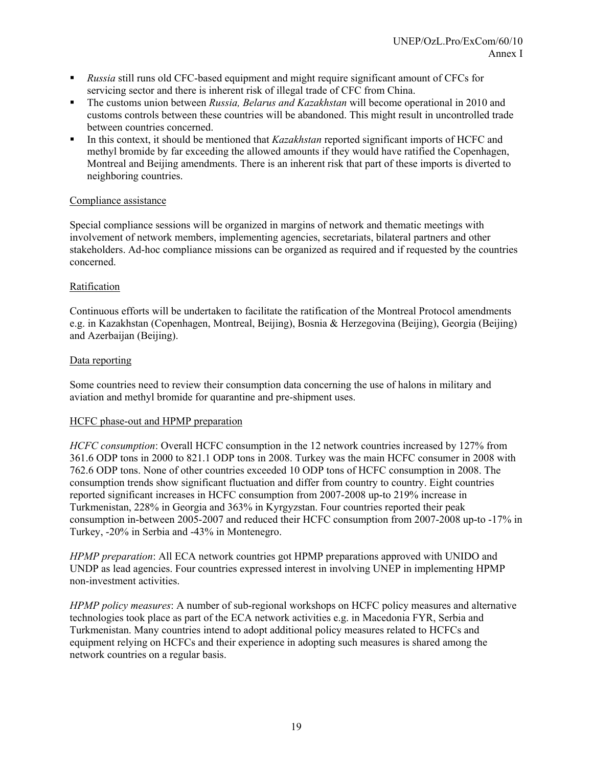- *Russia* still runs old CFC-based equipment and might require significant amount of CFCs for servicing sector and there is inherent risk of illegal trade of CFC from China.
- The customs union between *Russia, Belarus and Kazakhstan* will become operational in 2010 and customs controls between these countries will be abandoned. This might result in uncontrolled trade between countries concerned.
- In this context, it should be mentioned that *Kazakhstan* reported significant imports of HCFC and methyl bromide by far exceeding the allowed amounts if they would have ratified the Copenhagen, Montreal and Beijing amendments. There is an inherent risk that part of these imports is diverted to neighboring countries.

Compliance assistance

Special compliance sessions will be organized in margins of network and thematic meetings with involvement of network members, implementing agencies, secretariats, bilateral partners and other stakeholders. Ad-hoc compliance missions can be organized as required and if requested by the countries concerned.

Ratification

Continuous efforts will be undertaken to facilitate the ratification of the Montreal Protocol amendments e.g. in Kazakhstan (Copenhagen, Montreal, Beijing), Bosnia & Herzegovina (Beijing), Georgia (Beijing) and Azerbaijan (Beijing).

Data reporting

Some countries need to review their consumption data concerning the use of halons in military and aviation and methyl bromide for quarantine and pre-shipment uses.

HCFC phase-out and HPMP preparation

*HCFC consumption*: Overall HCFC consumption in the 12 network countries increased by 127% from 361.6 ODP tons in 2000 to 821.1 ODP tons in 2008. Turkey was the main HCFC consumer in 2008 with 762.6 ODP tons. None of other countries exceeded 10 ODP tons of HCFC consumption in 2008. The consumption trends show significant fluctuation and differ from country to country. Eight countries reported significant increases in HCFC consumption from 2007-2008 up-to 219% increase in Turkmenistan, 228% in Georgia and 363% in Kyrgyzstan. Four countries reported their peak consumption in-between 2005-2007 and reduced their HCFC consumption from 2007-2008 up-to -17% in Turkey, -20% in Serbia and -43% in Montenegro.

*HPMP preparation*: All ECA network countries got HPMP preparations approved with UNIDO and UNDP as lead agencies. Four countries expressed interest in involving UNEP in implementing HPMP non-investment activities.

*HPMP policy measures*: A number of sub-regional workshops on HCFC policy measures and alternative technologies took place as part of the ECA network activities e.g. in Macedonia FYR, Serbia and Turkmenistan. Many countries intend to adopt additional policy measures related to HCFCs and equipment relying on HCFCs and their experience in adopting such measures is shared among the network countries on a regular basis.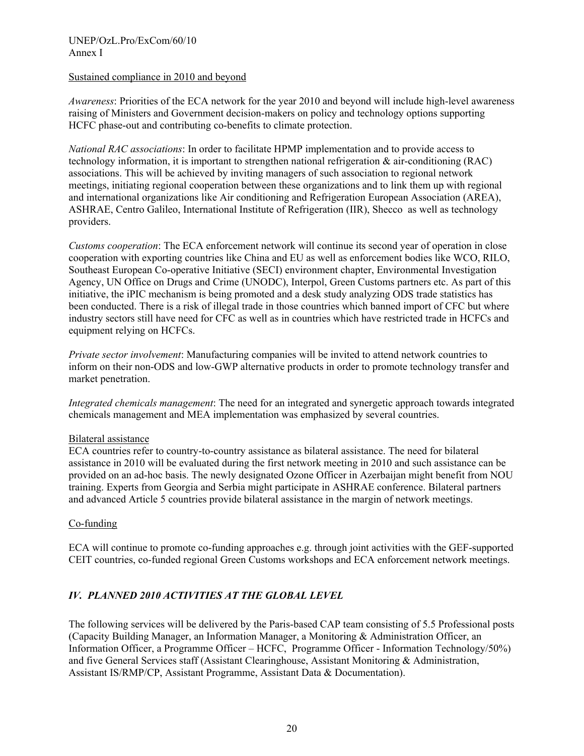Sustained compliance in 2010 and beyond

*Awareness*: Priorities of the ECA network for the year 2010 and beyond will include high-level awareness raising of Ministers and Government decision-makers on policy and technology options supporting HCFC phase-out and contributing co-benefits to climate protection.

*National RAC associations*: In order to facilitate HPMP implementation and to provide access to technology information, it is important to strengthen national refrigeration & air-conditioning (RAC) associations. This will be achieved by inviting managers of such association to regional network meetings, initiating regional cooperation between these organizations and to link them up with regional and international organizations like Air conditioning and Refrigeration European Association (AREA), ASHRAE, Centro Galileo, International Institute of Refrigeration (IIR), Shecco as well as technology providers.

*Customs cooperation*: The ECA enforcement network will continue its second year of operation in close cooperation with exporting countries like China and EU as well as enforcement bodies like WCO, RILO, Southeast European Co-operative Initiative (SECI) environment chapter, Environmental Investigation Agency, UN Office on Drugs and Crime (UNODC), Interpol, Green Customs partners etc. As part of this initiative, the iPIC mechanism is being promoted and a desk study analyzing ODS trade statistics has been conducted. There is a risk of illegal trade in those countries which banned import of CFC but where industry sectors still have need for CFC as well as in countries which have restricted trade in HCFCs and equipment relying on HCFCs.

*Private sector involvement*: Manufacturing companies will be invited to attend network countries to inform on their non-ODS and low-GWP alternative products in order to promote technology transfer and market penetration.

*Integrated chemicals management*: The need for an integrated and synergetic approach towards integrated chemicals management and MEA implementation was emphasized by several countries.

Bilateral assistance

ECA countries refer to country-to-country assistance as bilateral assistance. The need for bilateral assistance in 2010 will be evaluated during the first network meeting in 2010 and such assistance can be provided on an ad-hoc basis. The newly designated Ozone Officer in Azerbaijan might benefit from NOU training. Experts from Georgia and Serbia might participate in ASHRAE conference. Bilateral partners and advanced Article 5 countries provide bilateral assistance in the margin of network meetings.

Co-funding

ECA will continue to promote co-funding approaches e.g. through joint activities with the GEF-supported CEIT countries, co-funded regional Green Customs workshops and ECA enforcement network meetings.

## *IV. PLANNED 2010 ACTIVITIES AT THE GLOBAL LEVEL*

The following services will be delivered by the Paris-based CAP team consisting of 5.5 Professional posts (Capacity Building Manager, an Information Manager, a Monitoring & Administration Officer, an Information Officer, a Programme Officer – HCFC, Programme Officer - Information Technology/50%) and five General Services staff (Assistant Clearinghouse, Assistant Monitoring & Administration, Assistant IS/RMP/CP, Assistant Programme, Assistant Data & Documentation).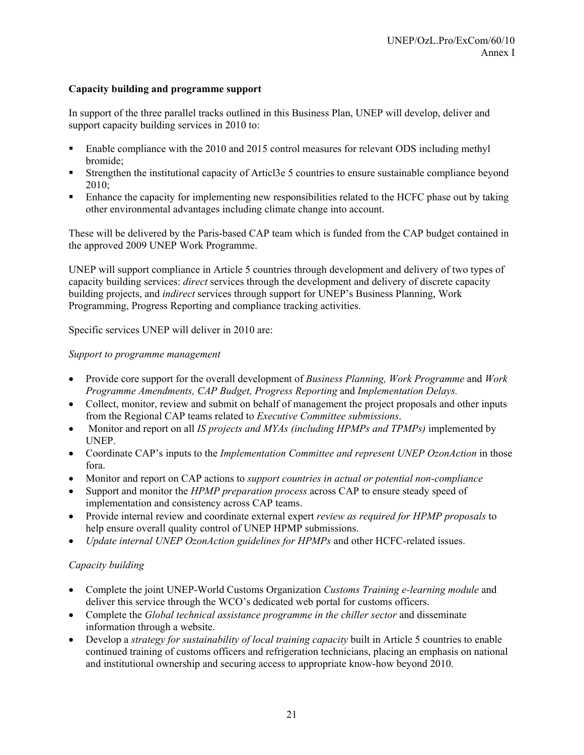**Capacity building and programme support**

In support of the three parallel tracks outlined in this Business Plan, UNEP will develop, deliver and support capacity building services in 2010 to:

- Enable compliance with the 2010 and 2015 control measures for relevant ODS including methyl bromide;
- Strengthen the institutional capacity of Articl3e 5 countries to ensure sustainable compliance beyond 2010;
- Enhance the capacity for implementing new responsibilities related to the HCFC phase out by taking other environmental advantages including climate change into account.

These will be delivered by the Paris-based CAP team which is funded from the CAP budget contained in the approved 2009 UNEP Work Programme.

UNEP will support compliance in Article 5 countries through development and delivery of two types of capacity building services: *direct* services through the development and delivery of discrete capacity building projects, and *indirect* services through support for UNEP's Business Planning, Work Programming, Progress Reporting and compliance tracking activities.

Specific services UNEP will deliver in 2010 are:

*Support to programme management*

- Provide core support for the overall development of *Business Planning, Work Programme* and *Work Programme Amendments, CAP Budget, Progress Reporting* and *Implementation Delays.*
- Collect, monitor, review and submit on behalf of management the project proposals and other inputs from the Regional CAP teams related to *Executive Committee submissions*.
- Monitor and report on all *IS projects and MYAs (including HPMPs and TPMPs)* implemented by UNEP.
- Coordinate CAP's inputs to the *Implementation Committee and represent UNEP OzonAction* in those fora.
- Monitor and report on CAP actions to *support countries in actual or potential non-compliance*
- Support and monitor the *HPMP preparation process* across CAP to ensure steady speed of implementation and consistency across CAP teams.
- Provide internal review and coordinate external expert *review as required for HPMP proposals* to help ensure overall quality control of UNEP HPMP submissions.
- *Update internal UNEP OzonAction guidelines for HPMPs* and other HCFC-related issues.

*Capacity building*

- Complete the joint UNEP-World Customs Organization *Customs Training e-learning module* and deliver this service through the WCO's dedicated web portal for customs officers.
- Complete the *Global technical assistance programme in the chiller sector* and disseminate information through a website.
- Develop a *strategy for sustainability of local training capacity* built in Article 5 countries to enable continued training of customs officers and refrigeration technicians, placing an emphasis on national and institutional ownership and securing access to appropriate know-how beyond 2010.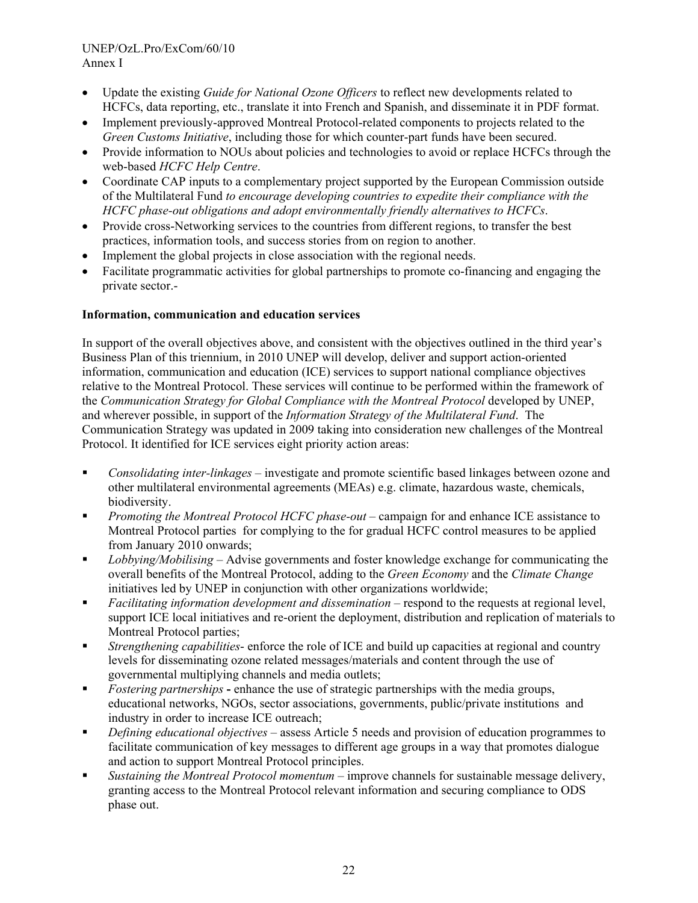- Update the existing *Guide for National Ozone Officers* to reflect new developments related to HCFCs, data reporting, etc., translate it into French and Spanish, and disseminate it in PDF format.
- Implement previously-approved Montreal Protocol-related components to projects related to the *Green Customs Initiative*, including those for which counter-part funds have been secured.
- Provide information to NOUs about policies and technologies to avoid or replace HCFCs through the web-based *HCFC Help Centre*.
- Coordinate CAP inputs to a complementary project supported by the European Commission outside of the Multilateral Fund *to encourage developing countries to expedite their compliance with the HCFC phase-out obligations and adopt environmentally friendly alternatives to HCFCs*.
- Provide cross-Networking services to the countries from different regions, to transfer the best practices, information tools, and success stories from on region to another.
- Implement the global projects in close association with the regional needs.
- Facilitate programmatic activities for global partnerships to promote co-financing and engaging the private sector.-

**Information, communication and education services**

In support of the overall objectives above, and consistent with the objectives outlined in the third year's Business Plan of this triennium, in 2010 UNEP will develop, deliver and support action-oriented information, communication and education (ICE) services to support national compliance objectives relative to the Montreal Protocol. These services will continue to be performed within the framework of the *Communication Strategy for Global Compliance with the Montreal Protocol* developed by UNEP, and wherever possible, in support of the *Information Strategy of the Multilateral Fund*. The Communication Strategy was updated in 2009 taking into consideration new challenges of the Montreal Protocol. It identified for ICE services eight priority action areas:

- *Consolidating inter-linkages* – investigate and promote scientific based linkages between ozone and other multilateral environmental agreements (MEAs) e.g. climate, hazardous waste, chemicals, biodiversity.
- *Promoting the Montreal Protocol HCFC phase-out* – campaign for and enhance ICE assistance to Montreal Protocol parties for complying to the for gradual HCFC control measures to be applied from January 2010 onwards;
- *Lobbying/Mobilising* – Advise governments and foster knowledge exchange for communicating the overall benefits of the Montreal Protocol, adding to the *Green Economy* and the *Climate Change* initiatives led by UNEP in conjunction with other organizations worldwide;
- *Facilitating information development and dissemination* – respond to the requests at regional level, support ICE local initiatives and re-orient the deployment, distribution and replication of materials to Montreal Protocol parties;
- *Strengthening capabilities*- enforce the role of ICE and build up capacities at regional and country levels for disseminating ozone related messages/materials and content through the use of governmental multiplying channels and media outlets;
- *Fostering partnerships* **-** enhance the use of strategic partnerships with the media groups, educational networks, NGOs, sector associations, governments, public/private institutions and industry in order to increase ICE outreach;
- *Defining educational objectives* – assess Article 5 needs and provision of education programmes to facilitate communication of key messages to different age groups in a way that promotes dialogue and action to support Montreal Protocol principles.
- *Sustaining the Montreal Protocol momentum* – improve channels for sustainable message delivery, granting access to the Montreal Protocol relevant information and securing compliance to ODS phase out.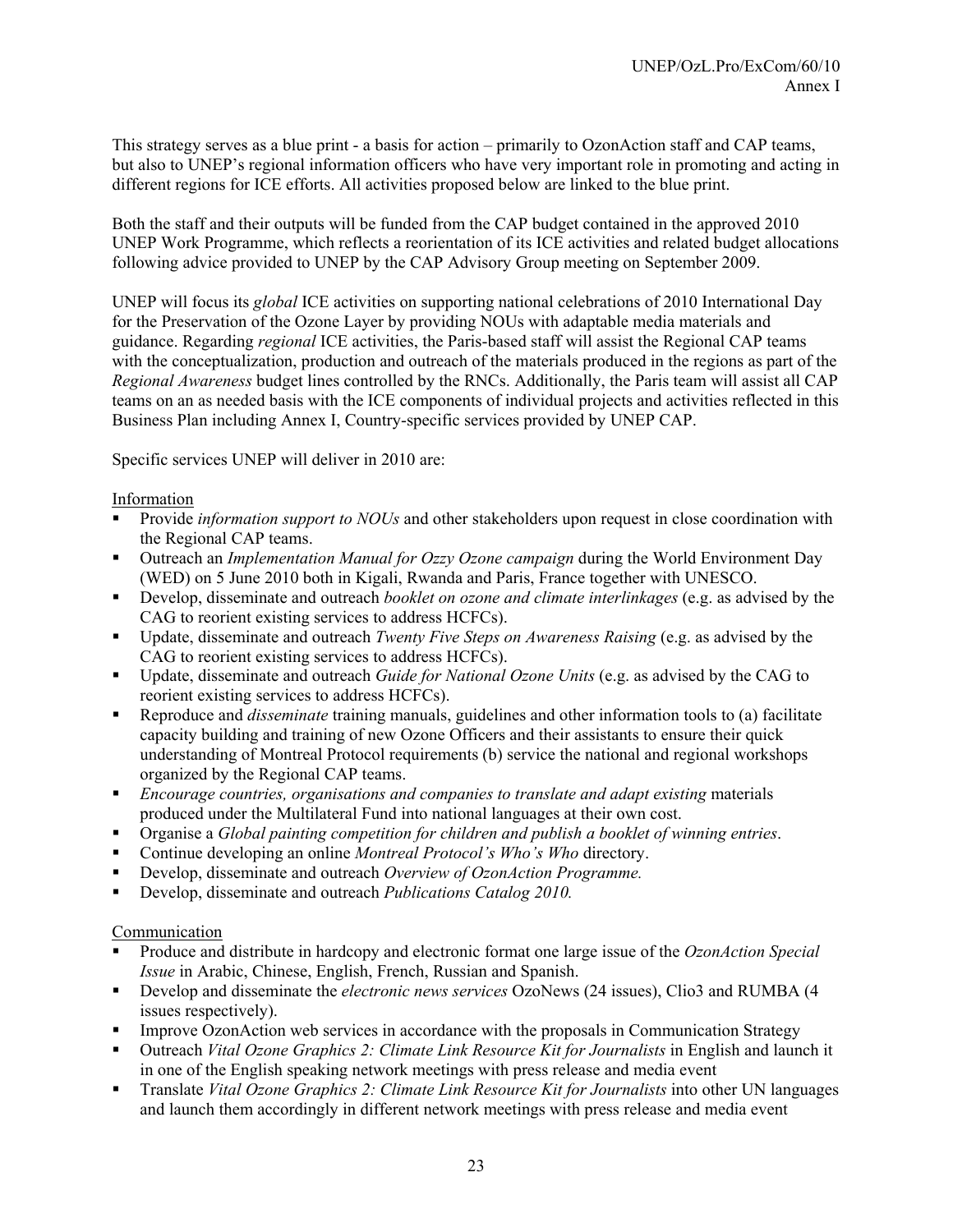This strategy serves as a blue print - a basis for action – primarily to OzonAction staff and CAP teams, but also to UNEP's regional information officers who have very important role in promoting and acting in different regions for ICE efforts. All activities proposed below are linked to the blue print.

Both the staff and their outputs will be funded from the CAP budget contained in the approved 2010 UNEP Work Programme, which reflects a reorientation of its ICE activities and related budget allocations following advice provided to UNEP by the CAP Advisory Group meeting on September 2009.

UNEP will focus its *global* ICE activities on supporting national celebrations of 2010 International Day for the Preservation of the Ozone Layer by providing NOUs with adaptable media materials and guidance. Regarding *regional* ICE activities, the Paris-based staff will assist the Regional CAP teams with the conceptualization, production and outreach of the materials produced in the regions as part of the *Regional Awareness* budget lines controlled by the RNCs. Additionally, the Paris team will assist all CAP teams on an as needed basis with the ICE components of individual projects and activities reflected in this Business Plan including Annex I, Country-specific services provided by UNEP CAP.

Specific services UNEP will deliver in 2010 are:

Information

- Provide *information support to NOUs* and other stakeholders upon request in close coordination with the Regional CAP teams.
- Outreach an *Implementation Manual for Ozzy Ozone campaign* during the World Environment Day (WED) on 5 June 2010 both in Kigali, Rwanda and Paris, France together with UNESCO.
- Develop, disseminate and outreach *booklet on ozone and climate interlinkages* (e.g. as advised by the CAG to reorient existing services to address HCFCs).
- Update, disseminate and outreach *Twenty Five Steps on Awareness Raising* (e.g. as advised by the CAG to reorient existing services to address HCFCs).
- Update, disseminate and outreach *Guide for National Ozone Units* (e.g. as advised by the CAG to reorient existing services to address HCFCs).
- Reproduce and *disseminate* training manuals, guidelines and other information tools to (a) facilitate capacity building and training of new Ozone Officers and their assistants to ensure their quick understanding of Montreal Protocol requirements (b) service the national and regional workshops organized by the Regional CAP teams.
- *Encourage countries, organisations and companies to translate and adapt existing* materials produced under the Multilateral Fund into national languages at their own cost.
- Organise a *Global painting competition for children and publish a booklet of winning entries*.
- Continue developing an online *Montreal Protocol's Who's Who* directory.
- Develop, disseminate and outreach *Overview of OzonAction Programme.*
- Develop, disseminate and outreach *Publications Catalog 2010.*

Communication

- Produce and distribute in hardcopy and electronic format one large issue of the *OzonAction Special Issue* in Arabic, Chinese, English, French, Russian and Spanish.
- Develop and disseminate the *electronic news services* OzoNews (24 issues), Clio3 and RUMBA (4 issues respectively).
- Improve OzonAction web services in accordance with the proposals in Communication Strategy
- Outreach *Vital Ozone Graphics 2: Climate Link Resource Kit for Journalists* in English and launch it in one of the English speaking network meetings with press release and media event
- Translate *Vital Ozone Graphics 2: Climate Link Resource Kit for Journalists* into other UN languages and launch them accordingly in different network meetings with press release and media event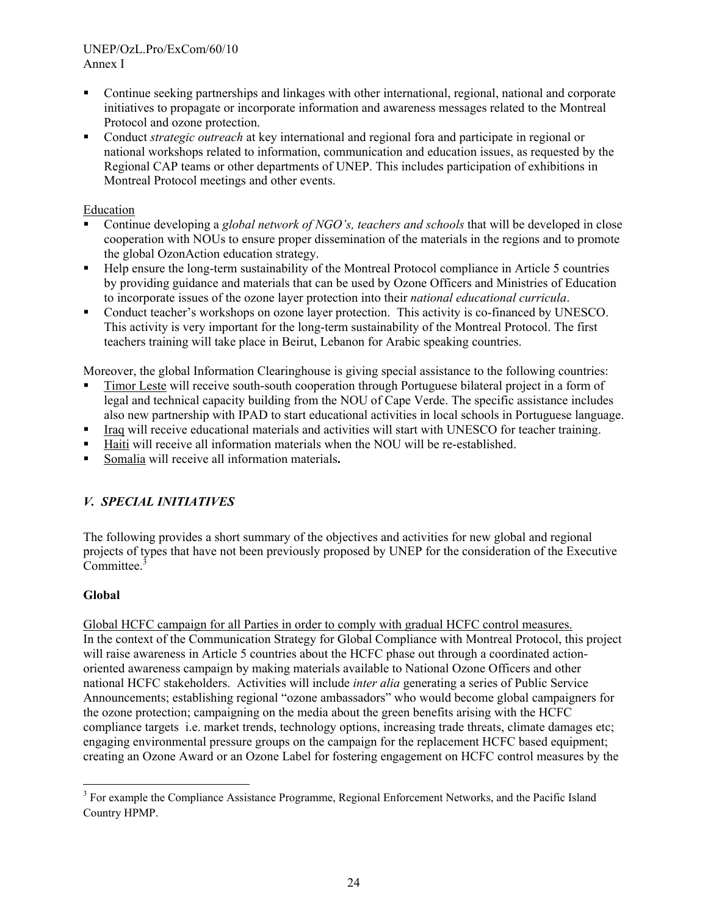- Continue seeking partnerships and linkages with other international, regional, national and corporate initiatives to propagate or incorporate information and awareness messages related to the Montreal Protocol and ozone protection.
- Conduct *strategic outreach* at key international and regional fora and participate in regional or national workshops related to information, communication and education issues, as requested by the Regional CAP teams or other departments of UNEP. This includes participation of exhibitions in Montreal Protocol meetings and other events.

Education

- Continue developing a *global network of NGO's, teachers and schools* that will be developed in close cooperation with NOUs to ensure proper dissemination of the materials in the regions and to promote the global OzonAction education strategy.
- Help ensure the long-term sustainability of the Montreal Protocol compliance in Article 5 countries by providing guidance and materials that can be used by Ozone Officers and Ministries of Education to incorporate issues of the ozone layer protection into their *national educational curricula*.
- Conduct teacher's workshops on ozone layer protection. This activity is co-financed by UNESCO. This activity is very important for the long-term sustainability of the Montreal Protocol. The first teachers training will take place in Beirut, Lebanon for Arabic speaking countries.

Moreover, the global Information Clearinghouse is giving special assistance to the following countries:

- Timor Leste will receive south-south cooperation through Portuguese bilateral project in a form of legal and technical capacity building from the NOU of Cape Verde. The specific assistance includes also new partnership with IPAD to start educational activities in local schools in Portuguese language.
- Iraq will receive educational materials and activities will start with UNESCO for teacher training.
- Haiti will receive all information materials when the NOU will be re-established.
- Somalia will receive all information materials**.**

## *V. SPECIAL INITIATIVES*

The following provides a short summary of the objectives and activities for new global and regional projects of types that have not been previously proposed by UNEP for the consideration of the Executive Committee.[3]

**Global**

Global HCFC campaign for all Parties in order to comply with gradual HCFC control measures.
In the context of the Communication Strategy for Global Compliance with Montreal Protocol, this project will raise awareness in Article 5 countries about the HCFC phase out through a coordinated action-oriented awareness campaign by making materials available to National Ozone Officers and other national HCFC stakeholders. Activities will include *inter alia* generating a series of Public Service Announcements; establishing regional "ozone ambassadors" who would become global campaigners for the ozone protection; campaigning on the media about the green benefits arising with the HCFC compliance targets i.e. market trends, technology options, increasing trade threats, climate damages etc; engaging environmental pressure groups on the campaign for the replacement HCFC based equipment; creating an Ozone Award or an Ozone Label for fostering engagement on HCFC control measures by the

[3] For example the Compliance Assistance Programme, Regional Enforcement Networks, and the Pacific Island Country HPMP.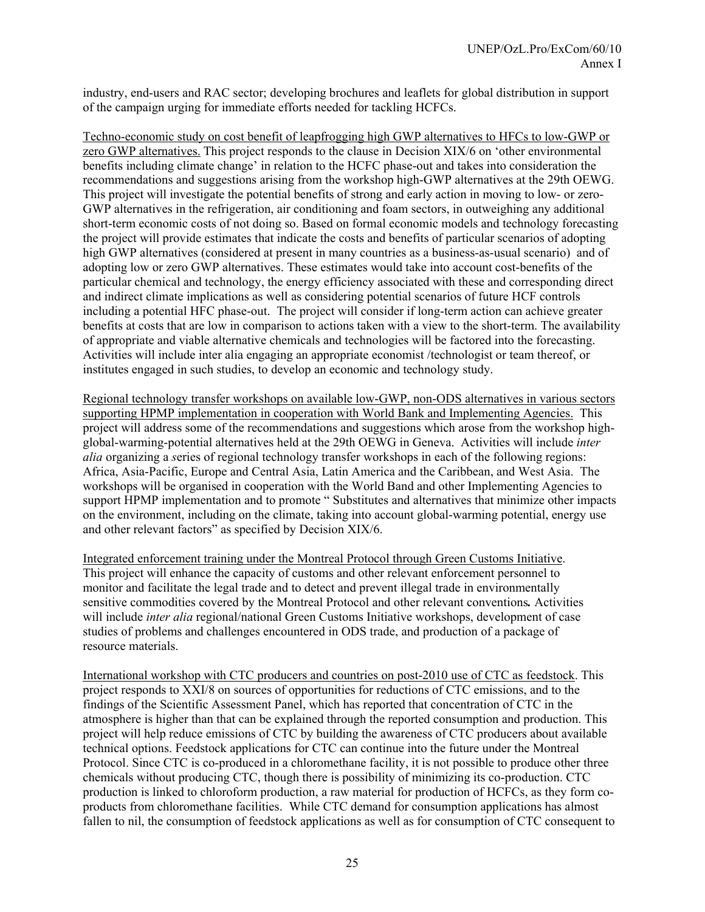industry, end-users and RAC sector; developing brochures and leaflets for global distribution in support of the campaign urging for immediate efforts needed for tackling HCFCs.

<u>Techno-economic study on cost benefit of leapfrogging high GWP alternatives to HFCs to low-GWP or zero GWP alternatives.</u> This project responds to the clause in Decision XIX/6 on 'other environmental benefits including climate change' in relation to the HCFC phase-out and takes into consideration the recommendations and suggestions arising from the workshop high-GWP alternatives at the 29th OEWG. This project will investigate the potential benefits of strong and early action in moving to low- or zero-GWP alternatives in the refrigeration, air conditioning and foam sectors, in outweighing any additional short-term economic costs of not doing so. Based on formal economic models and technology forecasting the project will provide estimates that indicate the costs and benefits of particular scenarios of adopting high GWP alternatives (considered at present in many countries as a business-as-usual scenario) and of adopting low or zero GWP alternatives. These estimates would take into account cost-benefits of the particular chemical and technology, the energy efficiency associated with these and corresponding direct and indirect climate implications as well as considering potential scenarios of future HCF controls including a potential HFC phase-out. The project will consider if long-term action can achieve greater benefits at costs that are low in comparison to actions taken with a view to the short-term. The availability of appropriate and viable alternative chemicals and technologies will be factored into the forecasting. Activities will include inter alia engaging an appropriate economist /technologist or team thereof, or institutes engaged in such studies, to develop an economic and technology study.

<u>Regional technology transfer workshops on available low-GWP, non-ODS alternatives in various sectors supporting HPMP implementation in cooperation with World Bank and Implementing Agencies.</u> This project will address some of the recommendations and suggestions which arose from the workshop high-global-warming-potential alternatives held at the 29th OEWG in Geneva. Activities will include *inter alia* organizing a *s*eries of regional technology transfer workshops in each of the following regions: Africa, Asia-Pacific, Europe and Central Asia, Latin America and the Caribbean, and West Asia. The workshops will be organised in cooperation with the World Band and other Implementing Agencies to support HPMP implementation and to promote " Substitutes and alternatives that minimize other impacts on the environment, including on the climate, taking into account global-warming potential, energy use and other relevant factors" as specified by Decision XIX/6.

<u>Integrated enforcement training under the Montreal Protocol through Green Customs Initiative</u>. This project will enhance the capacity of customs and other relevant enforcement personnel to monitor and facilitate the legal trade and to detect and prevent illegal trade in environmentally sensitive commodities covered by the Montreal Protocol and other relevant conventions**.** Activities will include *inter alia* regional/national Green Customs Initiative workshops, development of case studies of problems and challenges encountered in ODS trade, and production of a package of resource materials.

<u>International workshop with CTC producers and countries on post-2010 use of CTC as feedstock</u>. This project responds to XXI/8 on sources of opportunities for reductions of CTC emissions, and to the findings of the Scientific Assessment Panel, which has reported that concentration of CTC in the atmosphere is higher than that can be explained through the reported consumption and production. This project will help reduce emissions of CTC by building the awareness of CTC producers about available technical options. Feedstock applications for CTC can continue into the future under the Montreal Protocol. Since CTC is co-produced in a chloromethane facility, it is not possible to produce other three chemicals without producing CTC, though there is possibility of minimizing its co-production. CTC production is linked to chloroform production, a raw material for production of HCFCs, as they form co-products from chloromethane facilities. While CTC demand for consumption applications has almost fallen to nil, the consumption of feedstock applications as well as for consumption of CTC consequent to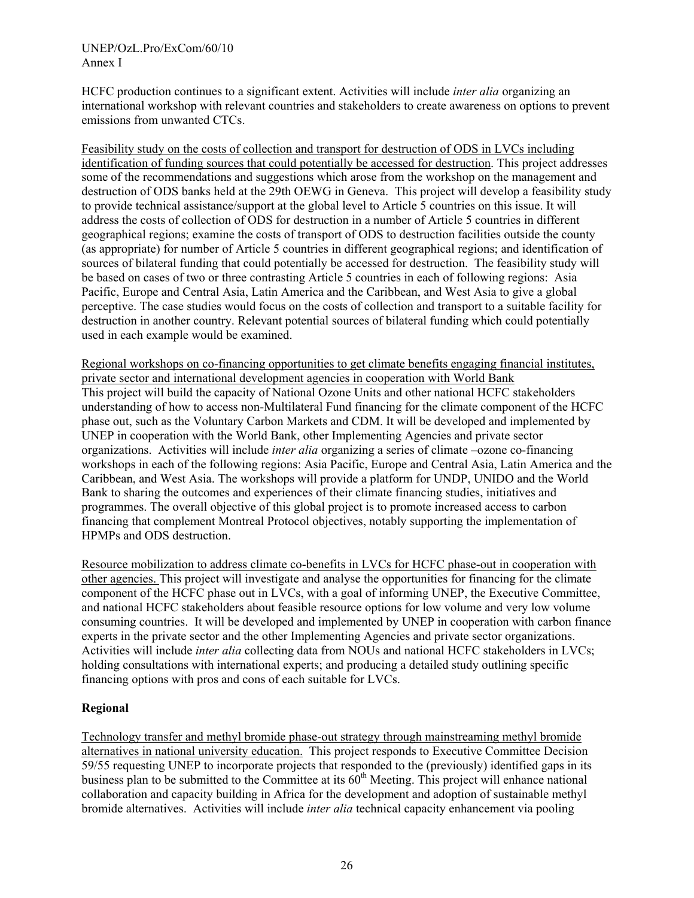HCFC production continues to a significant extent. Activities will include *inter alia* organizing an international workshop with relevant countries and stakeholders to create awareness on options to prevent emissions from unwanted CTCs.

<u>Feasibility study on the costs of collection and transport for destruction of ODS in LVCs including identification of funding sources that could potentially be accessed for destruction</u>. This project addresses some of the recommendations and suggestions which arose from the workshop on the management and destruction of ODS banks held at the 29th OEWG in Geneva. This project will develop a feasibility study to provide technical assistance/support at the global level to Article 5 countries on this issue. It will address the costs of collection of ODS for destruction in a number of Article 5 countries in different geographical regions; examine the costs of transport of ODS to destruction facilities outside the county (as appropriate) for number of Article 5 countries in different geographical regions; and identification of sources of bilateral funding that could potentially be accessed for destruction. The feasibility study will be based on cases of two or three contrasting Article 5 countries in each of following regions: Asia Pacific, Europe and Central Asia, Latin America and the Caribbean, and West Asia to give a global perceptive. The case studies would focus on the costs of collection and transport to a suitable facility for destruction in another country. Relevant potential sources of bilateral funding which could potentially used in each example would be examined.

<u>Regional workshops on co-financing opportunities to get climate benefits engaging financial institutes, private sector and international development agencies in cooperation with World Bank</u>
This project will build the capacity of National Ozone Units and other national HCFC stakeholders understanding of how to access non-Multilateral Fund financing for the climate component of the HCFC phase out, such as the Voluntary Carbon Markets and CDM. It will be developed and implemented by UNEP in cooperation with the World Bank, other Implementing Agencies and private sector organizations. Activities will include *inter alia* organizing a series of climate –ozone co-financing workshops in each of the following regions: Asia Pacific, Europe and Central Asia, Latin America and the Caribbean, and West Asia. The workshops will provide a platform for UNDP, UNIDO and the World Bank to sharing the outcomes and experiences of their climate financing studies, initiatives and programmes. The overall objective of this global project is to promote increased access to carbon financing that complement Montreal Protocol objectives, notably supporting the implementation of HPMPs and ODS destruction.

<u>Resource mobilization to address climate co-benefits in LVCs for HCFC phase-out in cooperation with other agencies.</u> This project will investigate and analyse the opportunities for financing for the climate component of the HCFC phase out in LVCs, with a goal of informing UNEP, the Executive Committee, and national HCFC stakeholders about feasible resource options for low volume and very low volume consuming countries. It will be developed and implemented by UNEP in cooperation with carbon finance experts in the private sector and the other Implementing Agencies and private sector organizations. Activities will include *inter alia* collecting data from NOUs and national HCFC stakeholders in LVCs; holding consultations with international experts; and producing a detailed study outlining specific financing options with pros and cons of each suitable for LVCs.

**Regional**

<u>Technology transfer and methyl bromide phase-out strategy through mainstreaming methyl bromide alternatives in national university education.</u> This project responds to Executive Committee Decision 59/55 requesting UNEP to incorporate projects that responded to the (previously) identified gaps in its business plan to be submitted to the Committee at its 60th Meeting. This project will enhance national collaboration and capacity building in Africa for the development and adoption of sustainable methyl bromide alternatives. Activities will include *inter alia* technical capacity enhancement via pooling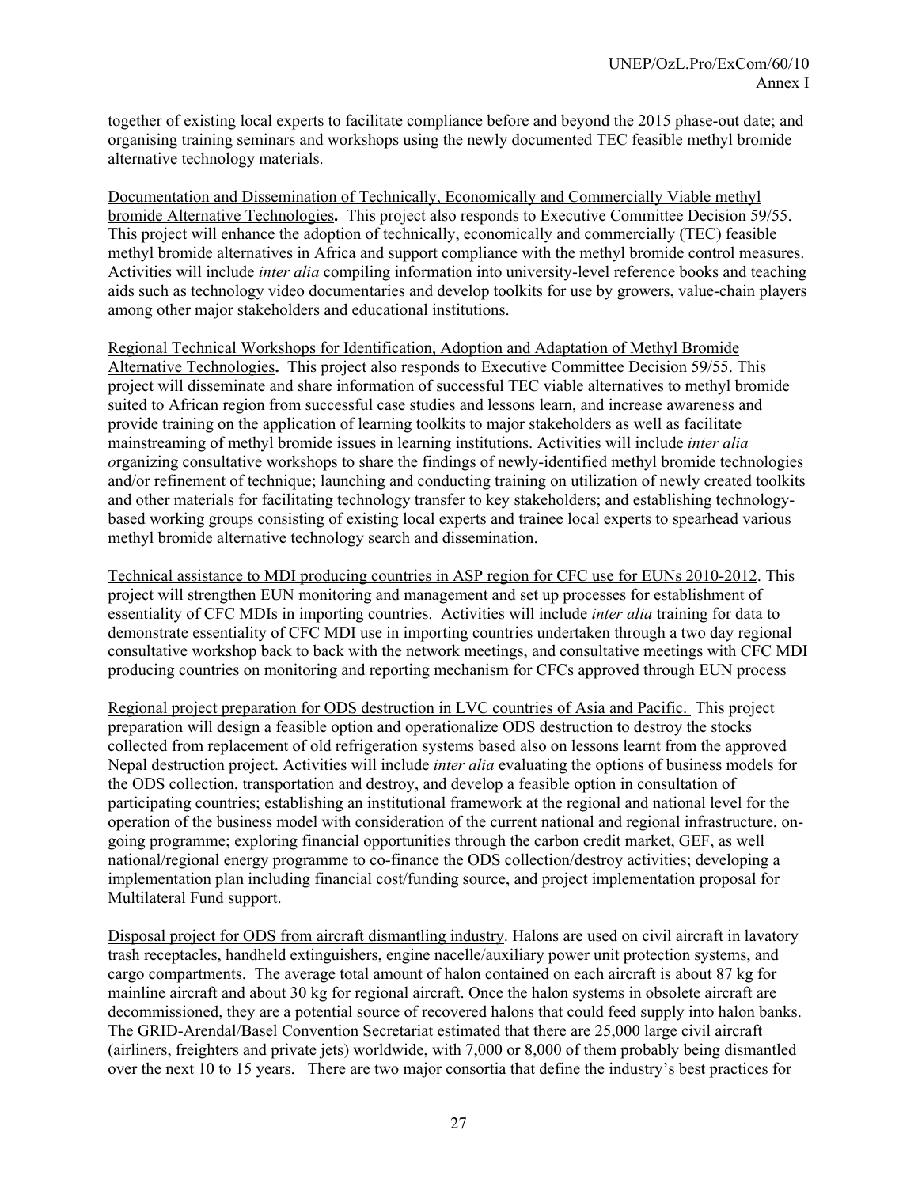together of existing local experts to facilitate compliance before and beyond the 2015 phase-out date; and organising training seminars and workshops using the newly documented TEC feasible methyl bromide alternative technology materials.

Documentation and Dissemination of Technically, Economically and Commercially Viable methyl bromide Alternative Technologies**.** This project also responds to Executive Committee Decision 59/55. This project will enhance the adoption of technically, economically and commercially (TEC) feasible methyl bromide alternatives in Africa and support compliance with the methyl bromide control measures. Activities will include *inter alia* compiling information into university-level reference books and teaching aids such as technology video documentaries and develop toolkits for use by growers, value-chain players among other major stakeholders and educational institutions.

Regional Technical Workshops for Identification, Adoption and Adaptation of Methyl Bromide Alternative Technologies**.** This project also responds to Executive Committee Decision 59/55. This project will disseminate and share information of successful TEC viable alternatives to methyl bromide suited to African region from successful case studies and lessons learn, and increase awareness and provide training on the application of learning toolkits to major stakeholders as well as facilitate mainstreaming of methyl bromide issues in learning institutions. Activities will include *inter alia o*rganizing consultative workshops to share the findings of newly-identified methyl bromide technologies and/or refinement of technique; launching and conducting training on utilization of newly created toolkits and other materials for facilitating technology transfer to key stakeholders; and establishing technology-based working groups consisting of existing local experts and trainee local experts to spearhead various methyl bromide alternative technology search and dissemination.

Technical assistance to MDI producing countries in ASP region for CFC use for EUNs 2010-2012. This project will strengthen EUN monitoring and management and set up processes for establishment of essentiality of CFC MDIs in importing countries. Activities will include *inter alia* training for data to demonstrate essentiality of CFC MDI use in importing countries undertaken through a two day regional consultative workshop back to back with the network meetings, and consultative meetings with CFC MDI producing countries on monitoring and reporting mechanism for CFCs approved through EUN process

Regional project preparation for ODS destruction in LVC countries of Asia and Pacific. This project preparation will design a feasible option and operationalize ODS destruction to destroy the stocks collected from replacement of old refrigeration systems based also on lessons learnt from the approved Nepal destruction project. Activities will include *inter alia* evaluating the options of business models for the ODS collection, transportation and destroy, and develop a feasible option in consultation of participating countries; establishing an institutional framework at the regional and national level for the operation of the business model with consideration of the current national and regional infrastructure, on-going programme; exploring financial opportunities through the carbon credit market, GEF, as well national/regional energy programme to co-finance the ODS collection/destroy activities; developing a implementation plan including financial cost/funding source, and project implementation proposal for Multilateral Fund support.

Disposal project for ODS from aircraft dismantling industry. Halons are used on civil aircraft in lavatory trash receptacles, handheld extinguishers, engine nacelle/auxiliary power unit protection systems, and cargo compartments. The average total amount of halon contained on each aircraft is about 87 kg for mainline aircraft and about 30 kg for regional aircraft. Once the halon systems in obsolete aircraft are decommissioned, they are a potential source of recovered halons that could feed supply into halon banks. The GRID-Arendal/Basel Convention Secretariat estimated that there are 25,000 large civil aircraft (airliners, freighters and private jets) worldwide, with 7,000 or 8,000 of them probably being dismantled over the next 10 to 15 years. There are two major consortia that define the industry's best practices for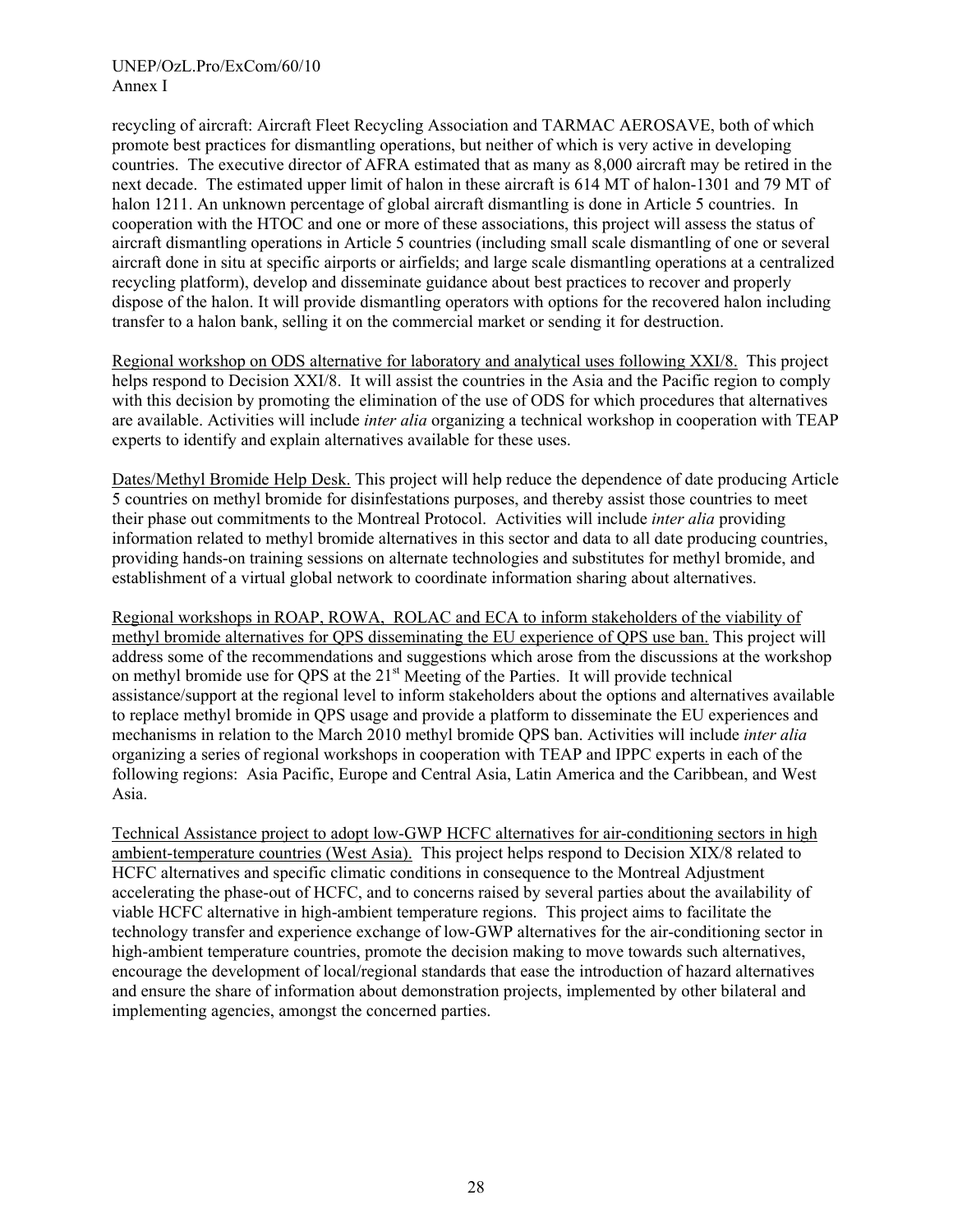recycling of aircraft: Aircraft Fleet Recycling Association and TARMAC AEROSAVE, both of which promote best practices for dismantling operations, but neither of which is very active in developing countries. The executive director of AFRA estimated that as many as 8,000 aircraft may be retired in the next decade. The estimated upper limit of halon in these aircraft is 614 MT of halon-1301 and 79 MT of halon 1211. An unknown percentage of global aircraft dismantling is done in Article 5 countries. In cooperation with the HTOC and one or more of these associations, this project will assess the status of aircraft dismantling operations in Article 5 countries (including small scale dismantling of one or several aircraft done in situ at specific airports or airfields; and large scale dismantling operations at a centralized recycling platform), develop and disseminate guidance about best practices to recover and properly dispose of the halon. It will provide dismantling operators with options for the recovered halon including transfer to a halon bank, selling it on the commercial market or sending it for destruction.

Regional workshop on ODS alternative for laboratory and analytical uses following XXI/8. This project helps respond to Decision XXI/8. It will assist the countries in the Asia and the Pacific region to comply with this decision by promoting the elimination of the use of ODS for which procedures that alternatives are available. Activities will include *inter alia* organizing a technical workshop in cooperation with TEAP experts to identify and explain alternatives available for these uses.

Dates/Methyl Bromide Help Desk. This project will help reduce the dependence of date producing Article 5 countries on methyl bromide for disinfestations purposes, and thereby assist those countries to meet their phase out commitments to the Montreal Protocol. Activities will include *inter alia* providing information related to methyl bromide alternatives in this sector and data to all date producing countries, providing hands-on training sessions on alternate technologies and substitutes for methyl bromide, and establishment of a virtual global network to coordinate information sharing about alternatives.

Regional workshops in ROAP, ROWA, ROLAC and ECA to inform stakeholders of the viability of methyl bromide alternatives for QPS disseminating the EU experience of QPS use ban. This project will address some of the recommendations and suggestions which arose from the discussions at the workshop on methyl bromide use for QPS at the 21st Meeting of the Parties. It will provide technical assistance/support at the regional level to inform stakeholders about the options and alternatives available to replace methyl bromide in QPS usage and provide a platform to disseminate the EU experiences and mechanisms in relation to the March 2010 methyl bromide QPS ban. Activities will include *inter alia* organizing a series of regional workshops in cooperation with TEAP and IPPC experts in each of the following regions: Asia Pacific, Europe and Central Asia, Latin America and the Caribbean, and West Asia.

Technical Assistance project to adopt low-GWP HCFC alternatives for air-conditioning sectors in high ambient-temperature countries (West Asia). This project helps respond to Decision XIX/8 related to HCFC alternatives and specific climatic conditions in consequence to the Montreal Adjustment accelerating the phase-out of HCFC, and to concerns raised by several parties about the availability of viable HCFC alternative in high-ambient temperature regions. This project aims to facilitate the technology transfer and experience exchange of low-GWP alternatives for the air-conditioning sector in high-ambient temperature countries, promote the decision making to move towards such alternatives, encourage the development of local/regional standards that ease the introduction of hazard alternatives and ensure the share of information about demonstration projects, implemented by other bilateral and implementing agencies, amongst the concerned parties.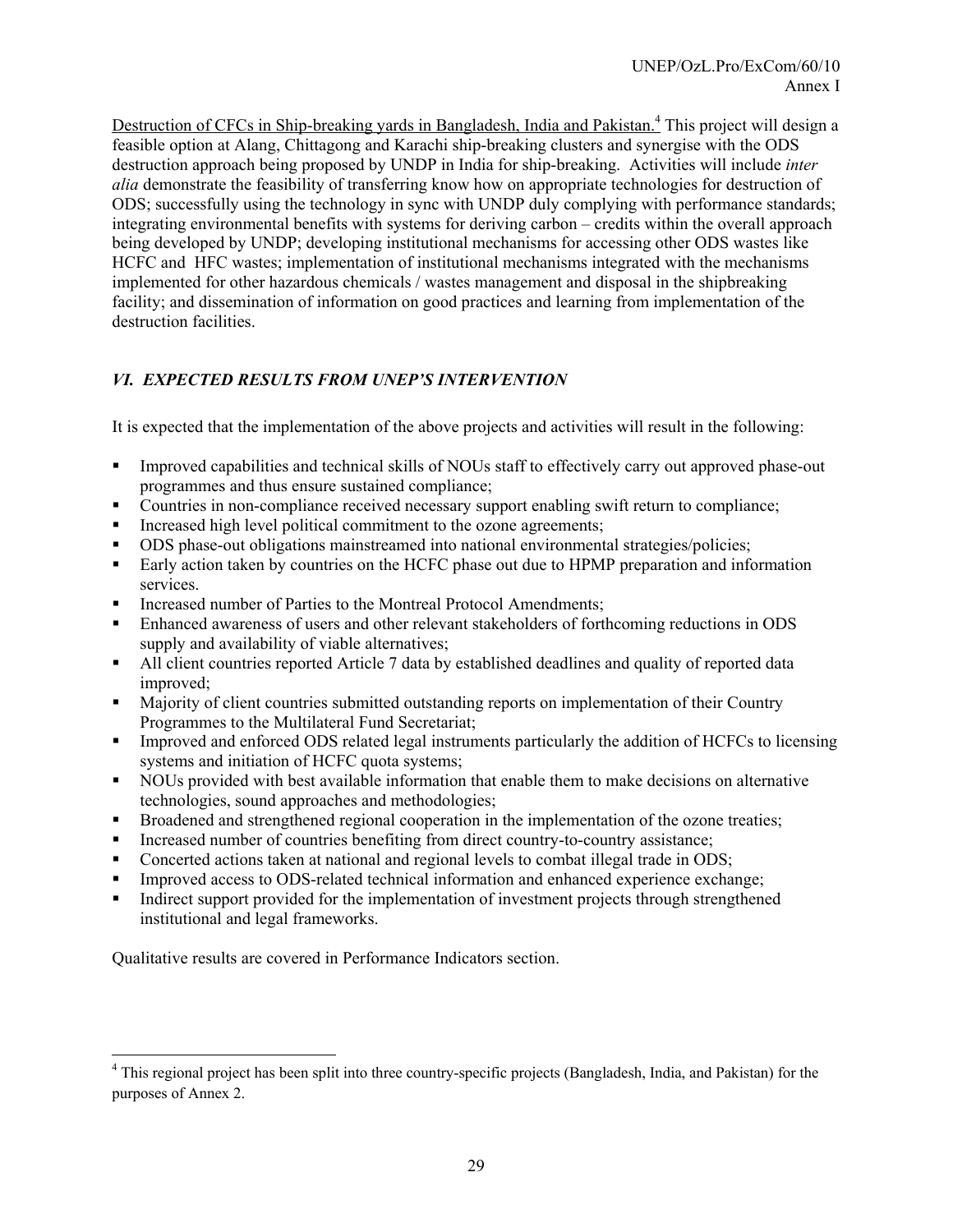Destruction of CFCs in Ship-breaking yards in Bangladesh, India and Pakistan.[4] This project will design a feasible option at Alang, Chittagong and Karachi ship-breaking clusters and synergise with the ODS destruction approach being proposed by UNDP in India for ship-breaking. Activities will include *inter alia* demonstrate the feasibility of transferring know how on appropriate technologies for destruction of ODS; successfully using the technology in sync with UNDP duly complying with performance standards; integrating environmental benefits with systems for deriving carbon – credits within the overall approach being developed by UNDP; developing institutional mechanisms for accessing other ODS wastes like HCFC and HFC wastes; implementation of institutional mechanisms integrated with the mechanisms implemented for other hazardous chemicals / wastes management and disposal in the shipbreaking facility; and dissemination of information on good practices and learning from implementation of the destruction facilities.

## *VI. EXPECTED RESULTS FROM UNEP'S INTERVENTION*

It is expected that the implementation of the above projects and activities will result in the following:

- Improved capabilities and technical skills of NOUs staff to effectively carry out approved phase-out programmes and thus ensure sustained compliance;
- Countries in non-compliance received necessary support enabling swift return to compliance;
- Increased high level political commitment to the ozone agreements;
- ODS phase-out obligations mainstreamed into national environmental strategies/policies;
- Early action taken by countries on the HCFC phase out due to HPMP preparation and information services.
- Increased number of Parties to the Montreal Protocol Amendments;
- Enhanced awareness of users and other relevant stakeholders of forthcoming reductions in ODS supply and availability of viable alternatives;
- All client countries reported Article 7 data by established deadlines and quality of reported data improved;
- Majority of client countries submitted outstanding reports on implementation of their Country Programmes to the Multilateral Fund Secretariat;
- Improved and enforced ODS related legal instruments particularly the addition of HCFCs to licensing systems and initiation of HCFC quota systems;
- NOUs provided with best available information that enable them to make decisions on alternative technologies, sound approaches and methodologies;
- Broadened and strengthened regional cooperation in the implementation of the ozone treaties;
- Increased number of countries benefiting from direct country-to-country assistance;
- Concerted actions taken at national and regional levels to combat illegal trade in ODS;
- Improved access to ODS-related technical information and enhanced experience exchange;
- Indirect support provided for the implementation of investment projects through strengthened institutional and legal frameworks.

Qualitative results are covered in Performance Indicators section.

[4] This regional project has been split into three country-specific projects (Bangladesh, India, and Pakistan) for the purposes of Annex 2.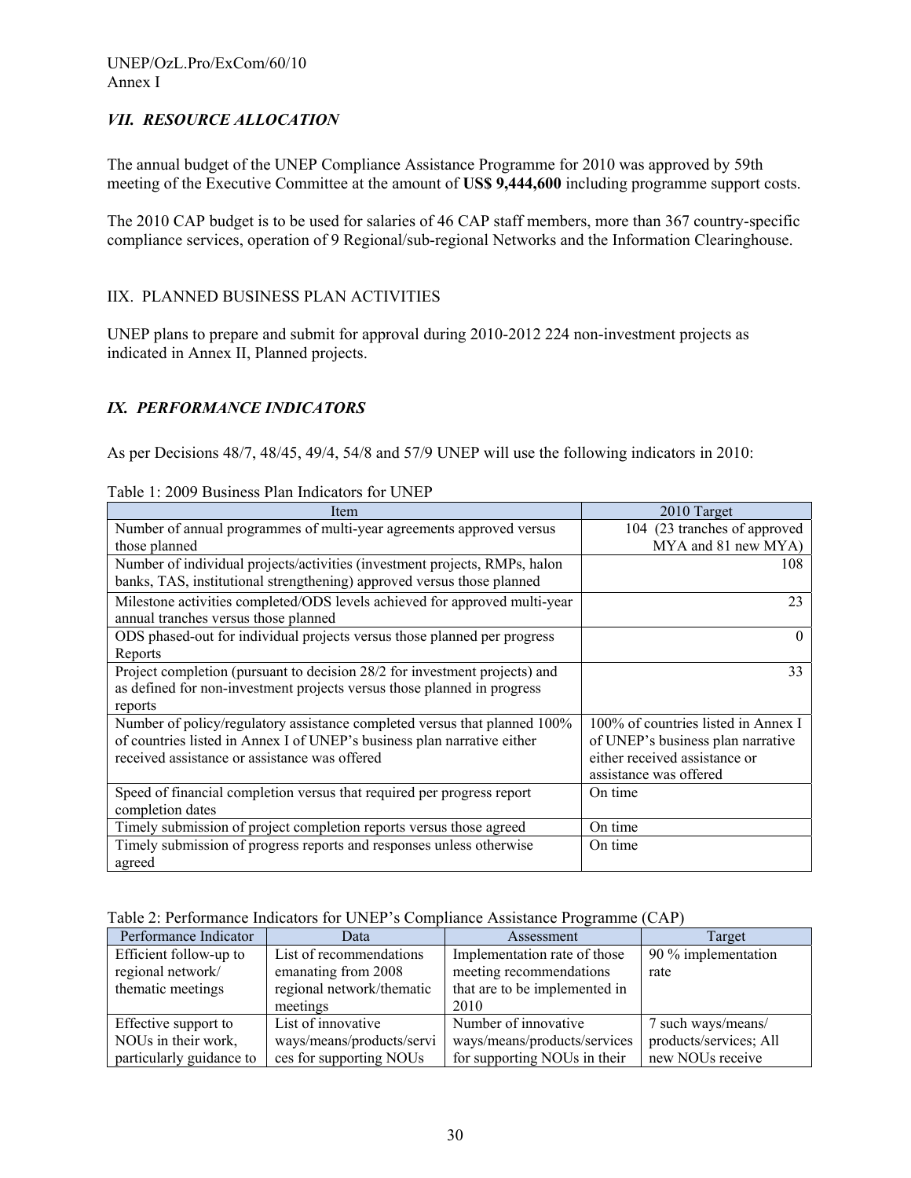### *VII. RESOURCE ALLOCATION*

The annual budget of the UNEP Compliance Assistance Programme for 2010 was approved by 59th meeting of the Executive Committee at the amount of **US$ 9,444,600** including programme support costs.

The 2010 CAP budget is to be used for salaries of 46 CAP staff members, more than 367 country-specific compliance services, operation of 9 Regional/sub-regional Networks and the Information Clearinghouse.

### IIX. PLANNED BUSINESS PLAN ACTIVITIES

UNEP plans to prepare and submit for approval during 2010-2012 224 non-investment projects as indicated in Annex II, Planned projects.

### *IX. PERFORMANCE INDICATORS*

As per Decisions 48/7, 48/45, 49/4, 54/8 and 57/9 UNEP will use the following indicators in 2010:

Table 1: 2009 Business Plan Indicators for UNEP

| Item | 2010 Target |
|---|---|
| Number of annual programmes of multi-year agreements approved versus those planned | 104 (23 tranches of approved MYA and 81 new MYA) |
| Number of individual projects/activities (investment projects, RMPs, halon banks, TAS, institutional strengthening) approved versus those planned | 108 |
| Milestone activities completed/ODS levels achieved for approved multi-year annual tranches versus those planned | 23 |
| ODS phased-out for individual projects versus those planned per progress Reports | 0 |
| Project completion (pursuant to decision 28/2 for investment projects) and as defined for non-investment projects versus those planned in progress reports | 33 |
| Number of policy/regulatory assistance completed versus that planned 100% of countries listed in Annex I of UNEP's business plan narrative either received assistance or assistance was offered | 100% of countries listed in Annex I of UNEP's business plan narrative either received assistance or assistance was offered |
| Speed of financial completion versus that required per progress report completion dates | On time |
| Timely submission of project completion reports versus those agreed | On time |
| Timely submission of progress reports and responses unless otherwise agreed | On time |

Table 2: Performance Indicators for UNEP's Compliance Assistance Programme (CAP)

| Performance Indicator | Data | Assessment | Target |
|---|---|---|---|
| Efficient follow-up to regional network/ thematic meetings | List of recommendations emanating from 2008 regional network/thematic meetings | Implementation rate of those meeting recommendations that are to be implemented in 2010 | 90 % implementation rate |
| Effective support to NOUs in their work, particularly guidance to | List of innovative ways/means/products/services for supporting NOUs | Number of innovative ways/means/products/services for supporting NOUs in their | 7 such ways/means/ products/services; All new NOUs receive |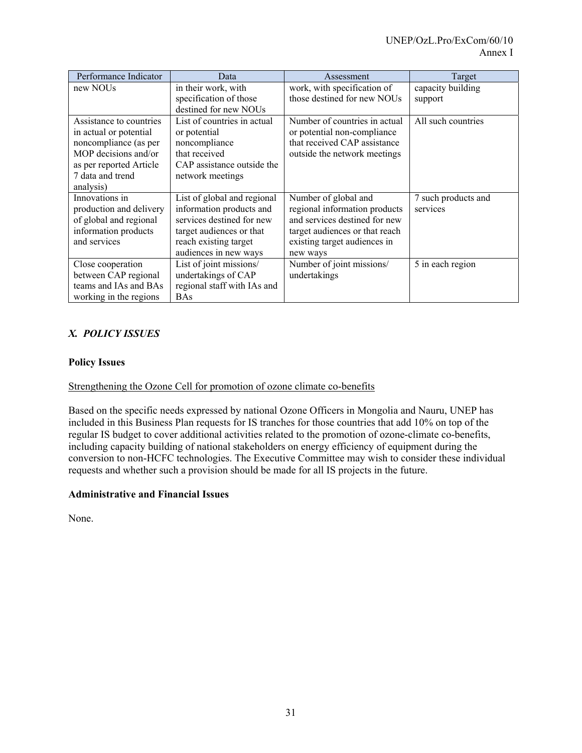| Performance Indicator | Data | Assessment | Target |
|---|---|---|---|
| new NOUs | in their work, with specification of those destined for new NOUs | work, with specification of those destined for new NOUs | capacity building support |
| Assistance to countries in actual or potential noncompliance (as per MOP decisions and/or as per reported Article 7 data and trend analysis) | List of countries in actual or potential noncompliance that received CAP assistance outside the network meetings | Number of countries in actual or potential non-compliance that received CAP assistance outside the network meetings | All such countries |
| Innovations in production and delivery of global and regional information products and services | List of global and regional information products and services destined for new target audiences or that reach existing target audiences in new ways | Number of global and regional information products and services destined for new target audiences or that reach existing target audiences in new ways | 7 such products and services |
| Close cooperation between CAP regional teams and IAs and BAs working in the regions | List of joint missions/ undertakings of CAP regional staff with IAs and BAs | Number of joint missions/ undertakings | 5 in each region |

## *X. POLICY ISSUES*

**Policy Issues**

Strengthening the Ozone Cell for promotion of ozone climate co-benefits

Based on the specific needs expressed by national Ozone Officers in Mongolia and Nauru, UNEP has included in this Business Plan requests for IS tranches for those countries that add 10% on top of the regular IS budget to cover additional activities related to the promotion of ozone-climate co-benefits, including capacity building of national stakeholders on energy efficiency of equipment during the conversion to non-HCFC technologies. The Executive Committee may wish to consider these individual requests and whether such a provision should be made for all IS projects in the future.

**Administrative and Financial Issues**

None.